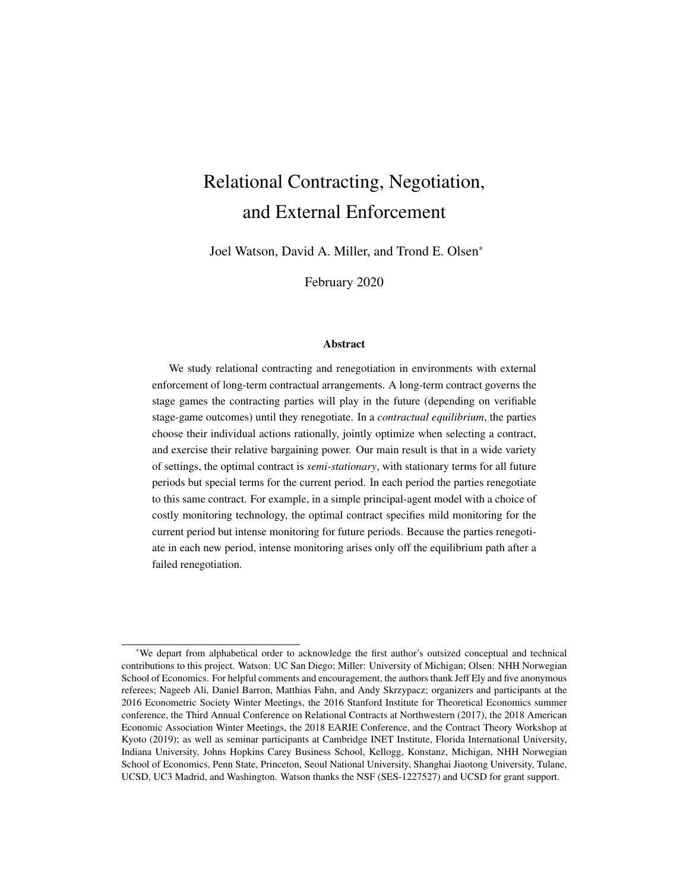# Relational Contracting, Negotiation, and External Enforcement

Joel Watson, David A. Miller, and Trond E. Olsen*

February 2020

### Abstract

We study relational contracting and renegotiation in environments with external enforcement of long-term contractual arrangements. A long-term contract governs the stage games the contracting parties will play in the future (depending on verifiable stage-game outcomes) until they renegotiate. In a *contractual equilibrium*, the parties choose their individual actions rationally, jointly optimize when selecting a contract, and exercise their relative bargaining power. Our main result is that in a wide variety of settings, the optimal contract is *semi-stationary*, with stationary terms for all future periods but special terms for the current period. In each period the parties renegotiate to this same contract. For example, in a simple principal-agent model with a choice of costly monitoring technology, the optimal contract specifies mild monitoring for the current period but intense monitoring for future periods. Because the parties renegotiate in each new period, intense monitoring arises only off the equilibrium path after a failed renegotiation.

---

*We depart from alphabetical order to acknowledge the first author's outsized conceptual and technical contributions to this project. Watson: UC San Diego; Miller: University of Michigan; Olsen: NHH Norwegian School of Economics. For helpful comments and encouragement, the authors thank Jeff Ely and five anonymous referees; Nageeb Ali, Daniel Barron, Matthias Fahn, and Andy Skrzypacz; organizers and participants at the 2016 Econometric Society Winter Meetings, the 2016 Stanford Institute for Theoretical Economics summer conference, the Third Annual Conference on Relational Contracts at Northwestern (2017), the 2018 American Economic Association Winter Meetings, the 2018 EARIE Conference, and the Contract Theory Workshop at Kyoto (2019); as well as seminar participants at Cambridge INET Institute, Florida International University, Indiana University, Johns Hopkins Carey Business School, Kellogg, Konstanz, Michigan, NHH Norwegian School of Economics, Penn State, Princeton, Seoul National University, Shanghai Jiaotong University, Tulane, UCSD, UC3 Madrid, and Washington. Watson thanks the NSF (SES-1227527) and UCSD for grant support.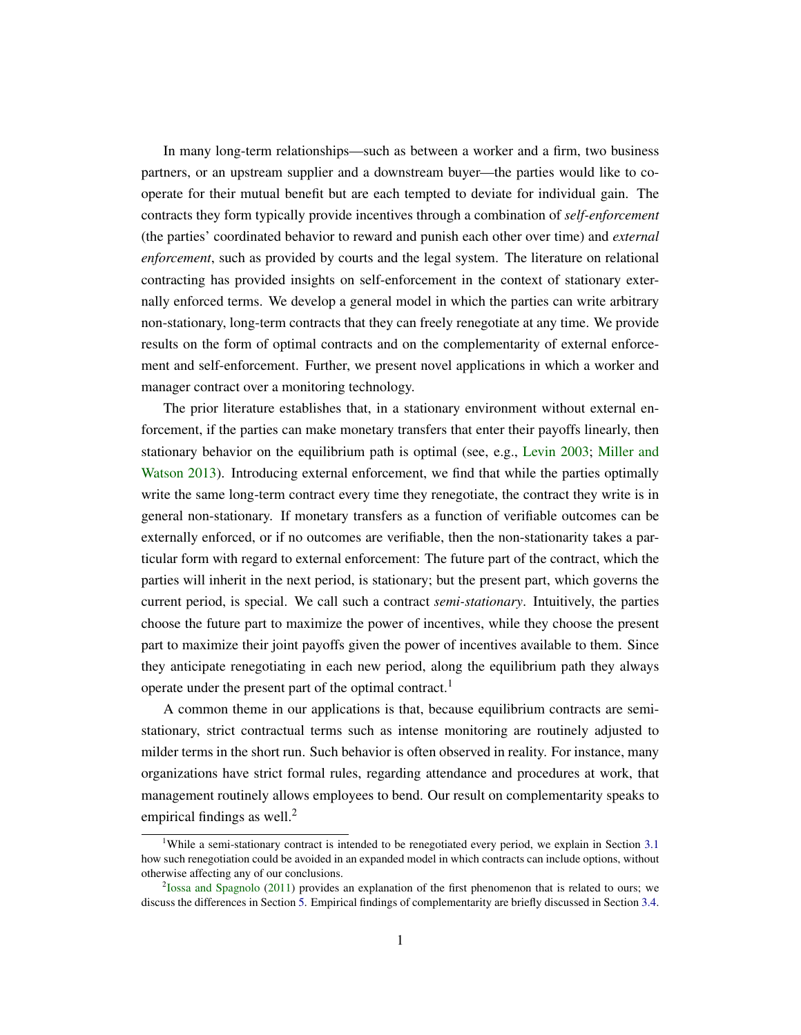In many long-term relationships—such as between a worker and a firm, two business partners, or an upstream supplier and a downstream buyer—the parties would like to cooperate for their mutual benefit but are each tempted to deviate for individual gain. The contracts they form typically provide incentives through a combination of *self-enforcement* (the parties' coordinated behavior to reward and punish each other over time) and *external enforcement*, such as provided by courts and the legal system. The literature on relational contracting has provided insights on self-enforcement in the context of stationary externally enforced terms. We develop a general model in which the parties can write arbitrary non-stationary, long-term contracts that they can freely renegotiate at any time. We provide results on the form of optimal contracts and on the complementarity of external enforcement and self-enforcement. Further, we present novel applications in which a worker and manager contract over a monitoring technology.

The prior literature establishes that, in a stationary environment without external enforcement, if the parties can make monetary transfers that enter their payoffs linearly, then stationary behavior on the equilibrium path is optimal (see, e.g., Levin 2003; Miller and Watson 2013). Introducing external enforcement, we find that while the parties optimally write the same long-term contract every time they renegotiate, the contract they write is in general non-stationary. If monetary transfers as a function of verifiable outcomes can be externally enforced, or if no outcomes are verifiable, then the non-stationarity takes a particular form with regard to external enforcement: The future part of the contract, which the parties will inherit in the next period, is stationary; but the present part, which governs the current period, is special. We call such a contract *semi-stationary*. Intuitively, the parties choose the future part to maximize the power of incentives, while they choose the present part to maximize their joint payoffs given the power of incentives available to them. Since they anticipate renegotiating in each new period, along the equilibrium path they always operate under the present part of the optimal contract.[1]

A common theme in our applications is that, because equilibrium contracts are semi-stationary, strict contractual terms such as intense monitoring are routinely adjusted to milder terms in the short run. Such behavior is often observed in reality. For instance, many organizations have strict formal rules, regarding attendance and procedures at work, that management routinely allows employees to bend. Our result on complementarity speaks to empirical findings as well.[2]

[1]While a semi-stationary contract is intended to be renegotiated every period, we explain in Section 3.1 how such renegotiation could be avoided in an expanded model in which contracts can include options, without otherwise affecting any of our conclusions.

[2]Iossa and Spagnolo (2011) provides an explanation of the first phenomenon that is related to ours; we discuss the differences in Section 5. Empirical findings of complementarity are briefly discussed in Section 3.4.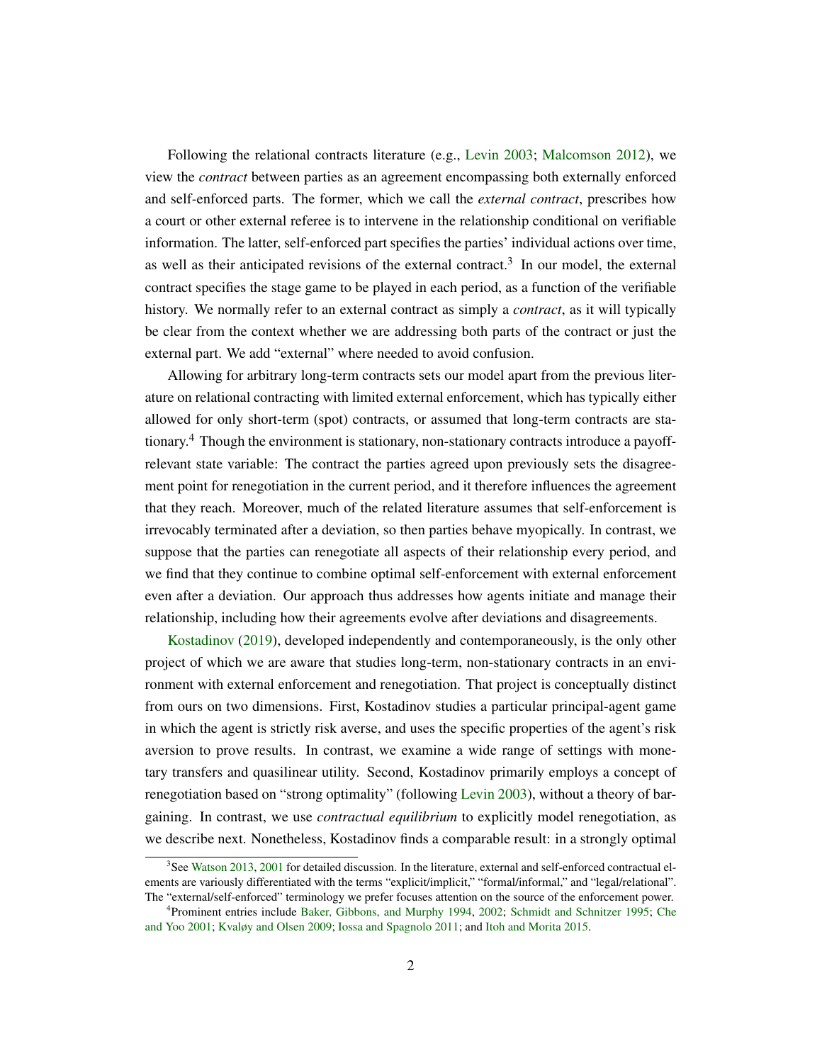Following the relational contracts literature (e.g., Levin 2003; Malcomson 2012), we view the *contract* between parties as an agreement encompassing both externally enforced and self-enforced parts. The former, which we call the *external contract*, prescribes how a court or other external referee is to intervene in the relationship conditional on verifiable information. The latter, self-enforced part specifies the parties' individual actions over time, as well as their anticipated revisions of the external contract.[3] In our model, the external contract specifies the stage game to be played in each period, as a function of the verifiable history. We normally refer to an external contract as simply a *contract*, as it will typically be clear from the context whether we are addressing both parts of the contract or just the external part. We add "external" where needed to avoid confusion.

Allowing for arbitrary long-term contracts sets our model apart from the previous literature on relational contracting with limited external enforcement, which has typically either allowed for only short-term (spot) contracts, or assumed that long-term contracts are stationary.[4] Though the environment is stationary, non-stationary contracts introduce a payoff-relevant state variable: The contract the parties agreed upon previously sets the disagreement point for renegotiation in the current period, and it therefore influences the agreement that they reach. Moreover, much of the related literature assumes that self-enforcement is irrevocably terminated after a deviation, so then parties behave myopically. In contrast, we suppose that the parties can renegotiate all aspects of their relationship every period, and we find that they continue to combine optimal self-enforcement with external enforcement even after a deviation. Our approach thus addresses how agents initiate and manage their relationship, including how their agreements evolve after deviations and disagreements.

Kostadinov (2019), developed independently and contemporaneously, is the only other project of which we are aware that studies long-term, non-stationary contracts in an environment with external enforcement and renegotiation. That project is conceptually distinct from ours on two dimensions. First, Kostadinov studies a particular principal-agent game in which the agent is strictly risk averse, and uses the specific properties of the agent's risk aversion to prove results. In contrast, we examine a wide range of settings with monetary transfers and quasilinear utility. Second, Kostadinov primarily employs a concept of renegotiation based on "strong optimality" (following Levin 2003), without a theory of bargaining. In contrast, we use *contractual equilibrium* to explicitly model renegotiation, as we describe next. Nonetheless, Kostadinov finds a comparable result: in a strongly optimal

[3] See Watson 2013, 2001 for detailed discussion. In the literature, external and self-enforced contractual elements are variously differentiated with the terms "explicit/implicit," "formal/informal," and "legal/relational". The "external/self-enforced" terminology we prefer focuses attention on the source of the enforcement power.

[4] Prominent entries include Baker, Gibbons, and Murphy 1994, 2002; Schmidt and Schnitzer 1995; Che and Yoo 2001; Kvaløy and Olsen 2009; Iossa and Spagnolo 2011; and Itoh and Morita 2015.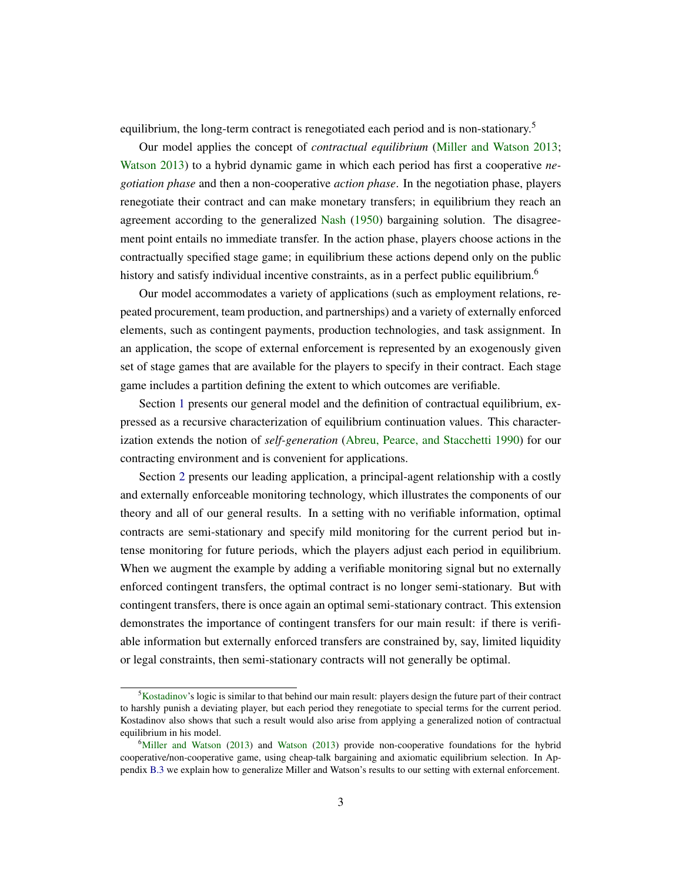equilibrium, the long-term contract is renegotiated each period and is non-stationary.[5]

Our model applies the concept of *contractual equilibrium* (Miller and Watson 2013; Watson 2013) to a hybrid dynamic game in which each period has first a cooperative *negotiation phase* and then a non-cooperative *action phase*. In the negotiation phase, players renegotiate their contract and can make monetary transfers; in equilibrium they reach an agreement according to the generalized Nash (1950) bargaining solution. The disagreement point entails no immediate transfer. In the action phase, players choose actions in the contractually specified stage game; in equilibrium these actions depend only on the public history and satisfy individual incentive constraints, as in a perfect public equilibrium.[6]

Our model accommodates a variety of applications (such as employment relations, repeated procurement, team production, and partnerships) and a variety of externally enforced elements, such as contingent payments, production technologies, and task assignment. In an application, the scope of external enforcement is represented by an exogenously given set of stage games that are available for the players to specify in their contract. Each stage game includes a partition defining the extent to which outcomes are verifiable.

Section 1 presents our general model and the definition of contractual equilibrium, expressed as a recursive characterization of equilibrium continuation values. This characterization extends the notion of *self-generation* (Abreu, Pearce, and Stacchetti 1990) for our contracting environment and is convenient for applications.

Section 2 presents our leading application, a principal-agent relationship with a costly and externally enforceable monitoring technology, which illustrates the components of our theory and all of our general results. In a setting with no verifiable information, optimal contracts are semi-stationary and specify mild monitoring for the current period but intense monitoring for future periods, which the players adjust each period in equilibrium. When we augment the example by adding a verifiable monitoring signal but no externally enforced contingent transfers, the optimal contract is no longer semi-stationary. But with contingent transfers, there is once again an optimal semi-stationary contract. This extension demonstrates the importance of contingent transfers for our main result: if there is verifiable information but externally enforced transfers are constrained by, say, limited liquidity or legal constraints, then semi-stationary contracts will not generally be optimal.

[5] Kostadinov's logic is similar to that behind our main result: players design the future part of their contract to harshly punish a deviating player, but each period they renegotiate to special terms for the current period. Kostadinov also shows that such a result would also arise from applying a generalized notion of contractual equilibrium in his model.

[6] Miller and Watson (2013) and Watson (2013) provide non-cooperative foundations for the hybrid cooperative/non-cooperative game, using cheap-talk bargaining and axiomatic equilibrium selection. In Appendix B.3 we explain how to generalize Miller and Watson's results to our setting with external enforcement.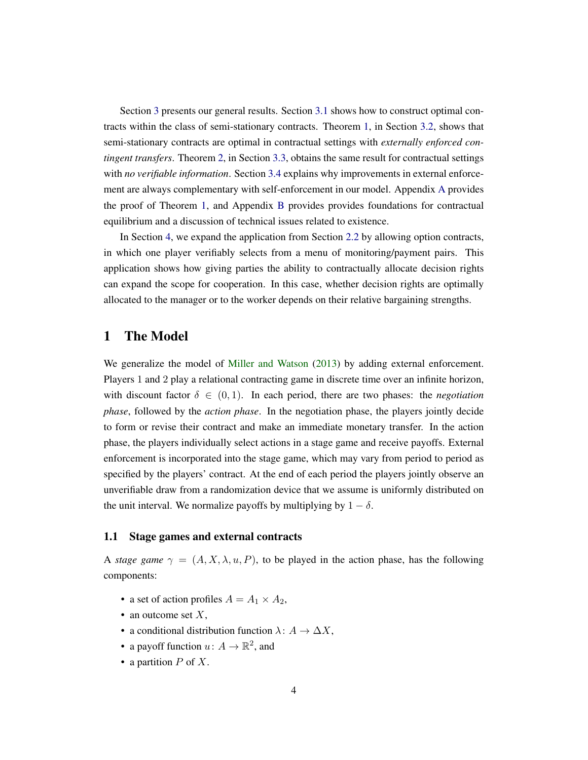Section 3 presents our general results. Section 3.1 shows how to construct optimal contracts within the class of semi-stationary contracts. Theorem 1, in Section 3.2, shows that semi-stationary contracts are optimal in contractual settings with *externally enforced contingent transfers*. Theorem 2, in Section 3.3, obtains the same result for contractual settings with *no verifiable information*. Section 3.4 explains why improvements in external enforcement are always complementary with self-enforcement in our model. Appendix A provides the proof of Theorem 1, and Appendix B provides provides foundations for contractual equilibrium and a discussion of technical issues related to existence.

In Section 4, we expand the application from Section 2.2 by allowing option contracts, in which one player verifiably selects from a menu of monitoring/payment pairs. This application shows how giving parties the ability to contractually allocate decision rights can expand the scope for cooperation. In this case, whether decision rights are optimally allocated to the manager or to the worker depends on their relative bargaining strengths.

# 1 The Model

We generalize the model of Miller and Watson (2013) by adding external enforcement. Players 1 and 2 play a relational contracting game in discrete time over an infinite horizon, with discount factor $\delta \in (0, 1)$. In each period, there are two phases: the *negotiation phase*, followed by the *action phase*. In the negotiation phase, the players jointly decide to form or revise their contract and make an immediate monetary transfer. In the action phase, the players individually select actions in a stage game and receive payoffs. External enforcement is incorporated into the stage game, which may vary from period to period as specified by the players' contract. At the end of each period the players jointly observe an unverifiable draw from a randomization device that we assume is uniformly distributed on the unit interval. We normalize payoffs by multiplying by $1 - \delta$.

## 1.1 Stage games and external contracts

A *stage game* $\gamma = (A, X, \lambda, u, P)$, to be played in the action phase, has the following components:

- a set of action profiles $A = A_1 \times A_2$,
- an outcome set $X$,
- a conditional distribution function $\lambda \colon A \to \Delta X$,
- a payoff function $u \colon A \to \mathbb{R}^2$, and
- a partition $P$ of $X$.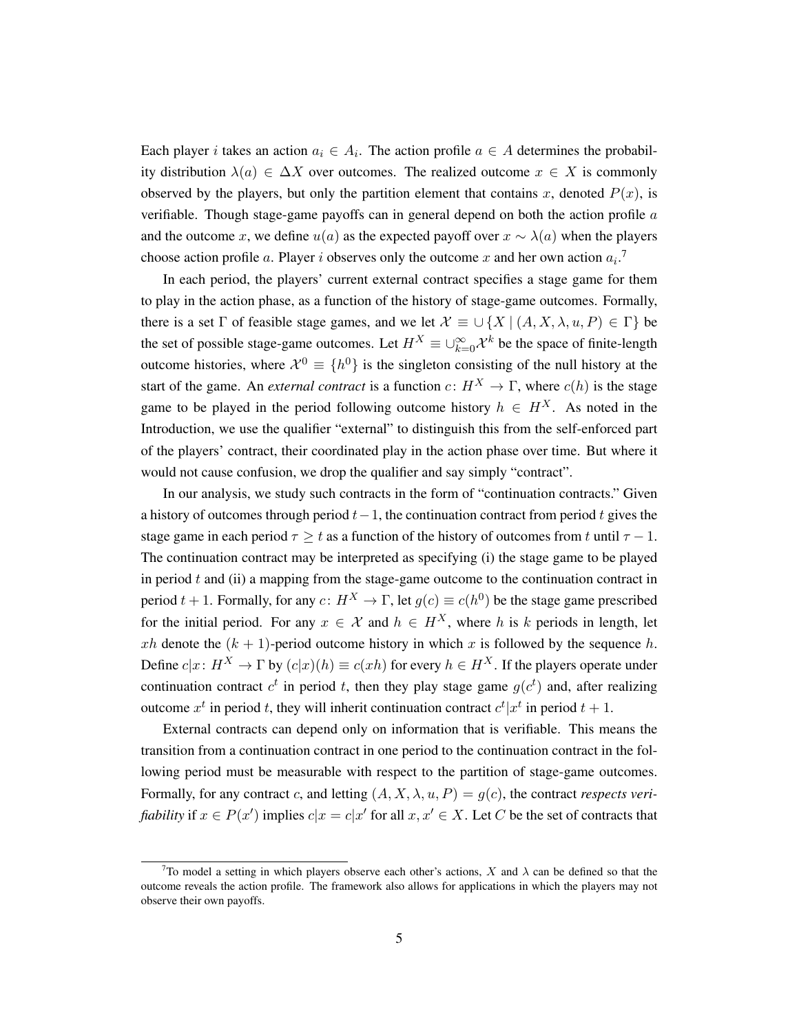Each player $i$ takes an action $a_i \in A_i$. The action profile $a \in A$ determines the probability distribution $\lambda(a) \in \Delta X$ over outcomes. The realized outcome $x \in X$ is commonly observed by the players, but only the partition element that contains $x$, denoted $P(x)$, is verifiable. Though stage-game payoffs can in general depend on both the action profile $a$ and the outcome $x$, we define $u(a)$ as the expected payoff over $x \sim \lambda(a)$ when the players choose action profile $a$. Player $i$ observes only the outcome $x$ and her own action $a_i$.[7]

In each period, the players' current external contract specifies a stage game for them to play in the action phase, as a function of the history of stage-game outcomes. Formally, there is a set $\Gamma$ of feasible stage games, and we let $\mathcal{X} \equiv \cup\{X \mid (A, X, \lambda, u, P) \in \Gamma\}$ be the set of possible stage-game outcomes. Let $H^X \equiv \cup_{k=0}^{\infty} \mathcal{X}^k$ be the space of finite-length outcome histories, where $\mathcal{X}^0 \equiv \{h^0\}$ is the singleton consisting of the null history at the start of the game. An *external contract* is a function $c\colon H^X \to \Gamma$, where $c(h)$ is the stage game to be played in the period following outcome history $h \in H^X$. As noted in the Introduction, we use the qualifier "external" to distinguish this from the self-enforced part of the players' contract, their coordinated play in the action phase over time. But where it would not cause confusion, we drop the qualifier and say simply "contract".

In our analysis, we study such contracts in the form of "continuation contracts." Given a history of outcomes through period $t-1$, the continuation contract from period $t$ gives the stage game in each period $\tau \geq t$ as a function of the history of outcomes from $t$ until $\tau - 1$. The continuation contract may be interpreted as specifying (i) the stage game to be played in period $t$ and (ii) a mapping from the stage-game outcome to the continuation contract in period $t+1$. Formally, for any $c\colon H^X \to \Gamma$, let $g(c) \equiv c(h^0)$ be the stage game prescribed for the initial period. For any $x \in \mathcal{X}$ and $h \in H^X$, where $h$ is $k$ periods in length, let $xh$ denote the $(k+1)$-period outcome history in which $x$ is followed by the sequence $h$. Define $c|x\colon H^X \to \Gamma$ by $(c|x)(h) \equiv c(xh)$ for every $h \in H^X$. If the players operate under continuation contract $c^t$ in period $t$, then they play stage game $g(c^t)$ and, after realizing outcome $x^t$ in period $t$, they will inherit continuation contract $c^t|x^t$ in period $t+1$.

External contracts can depend only on information that is verifiable. This means the transition from a continuation contract in one period to the continuation contract in the following period must be measurable with respect to the partition of stage-game outcomes. Formally, for any contract $c$, and letting $(A, X, \lambda, u, P) = g(c)$, the contract *respects verifiability* if $x \in P(x')$ implies $c|x = c|x'$ for all $x, x' \in X$. Let $C$ be the set of contracts that

[7] To model a setting in which players observe each other's actions, $X$ and $\lambda$ can be defined so that the outcome reveals the action profile. The framework also allows for applications in which the players may not observe their own payoffs.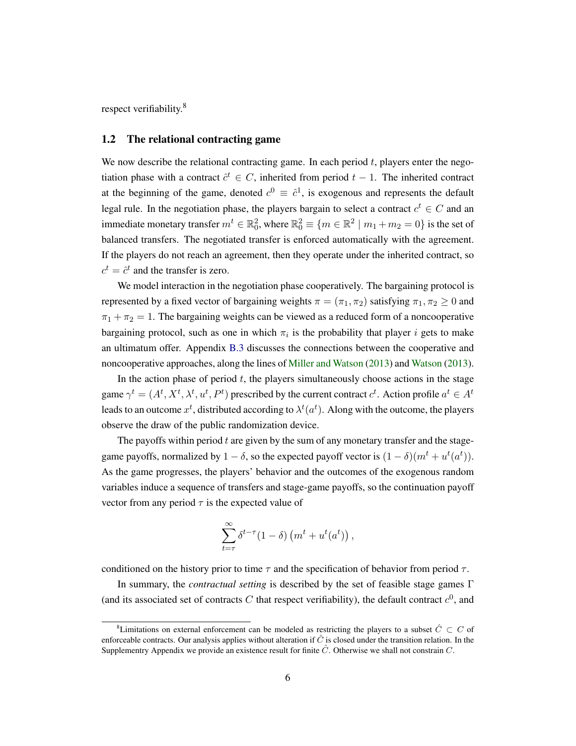respect verifiability.[8]

### 1.2 The relational contracting game

We now describe the relational contracting game. In each period $t$, players enter the negotiation phase with a contract $\hat{c}^t \in C$, inherited from period $t-1$. The inherited contract at the beginning of the game, denoted $c^0 \equiv \hat{c}^1$, is exogenous and represents the default legal rule. In the negotiation phase, the players bargain to select a contract $c^t \in C$ and an immediate monetary transfer $m^t \in \mathbb{R}^2_0$, where $\mathbb{R}^2_0 \equiv \{m \in \mathbb{R}^2 \mid m_1 + m_2 = 0\}$ is the set of balanced transfers. The negotiated transfer is enforced automatically with the agreement. If the players do not reach an agreement, then they operate under the inherited contract, so $c^t = \hat{c}^t$ and the transfer is zero.

We model interaction in the negotiation phase cooperatively. The bargaining protocol is represented by a fixed vector of bargaining weights $\pi = (\pi_1, \pi_2)$ satisfying $\pi_1, \pi_2 \geq 0$ and $\pi_1 + \pi_2 = 1$. The bargaining weights can be viewed as a reduced form of a noncooperative bargaining protocol, such as one in which $\pi_i$ is the probability that player $i$ gets to make an ultimatum offer. Appendix B.3 discusses the connections between the cooperative and noncooperative approaches, along the lines of Miller and Watson (2013) and Watson (2013).

In the action phase of period $t$, the players simultaneously choose actions in the stage game $\gamma^t = (A^t, X^t, \lambda^t, u^t, P^t)$ prescribed by the current contract $c^t$. Action profile $a^t \in A^t$ leads to an outcome $x^t$, distributed according to $\lambda^t(a^t)$. Along with the outcome, the players observe the draw of the public randomization device.

The payoffs within period $t$ are given by the sum of any monetary transfer and the stage-game payoffs, normalized by $1-\delta$, so the expected payoff vector is $(1-\delta)(m^t + u^t(a^t))$. As the game progresses, the players' behavior and the outcomes of the exogenous random variables induce a sequence of transfers and stage-game payoffs, so the continuation payoff vector from any period $\tau$ is the expected value of

$$\sum_{t=\tau}^{\infty} \delta^{t-\tau}(1-\delta)\left(m^t + u^t(a^t)\right),$$

conditioned on the history prior to time $\tau$ and the specification of behavior from period $\tau$.

In summary, the *contractual setting* is described by the set of feasible stage games $\Gamma$ (and its associated set of contracts $C$ that respect verifiability), the default contract $c^0$, and

[8] Limitations on external enforcement can be modeled as restricting the players to a subset $\hat{C} \subset C$ of enforceable contracts. Our analysis applies without alteration if $\hat{C}$ is closed under the transition relation. In the Supplementry Appendix we provide an existence result for finite $\hat{C}$. Otherwise we shall not constrain $C$.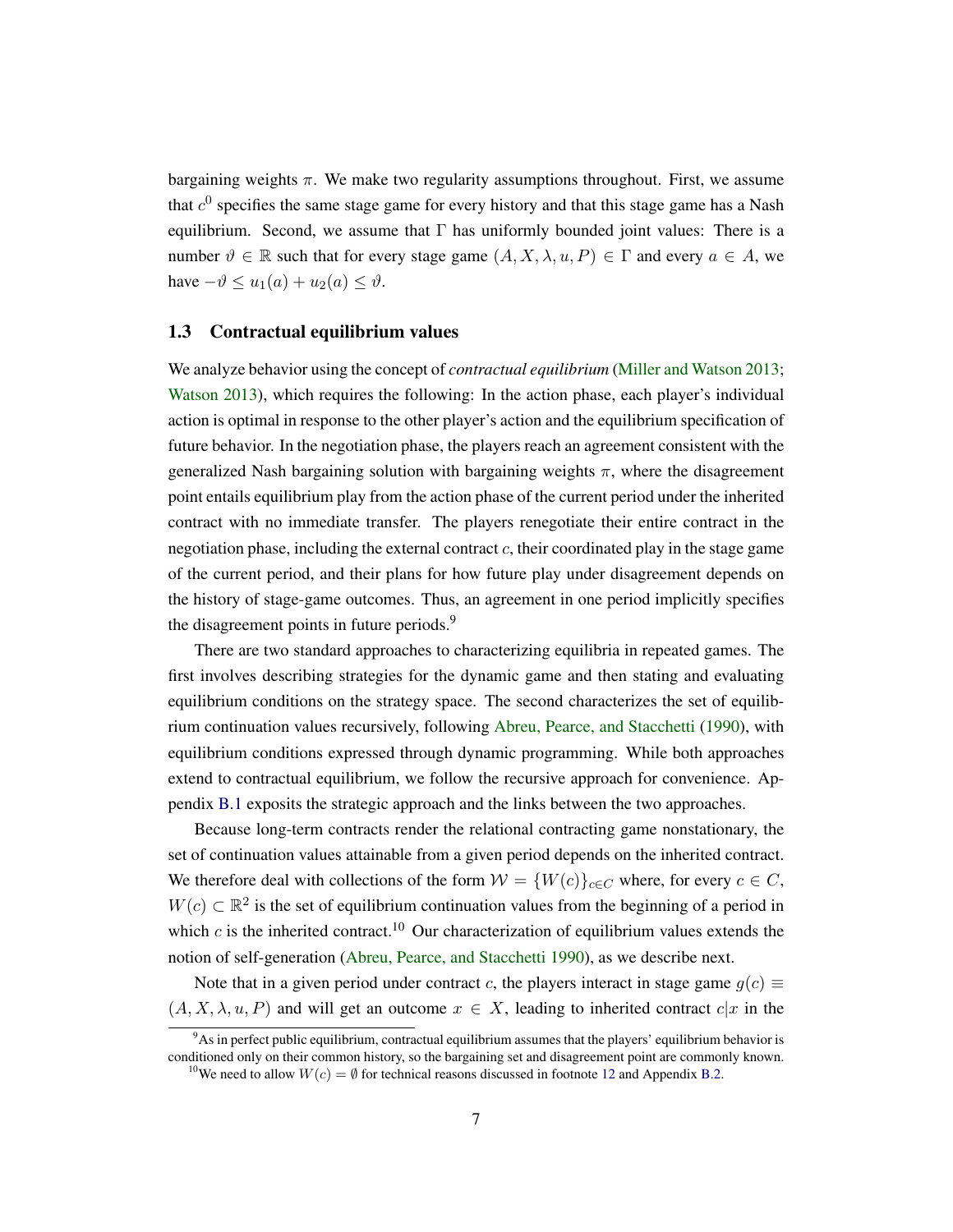bargaining weights $\pi$. We make two regularity assumptions throughout. First, we assume that $c^0$ specifies the same stage game for every history and that this stage game has a Nash equilibrium. Second, we assume that $\Gamma$ has uniformly bounded joint values: There is a number $\vartheta \in \mathbb{R}$ such that for every stage game $(A, X, \lambda, u, P) \in \Gamma$ and every $a \in A$, we have $-\vartheta \leq u_1(a) + u_2(a) \leq \vartheta$.

### 1.3 Contractual equilibrium values

We analyze behavior using the concept of *contractual equilibrium* (Miller and Watson 2013; Watson 2013), which requires the following: In the action phase, each player's individual action is optimal in response to the other player's action and the equilibrium specification of future behavior. In the negotiation phase, the players reach an agreement consistent with the generalized Nash bargaining solution with bargaining weights $\pi$, where the disagreement point entails equilibrium play from the action phase of the current period under the inherited contract with no immediate transfer. The players renegotiate their entire contract in the negotiation phase, including the external contract $c$, their coordinated play in the stage game of the current period, and their plans for how future play under disagreement depends on the history of stage-game outcomes. Thus, an agreement in one period implicitly specifies the disagreement points in future periods.[9]

There are two standard approaches to characterizing equilibria in repeated games. The first involves describing strategies for the dynamic game and then stating and evaluating equilibrium conditions on the strategy space. The second characterizes the set of equilibrium continuation values recursively, following Abreu, Pearce, and Stacchetti (1990), with equilibrium conditions expressed through dynamic programming. While both approaches extend to contractual equilibrium, we follow the recursive approach for convenience. Appendix B.1 exposits the strategic approach and the links between the two approaches.

Because long-term contracts render the relational contracting game nonstationary, the set of continuation values attainable from a given period depends on the inherited contract. We therefore deal with collections of the form $\mathcal{W} = \{W(c)\}_{c \in C}$ where, for every $c \in C$, $W(c) \subset \mathbb{R}^2$ is the set of equilibrium continuation values from the beginning of a period in which $c$ is the inherited contract.[10] Our characterization of equilibrium values extends the notion of self-generation (Abreu, Pearce, and Stacchetti 1990), as we describe next.

Note that in a given period under contract $c$, the players interact in stage game $g(c) \equiv (A, X, \lambda, u, P)$ and will get an outcome $x \in X$, leading to inherited contract $c|x$ in the

[9] As in perfect public equilibrium, contractual equilibrium assumes that the players' equilibrium behavior is conditioned only on their common history, so the bargaining set and disagreement point are commonly known.

[10] We need to allow $W(c) = \emptyset$ for technical reasons discussed in footnote 12 and Appendix B.2.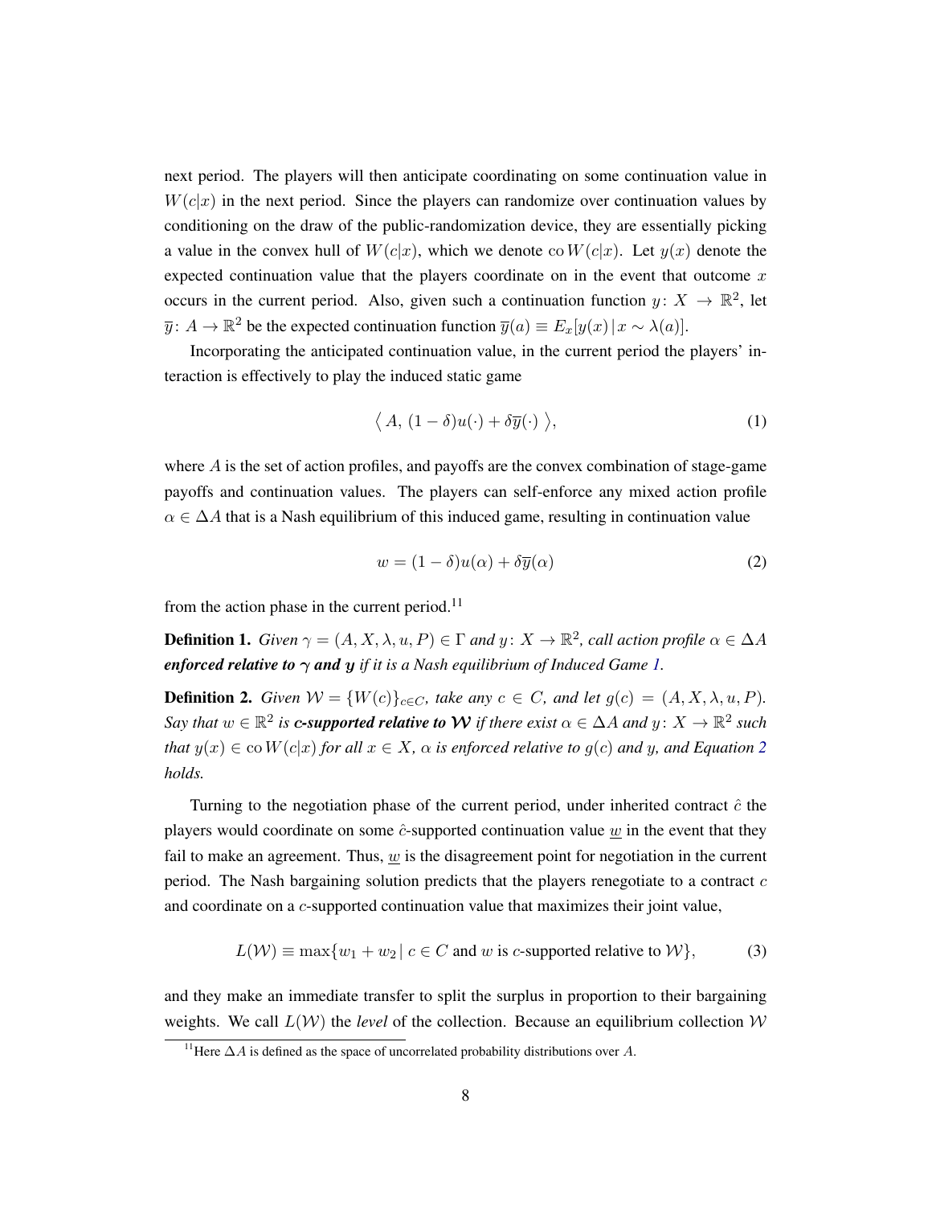next period. The players will then anticipate coordinating on some continuation value in $W(c|x)$ in the next period. Since the players can randomize over continuation values by conditioning on the draw of the public-randomization device, they are essentially picking a value in the convex hull of $W(c|x)$, which we denote $\operatorname{co} W(c|x)$. Let $y(x)$ denote the expected continuation value that the players coordinate on in the event that outcome $x$ occurs in the current period. Also, given such a continuation function $y\colon X \to \mathbb{R}^2$, let $\overline{y}\colon A \to \mathbb{R}^2$ be the expected continuation function $\overline{y}(a) \equiv E_x[y(x) \,|\, x \sim \lambda(a)]$.

Incorporating the anticipated continuation value, in the current period the players' interaction is effectively to play the induced static game

$$\big\langle\, A,\ (1-\delta)u(\cdot) + \delta\overline{y}(\cdot)\ \big\rangle, \tag{1}$$

where $A$ is the set of action profiles, and payoffs are the convex combination of stage-game payoffs and continuation values. The players can self-enforce any mixed action profile $\alpha \in \Delta A$ that is a Nash equilibrium of this induced game, resulting in continuation value

$$w = (1-\delta)u(\alpha) + \delta\overline{y}(\alpha) \tag{2}$$

from the action phase in the current period.[11]

**Definition 1.** *Given $\gamma = (A, X, \lambda, u, P) \in \Gamma$ and $y\colon X \to \mathbb{R}^2$, call action profile $\alpha \in \Delta A$* ***enforced relative to $\gamma$ and $y$*** *if it is a Nash equilibrium of Induced Game 1.*

**Definition 2.** *Given $\mathcal{W} = \{W(c)\}_{c \in C}$, take any $c \in C$, and let $g(c) = (A, X, \lambda, u, P)$. Say that $w \in \mathbb{R}^2$ is* ***c-supported relative to $\mathcal{W}$*** *if there exist $\alpha \in \Delta A$ and $y\colon X \to \mathbb{R}^2$ such that $y(x) \in \operatorname{co} W(c|x)$ for all $x \in X$, $\alpha$ is enforced relative to $g(c)$ and $y$, and Equation 2 holds.*

Turning to the negotiation phase of the current period, under inherited contract $\hat{c}$ the players would coordinate on some $\hat{c}$-supported continuation value $\underline{w}$ in the event that they fail to make an agreement. Thus, $\underline{w}$ is the disagreement point for negotiation in the current period. The Nash bargaining solution predicts that the players renegotiate to a contract $c$ and coordinate on a $c$-supported continuation value that maximizes their joint value,

$$L(\mathcal{W}) \equiv \max\{w_1 + w_2 \,|\, c \in C \text{ and } w \text{ is } c\text{-supported relative to } \mathcal{W}\}, \tag{3}$$

and they make an immediate transfer to split the surplus in proportion to their bargaining weights. We call $L(\mathcal{W})$ the *level* of the collection. Because an equilibrium collection $\mathcal{W}$

[11] Here $\Delta A$ is defined as the space of uncorrelated probability distributions over $A$.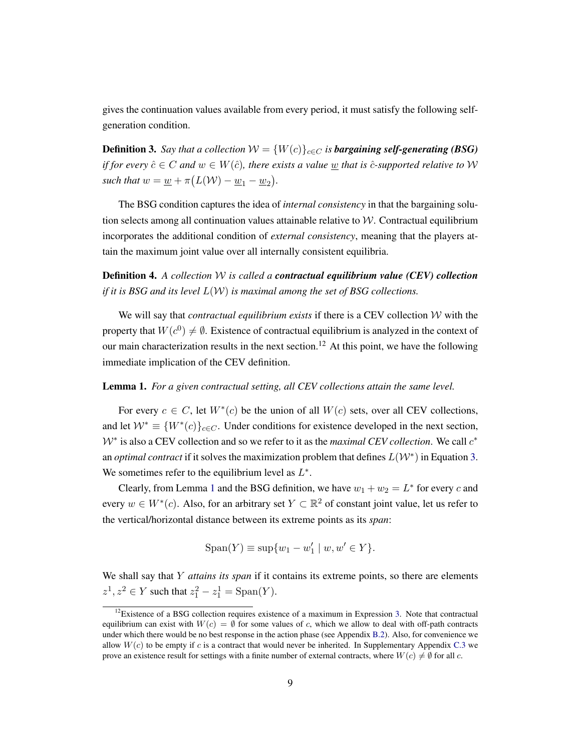gives the continuation values available from every period, it must satisfy the following self-generation condition.

**Definition 3.** *Say that a collection $\mathcal{W} = \{W(c)\}_{c \in C}$ is* ***bargaining self-generating (BSG)*** *if for every $\hat{c} \in C$ and $w \in W(\hat{c})$, there exists a value $\underline{w}$ that is $\hat{c}$-supported relative to $\mathcal{W}$ such that $w = \underline{w} + \pi\big(L(\mathcal{W}) - \underline{w}_1 - \underline{w}_2\big)$.*

The BSG condition captures the idea of *internal consistency* in that the bargaining solution selects among all continuation values attainable relative to $\mathcal{W}$. Contractual equilibrium incorporates the additional condition of *external consistency*, meaning that the players attain the maximum joint value over all internally consistent equilibria.

**Definition 4.** *A collection $\mathcal{W}$ is called a* ***contractual equilibrium value (CEV) collection*** *if it is BSG and its level $L(\mathcal{W})$ is maximal among the set of BSG collections.*

We will say that *contractual equilibrium exists* if there is a CEV collection $\mathcal{W}$ with the property that $W(c^0) \neq \emptyset$. Existence of contractual equilibrium is analyzed in the context of our main characterization results in the next section.[12] At this point, we have the following immediate implication of the CEV definition.

**Lemma 1.** *For a given contractual setting, all CEV collections attain the same level.*

For every $c \in C$, let $W^*(c)$ be the union of all $W(c)$ sets, over all CEV collections, and let $\mathcal{W}^* \equiv \{W^*(c)\}_{c \in C}$. Under conditions for existence developed in the next section, $\mathcal{W}^*$ is also a CEV collection and so we refer to it as the *maximal CEV collection*. We call $c^*$ an *optimal contract* if it solves the maximization problem that defines $L(\mathcal{W}^*)$ in Equation 3. We sometimes refer to the equilibrium level as $L^*$.

Clearly, from Lemma 1 and the BSG definition, we have $w_1 + w_2 = L^*$ for every $c$ and every $w \in W^*(c)$. Also, for an arbitrary set $Y \subset \mathbb{R}^2$ of constant joint value, let us refer to the vertical/horizontal distance between its extreme points as its *span*:

$$\mathrm{Span}(Y) \equiv \sup\{w_1 - w_1' \mid w, w' \in Y\}.$$

We shall say that $Y$ *attains its span* if it contains its extreme points, so there are elements $z^1, z^2 \in Y$ such that $z_1^2 - z_1^1 = \mathrm{Span}(Y)$.

[12] Existence of a BSG collection requires existence of a maximum in Expression 3. Note that contractual equilibrium can exist with $W(c) = \emptyset$ for some values of $c$, which we allow to deal with off-path contracts under which there would be no best response in the action phase (see Appendix B.2). Also, for convenience we allow $W(c)$ to be empty if $c$ is a contract that would never be inherited. In Supplementary Appendix C.3 we prove an existence result for settings with a finite number of external contracts, where $W(c) \neq \emptyset$ for all $c$.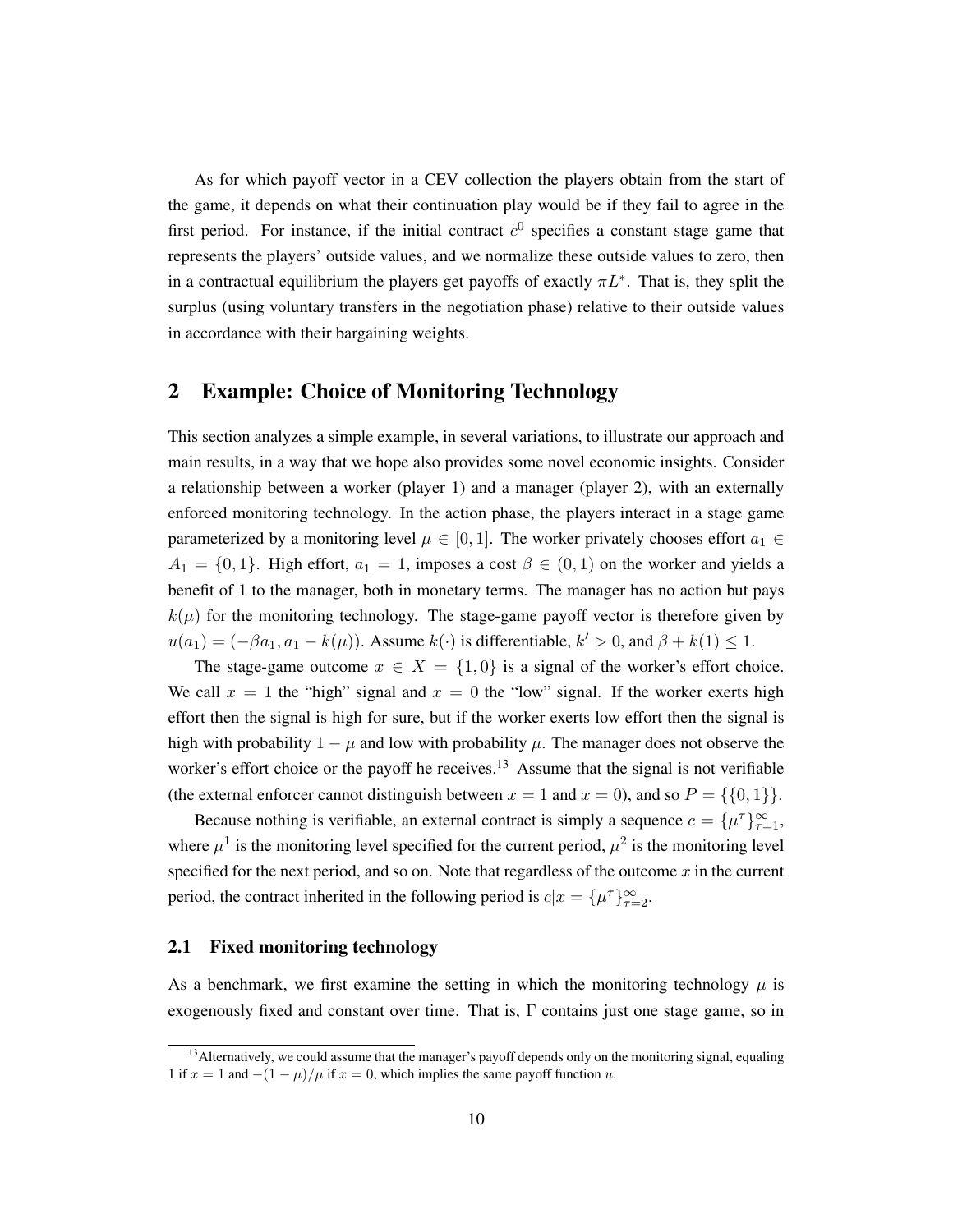As for which payoff vector in a CEV collection the players obtain from the start of the game, it depends on what their continuation play would be if they fail to agree in the first period. For instance, if the initial contract $c^0$ specifies a constant stage game that represents the players' outside values, and we normalize these outside values to zero, then in a contractual equilibrium the players get payoffs of exactly $\pi L^*$. That is, they split the surplus (using voluntary transfers in the negotiation phase) relative to their outside values in accordance with their bargaining weights.

## 2 Example: Choice of Monitoring Technology

This section analyzes a simple example, in several variations, to illustrate our approach and main results, in a way that we hope also provides some novel economic insights. Consider a relationship between a worker (player 1) and a manager (player 2), with an externally enforced monitoring technology. In the action phase, the players interact in a stage game parameterized by a monitoring level $\mu \in [0, 1]$. The worker privately chooses effort $a_1 \in A_1 = \{0, 1\}$. High effort, $a_1 = 1$, imposes a cost $\beta \in (0, 1)$ on the worker and yields a benefit of 1 to the manager, both in monetary terms. The manager has no action but pays $k(\mu)$ for the monitoring technology. The stage-game payoff vector is therefore given by $u(a_1) = (-\beta a_1, a_1 - k(\mu))$. Assume $k(\cdot)$ is differentiable, $k' > 0$, and $\beta + k(1) \leq 1$.

The stage-game outcome $x \in X = \{1, 0\}$ is a signal of the worker's effort choice. We call $x = 1$ the "high" signal and $x = 0$ the "low" signal. If the worker exerts high effort then the signal is high for sure, but if the worker exerts low effort then the signal is high with probability $1 - \mu$ and low with probability $\mu$. The manager does not observe the worker's effort choice or the payoff he receives.[13] Assume that the signal is not verifiable (the external enforcer cannot distinguish between $x = 1$ and $x = 0$), and so $P = \{\{0, 1\}\}$.

Because nothing is verifiable, an external contract is simply a sequence $c = \{\mu^\tau\}_{\tau=1}^\infty$, where $\mu^1$ is the monitoring level specified for the current period, $\mu^2$ is the monitoring level specified for the next period, and so on. Note that regardless of the outcome $x$ in the current period, the contract inherited in the following period is $c|x = \{\mu^\tau\}_{\tau=2}^\infty$.

### 2.1 Fixed monitoring technology

As a benchmark, we first examine the setting in which the monitoring technology $\mu$ is exogenously fixed and constant over time. That is, $\Gamma$ contains just one stage game, so in

[13] Alternatively, we could assume that the manager's payoff depends only on the monitoring signal, equaling 1 if $x = 1$ and $-(1 - \mu)/\mu$ if $x = 0$, which implies the same payoff function $u$.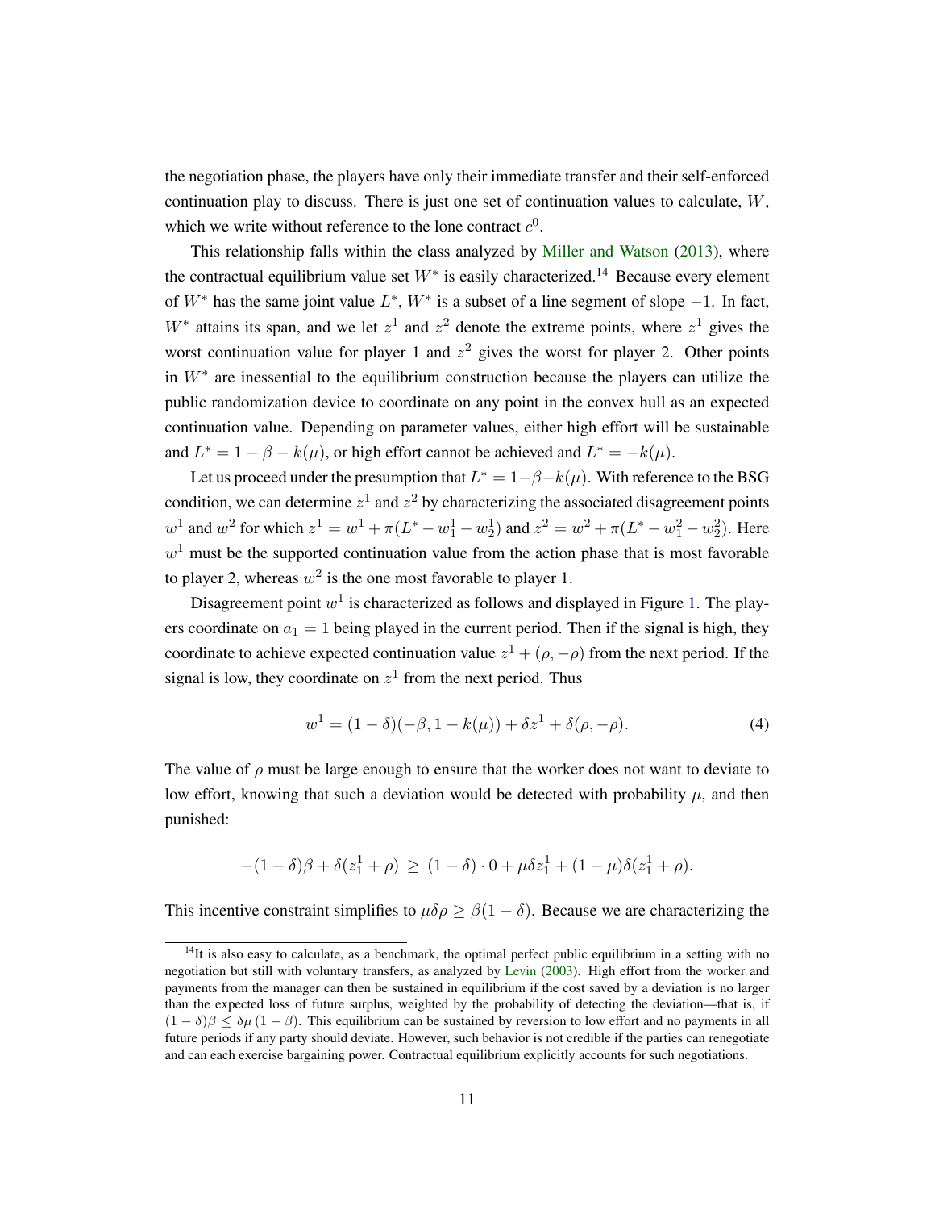the negotiation phase, the players have only their immediate transfer and their self-enforced continuation play to discuss. There is just one set of continuation values to calculate, $W$, which we write without reference to the lone contract $c^0$.

This relationship falls within the class analyzed by Miller and Watson (2013), where the contractual equilibrium value set $W^*$ is easily characterized.[14] Because every element of $W^*$ has the same joint value $L^*$, $W^*$ is a subset of a line segment of slope $-1$. In fact, $W^*$ attains its span, and we let $z^1$ and $z^2$ denote the extreme points, where $z^1$ gives the worst continuation value for player 1 and $z^2$ gives the worst for player 2. Other points in $W^*$ are inessential to the equilibrium construction because the players can utilize the public randomization device to coordinate on any point in the convex hull as an expected continuation value. Depending on parameter values, either high effort will be sustainable and $L^* = 1 - \beta - k(\mu)$, or high effort cannot be achieved and $L^* = -k(\mu)$.

Let us proceed under the presumption that $L^* = 1-\beta-k(\mu)$. With reference to the BSG condition, we can determine $z^1$ and $z^2$ by characterizing the associated disagreement points $\underline{w}^1$ and $\underline{w}^2$ for which $z^1 = \underline{w}^1 + \pi(L^* - \underline{w}^1_1 - \underline{w}^1_2)$ and $z^2 = \underline{w}^2 + \pi(L^* - \underline{w}^2_1 - \underline{w}^2_2)$. Here $\underline{w}^1$ must be the supported continuation value from the action phase that is most favorable to player 2, whereas $\underline{w}^2$ is the one most favorable to player 1.

Disagreement point $\underline{w}^1$ is characterized as follows and displayed in Figure 1. The players coordinate on $a_1 = 1$ being played in the current period. Then if the signal is high, they coordinate to achieve expected continuation value $z^1 + (\rho, -\rho)$ from the next period. If the signal is low, they coordinate on $z^1$ from the next period. Thus

$$\underline{w}^1 = (1-\delta)(-\beta, 1-k(\mu)) + \delta z^1 + \delta(\rho, -\rho). \tag{4}$$

The value of $\rho$ must be large enough to ensure that the worker does not want to deviate to low effort, knowing that such a deviation would be detected with probability $\mu$, and then punished:

$$-(1-\delta)\beta + \delta(z^1_1 + \rho) \geq (1-\delta)\cdot 0 + \mu\delta z^1_1 + (1-\mu)\delta(z^1_1 + \rho).$$

This incentive constraint simplifies to $\mu\delta\rho \geq \beta(1-\delta)$. Because we are characterizing the

[14] It is also easy to calculate, as a benchmark, the optimal perfect public equilibrium in a setting with no negotiation but still with voluntary transfers, as analyzed by Levin (2003). High effort from the worker and payments from the manager can then be sustained in equilibrium if the cost saved by a deviation is no larger than the expected loss of future surplus, weighted by the probability of detecting the deviation—that is, if $(1-\delta)\beta \leq \delta\mu(1-\beta)$. This equilibrium can be sustained by reversion to low effort and no payments in all future periods if any party should deviate. However, such behavior is not credible if the parties can renegotiate and can each exercise bargaining power. Contractual equilibrium explicitly accounts for such negotiations.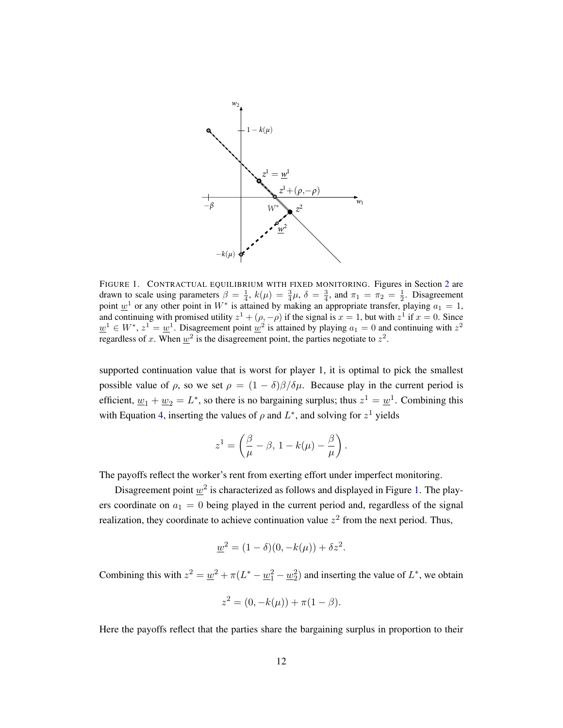FIGURE 1. CONTRACTUAL EQUILIBRIUM WITH FIXED MONITORING. Figures in Section 2 are drawn to scale using parameters $\beta = \frac{1}{4}$, $k(\mu) = \frac{3}{4}\mu$, $\delta = \frac{3}{4}$, and $\pi_1 = \pi_2 = \frac{1}{2}$. Disagreement point $\underline{w}^1$ or any other point in $W^*$ is attained by making an appropriate transfer, playing $a_1 = 1$, and continuing with promised utility $z^1 + (\rho, -\rho)$ if the signal is $x = 1$, but with $z^1$ if $x = 0$. Since $\underline{w}^1 \in W^*$, $z^1 = \underline{w}^1$. Disagreement point $\underline{w}^2$ is attained by playing $a_1 = 0$ and continuing with $z^2$ regardless of $x$. When $\underline{w}^2$ is the disagreement point, the parties negotiate to $z^2$.

supported continuation value that is worst for player 1, it is optimal to pick the smallest possible value of $\rho$, so we set $\rho = (1-\delta)\beta/\delta\mu$. Because play in the current period is efficient, $\underline{w}_1 + \underline{w}_2 = L^*$, so there is no bargaining surplus; thus $z^1 = \underline{w}^1$. Combining this with Equation 4, inserting the values of $\rho$ and $L^*$, and solving for $z^1$ yields

$$z^1 = \left(\frac{\beta}{\mu} - \beta,\, 1 - k(\mu) - \frac{\beta}{\mu}\right).$$

The payoffs reflect the worker's rent from exerting effort under imperfect monitoring.

Disagreement point $\underline{w}^2$ is characterized as follows and displayed in Figure 1. The players coordinate on $a_1 = 0$ being played in the current period and, regardless of the signal realization, they coordinate to achieve continuation value $z^2$ from the next period. Thus,

$$\underline{w}^2 = (1-\delta)(0, -k(\mu)) + \delta z^2.$$

Combining this with $z^2 = \underline{w}^2 + \pi(L^* - \underline{w}_1^2 - \underline{w}_2^2)$ and inserting the value of $L^*$, we obtain

$$z^2 = (0, -k(\mu)) + \pi(1-\beta).$$

Here the payoffs reflect that the parties share the bargaining surplus in proportion to their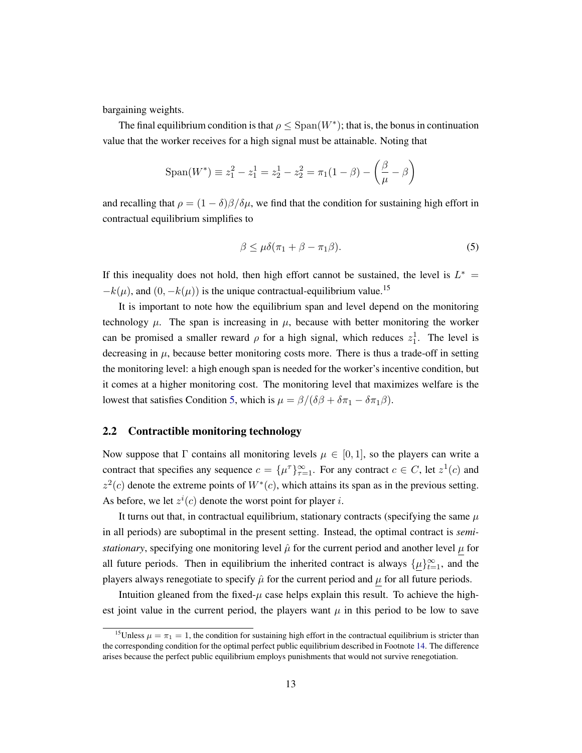bargaining weights.

The final equilibrium condition is that $\rho \leq \mathrm{Span}(W^*)$; that is, the bonus in continuation value that the worker receives for a high signal must be attainable. Noting that

$$\mathrm{Span}(W^*) \equiv z_1^2 - z_1^1 = z_2^1 - z_2^2 = \pi_1(1-\beta) - \left(\frac{\beta}{\mu} - \beta\right)$$

and recalling that $\rho = (1-\delta)\beta/\delta\mu$, we find that the condition for sustaining high effort in contractual equilibrium simplifies to

$$\beta \leq \mu\delta(\pi_1 + \beta - \pi_1\beta). \tag{5}$$

If this inequality does not hold, then high effort cannot be sustained, the level is $L^* = -k(\mu)$, and $(0, -k(\mu))$ is the unique contractual-equilibrium value.[15]

It is important to note how the equilibrium span and level depend on the monitoring technology $\mu$. The span is increasing in $\mu$, because with better monitoring the worker can be promised a smaller reward $\rho$ for a high signal, which reduces $z_1^1$. The level is decreasing in $\mu$, because better monitoring costs more. There is thus a trade-off in setting the monitoring level: a high enough span is needed for the worker's incentive condition, but it comes at a higher monitoring cost. The monitoring level that maximizes welfare is the lowest that satisfies Condition 5, which is $\mu = \beta/(\delta\beta + \delta\pi_1 - \delta\pi_1\beta)$.

## 2.2 Contractible monitoring technology

Now suppose that $\Gamma$ contains all monitoring levels $\mu \in [0,1]$, so the players can write a contract that specifies any sequence $c = \{\mu^\tau\}_{\tau=1}^\infty$. For any contract $c \in C$, let $z^1(c)$ and $z^2(c)$ denote the extreme points of $W^*(c)$, which attains its span as in the previous setting. As before, we let $z^i(c)$ denote the worst point for player $i$.

It turns out that, in contractual equilibrium, stationary contracts (specifying the same $\mu$ in all periods) are suboptimal in the present setting. Instead, the optimal contract is *semi-stationary*, specifying one monitoring level $\hat{\mu}$ for the current period and another level $\underline{\mu}$ for all future periods. Then in equilibrium the inherited contract is always $\{\underline{\mu}\}_{t=1}^\infty$, and the players always renegotiate to specify $\hat{\mu}$ for the current period and $\underline{\mu}$ for all future periods.

Intuition gleaned from the fixed-$\mu$ case helps explain this result. To achieve the highest joint value in the current period, the players want $\mu$ in this period to be low to save

[15] Unless $\mu = \pi_1 = 1$, the condition for sustaining high effort in the contractual equilibrium is stricter than the corresponding condition for the optimal perfect public equilibrium described in Footnote 14. The difference arises because the perfect public equilibrium employs punishments that would not survive renegotiation.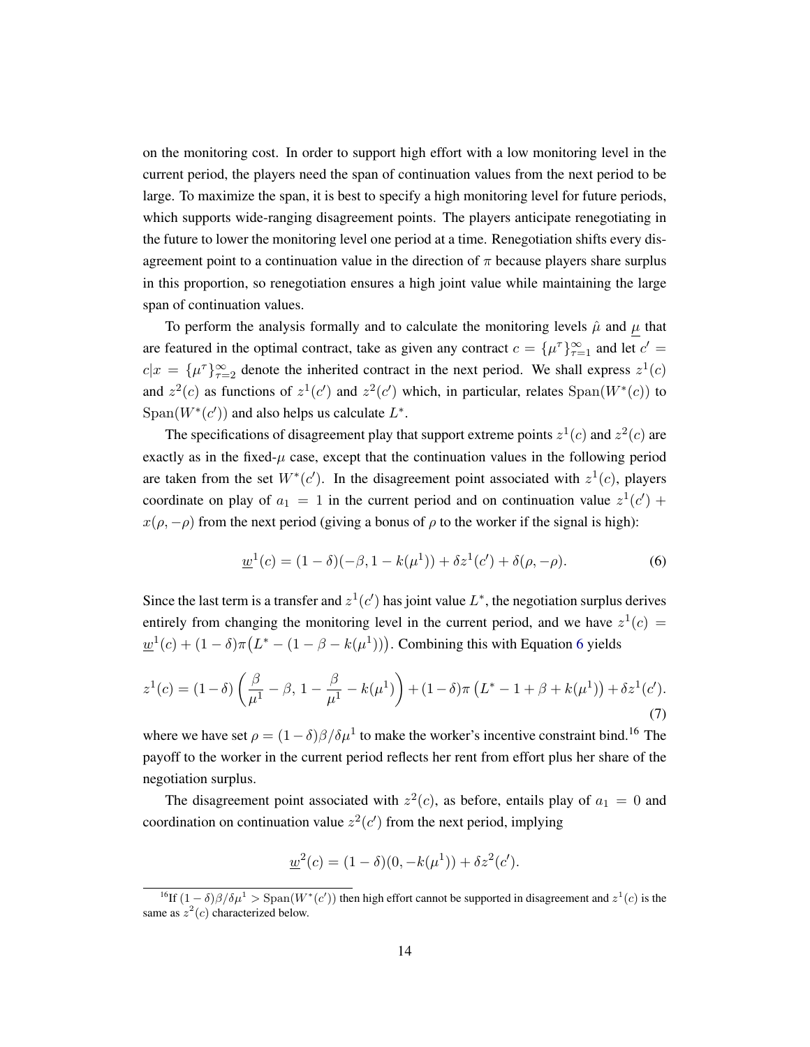on the monitoring cost. In order to support high effort with a low monitoring level in the current period, the players need the span of continuation values from the next period to be large. To maximize the span, it is best to specify a high monitoring level for future periods, which supports wide-ranging disagreement points. The players anticipate renegotiating in the future to lower the monitoring level one period at a time. Renegotiation shifts every disagreement point to a continuation value in the direction of $\pi$ because players share surplus in this proportion, so renegotiation ensures a high joint value while maintaining the large span of continuation values.

To perform the analysis formally and to calculate the monitoring levels $\hat{\mu}$ and $\underline{\mu}$ that are featured in the optimal contract, take as given any contract $c = \{\mu^\tau\}_{\tau=1}^\infty$ and let $c' = c|x = \{\mu^\tau\}_{\tau=2}^\infty$ denote the inherited contract in the next period. We shall express $z^1(c)$ and $z^2(c)$ as functions of $z^1(c')$ and $z^2(c')$ which, in particular, relates $\mathrm{Span}(W^*(c))$ to $\mathrm{Span}(W^*(c'))$ and also helps us calculate $L^*$.

The specifications of disagreement play that support extreme points $z^1(c)$ and $z^2(c)$ are exactly as in the fixed-$\mu$ case, except that the continuation values in the following period are taken from the set $W^*(c')$. In the disagreement point associated with $z^1(c)$, players coordinate on play of $a_1 = 1$ in the current period and on continuation value $z^1(c') + x(\rho, -\rho)$ from the next period (giving a bonus of $\rho$ to the worker if the signal is high):

$$\underline{w}^1(c) = (1-\delta)(-\beta, 1 - k(\mu^1)) + \delta z^1(c') + \delta(\rho, -\rho). \tag{6}$$

Since the last term is a transfer and $z^1(c')$ has joint value $L^*$, the negotiation surplus derives entirely from changing the monitoring level in the current period, and we have $z^1(c) = \underline{w}^1(c) + (1-\delta)\pi\big(L^* - (1 - \beta - k(\mu^1))\big)$. Combining this with Equation 6 yields

$$z^1(c) = (1-\delta)\left(\frac{\beta}{\mu^1} - \beta,\, 1 - \frac{\beta}{\mu^1} - k(\mu^1)\right) + (1-\delta)\pi\left(L^* - 1 + \beta + k(\mu^1)\right) + \delta z^1(c'). \tag{7}$$

where we have set $\rho = (1-\delta)\beta/\delta\mu^1$ to make the worker's incentive constraint bind.[16] The payoff to the worker in the current period reflects her rent from effort plus her share of the negotiation surplus.

The disagreement point associated with $z^2(c)$, as before, entails play of $a_1 = 0$ and coordination on continuation value $z^2(c')$ from the next period, implying

$$\underline{w}^2(c) = (1-\delta)(0, -k(\mu^1)) + \delta z^2(c').$$

[16] If $(1-\delta)\beta/\delta\mu^1 > \mathrm{Span}(W^*(c'))$ then high effort cannot be supported in disagreement and $z^1(c)$ is the same as $z^2(c)$ characterized below.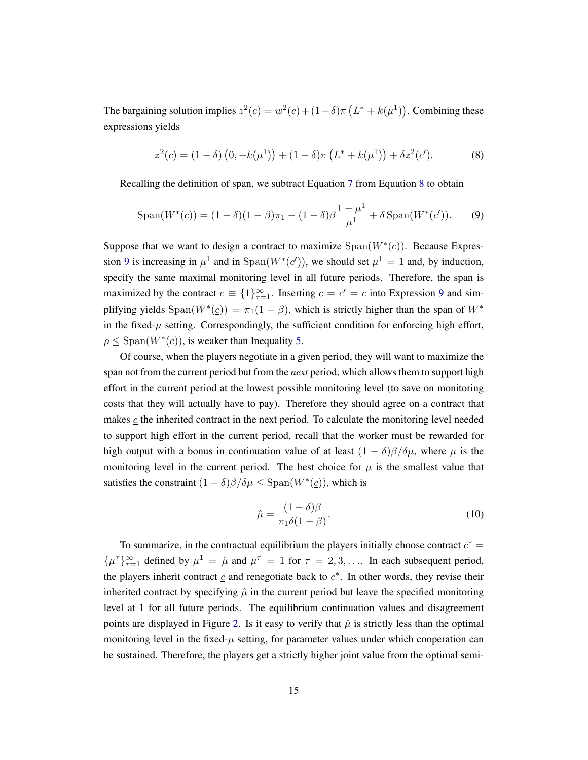The bargaining solution implies $z^2(c) = \underline{w}^2(c) + (1-\delta)\pi\left(L^* + k(\mu^1)\right)$. Combining these expressions yields

$$z^2(c) = (1-\delta)\left(0, -k(\mu^1)\right) + (1-\delta)\pi\left(L^* + k(\mu^1)\right) + \delta z^2(c'). \tag{8}$$

Recalling the definition of span, we subtract Equation 7 from Equation 8 to obtain

$$\operatorname{Span}(W^*(c)) = (1-\delta)(1-\beta)\pi_1 - (1-\delta)\beta\frac{1-\mu^1}{\mu^1} + \delta \operatorname{Span}(W^*(c')). \tag{9}$$

Suppose that we want to design a contract to maximize $\operatorname{Span}(W^*(c))$. Because Expression 9 is increasing in $\mu^1$ and in $\operatorname{Span}(W^*(c'))$, we should set $\mu^1 = 1$ and, by induction, specify the same maximal monitoring level in all future periods. Therefore, the span is maximized by the contract $\underline{c} \equiv \{1\}_{\tau=1}^{\infty}$. Inserting $c = c' = \underline{c}$ into Expression 9 and simplifying yields $\operatorname{Span}(W^*(\underline{c})) = \pi_1(1-\beta)$, which is strictly higher than the span of $W^*$ in the fixed-$\mu$ setting. Correspondingly, the sufficient condition for enforcing high effort, $\rho \leq \operatorname{Span}(W^*(\underline{c}))$, is weaker than Inequality 5.

Of course, when the players negotiate in a given period, they will want to maximize the span not from the current period but from the *next* period, which allows them to support high effort in the current period at the lowest possible monitoring level (to save on monitoring costs that they will actually have to pay). Therefore they should agree on a contract that makes $\underline{c}$ the inherited contract in the next period. To calculate the monitoring level needed to support high effort in the current period, recall that the worker must be rewarded for high output with a bonus in continuation value of at least $(1-\delta)\beta/\delta\mu$, where $\mu$ is the monitoring level in the current period. The best choice for $\mu$ is the smallest value that satisfies the constraint $(1-\delta)\beta/\delta\mu \leq \operatorname{Span}(W^*(\underline{c}))$, which is

$$\hat{\mu} = \frac{(1-\delta)\beta}{\pi_1\delta(1-\beta)}. \tag{10}$$

To summarize, in the contractual equilibrium the players initially choose contract $c^* = \{\mu^\tau\}_{\tau=1}^{\infty}$ defined by $\mu^1 = \hat{\mu}$ and $\mu^\tau = 1$ for $\tau = 2, 3, \ldots$. In each subsequent period, the players inherit contract $\underline{c}$ and renegotiate back to $c^*$. In other words, they revise their inherited contract by specifying $\hat{\mu}$ in the current period but leave the specified monitoring level at 1 for all future periods. The equilibrium continuation values and disagreement points are displayed in Figure 2. Is it easy to verify that $\hat{\mu}$ is strictly less than the optimal monitoring level in the fixed-$\mu$ setting, for parameter values under which cooperation can be sustained. Therefore, the players get a strictly higher joint value from the optimal semi-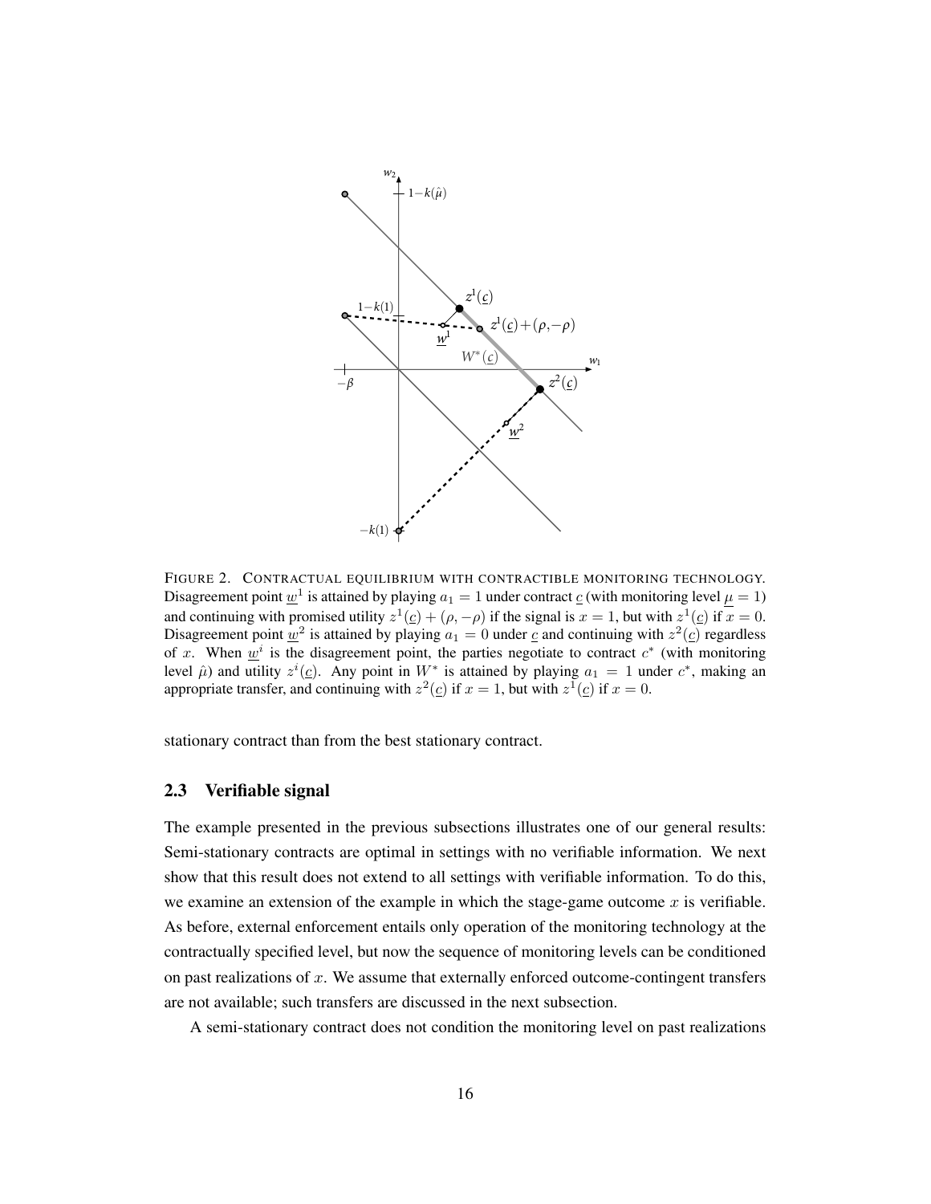FIGURE 2. CONTRACTUAL EQUILIBRIUM WITH CONTRACTIBLE MONITORING TECHNOLOGY. Disagreement point $\underline{w}^1$ is attained by playing $a_1 = 1$ under contract $\underline{c}$ (with monitoring level $\underline{\mu} = 1$) and continuing with promised utility $z^1(\underline{c}) + (\rho, -\rho)$ if the signal is $x = 1$, but with $z^1(\underline{c})$ if $x = 0$. Disagreement point $\underline{w}^2$ is attained by playing $a_1 = 0$ under $\underline{c}$ and continuing with $z^2(\underline{c})$ regardless of $x$. When $\underline{w}^i$ is the disagreement point, the parties negotiate to contract $c^*$ (with monitoring level $\hat{\mu}$) and utility $z^i(\underline{c})$. Any point in $W^*$ is attained by playing $a_1 = 1$ under $c^*$, making an appropriate transfer, and continuing with $z^2(\underline{c})$ if $x = 1$, but with $z^1(\underline{c})$ if $x = 0$.

stationary contract than from the best stationary contract.

### 2.3 Verifiable signal

The example presented in the previous subsections illustrates one of our general results: Semi-stationary contracts are optimal in settings with no verifiable information. We next show that this result does not extend to all settings with verifiable information. To do this, we examine an extension of the example in which the stage-game outcome $x$ is verifiable. As before, external enforcement entails only operation of the monitoring technology at the contractually specified level, but now the sequence of monitoring levels can be conditioned on past realizations of $x$. We assume that externally enforced outcome-contingent transfers are not available; such transfers are discussed in the next subsection.

A semi-stationary contract does not condition the monitoring level on past realizations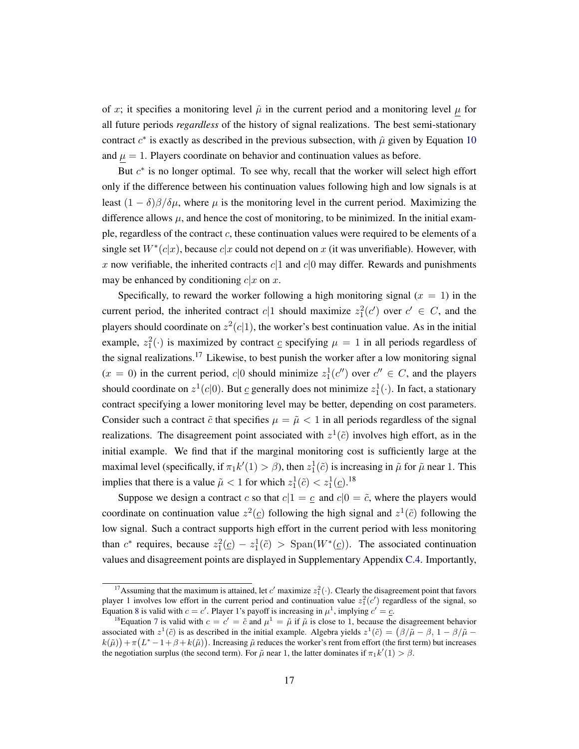of $x$; it specifies a monitoring level $\hat{\mu}$ in the current period and a monitoring level $\underline{\mu}$ for all future periods *regardless* of the history of signal realizations. The best semi-stationary contract $c^*$ is exactly as described in the previous subsection, with $\hat{\mu}$ given by Equation 10 and $\underline{\mu} = 1$. Players coordinate on behavior and continuation values as before.

But $c^*$ is no longer optimal. To see why, recall that the worker will select high effort only if the difference between his continuation values following high and low signals is at least $(1-\delta)\beta/\delta\mu$, where $\mu$ is the monitoring level in the current period. Maximizing the difference allows $\mu$, and hence the cost of monitoring, to be minimized. In the initial example, regardless of the contract $c$, these continuation values were required to be elements of a single set $W^*(c|x)$, because $c|x$ could not depend on $x$ (it was unverifiable). However, with $x$ now verifiable, the inherited contracts $c|1$ and $c|0$ may differ. Rewards and punishments may be enhanced by conditioning $c|x$ on $x$.

Specifically, to reward the worker following a high monitoring signal ($x = 1$) in the current period, the inherited contract $c|1$ should maximize $z_1^2(c')$ over $c' \in C$, and the players should coordinate on $z^2(c|1)$, the worker's best continuation value. As in the initial example, $z_1^2(\cdot)$ is maximized by contract $\underline{c}$ specifying $\mu = 1$ in all periods regardless of the signal realizations.[17] Likewise, to best punish the worker after a low monitoring signal ($x = 0$) in the current period, $c|0$ should minimize $z_1^1(c'')$ over $c'' \in C$, and the players should coordinate on $z^1(c|0)$. But $\underline{c}$ generally does not minimize $z_1^1(\cdot)$. In fact, a stationary contract specifying a lower monitoring level may be better, depending on cost parameters. Consider such a contract $\tilde{c}$ that specifies $\mu = \tilde{\mu} < 1$ in all periods regardless of the signal realizations. The disagreement point associated with $z^1(\tilde{c})$ involves high effort, as in the initial example. We find that if the marginal monitoring cost is sufficiently large at the maximal level (specifically, if $\pi_1 k'(1) > \beta$), then $z_1^1(\tilde{c})$ is increasing in $\tilde{\mu}$ for $\tilde{\mu}$ near 1. This implies that there is a value $\tilde{\mu} < 1$ for which $z_1^1(\tilde{c}) < z_1^1(\underline{c})$.[18]

Suppose we design a contract $c$ so that $c|1 = \underline{c}$ and $c|0 = \tilde{c}$, where the players would coordinate on continuation value $z^2(\underline{c})$ following the high signal and $z^1(\tilde{c})$ following the low signal. Such a contract supports high effort in the current period with less monitoring than $c^*$ requires, because $z_1^2(\underline{c}) - z_1^1(\tilde{c}) > \mathrm{Span}(W^*(\underline{c}))$. The associated continuation values and disagreement points are displayed in Supplementary Appendix C.4. Importantly,

---

[17] Assuming that the maximum is attained, let $c'$ maximize $z_1^2(\cdot)$. Clearly the disagreement point that favors player 1 involves low effort in the current period and continuation value $z_1^2(c')$ regardless of the signal, so Equation 8 is valid with $c = c'$. Player 1's payoff is increasing in $\mu^1$, implying $c' = \underline{c}$.

[18] Equation 7 is valid with $c = c' = \tilde{c}$ and $\mu^1 = \tilde{\mu}$ if $\tilde{\mu}$ is close to 1, because the disagreement behavior associated with $z^1(\tilde{c})$ is as described in the initial example. Algebra yields $z^1(\tilde{c}) = \big(\beta/\tilde{\mu} - \beta,\, 1 - \beta/\tilde{\mu} - k(\tilde{\mu})\big) + \pi\big(L^* - 1 + \beta + k(\tilde{\mu})\big)$. Increasing $\tilde{\mu}$ reduces the worker's rent from effort (the first term) but increases the negotiation surplus (the second term). For $\tilde{\mu}$ near 1, the latter dominates if $\pi_1 k'(1) > \beta$.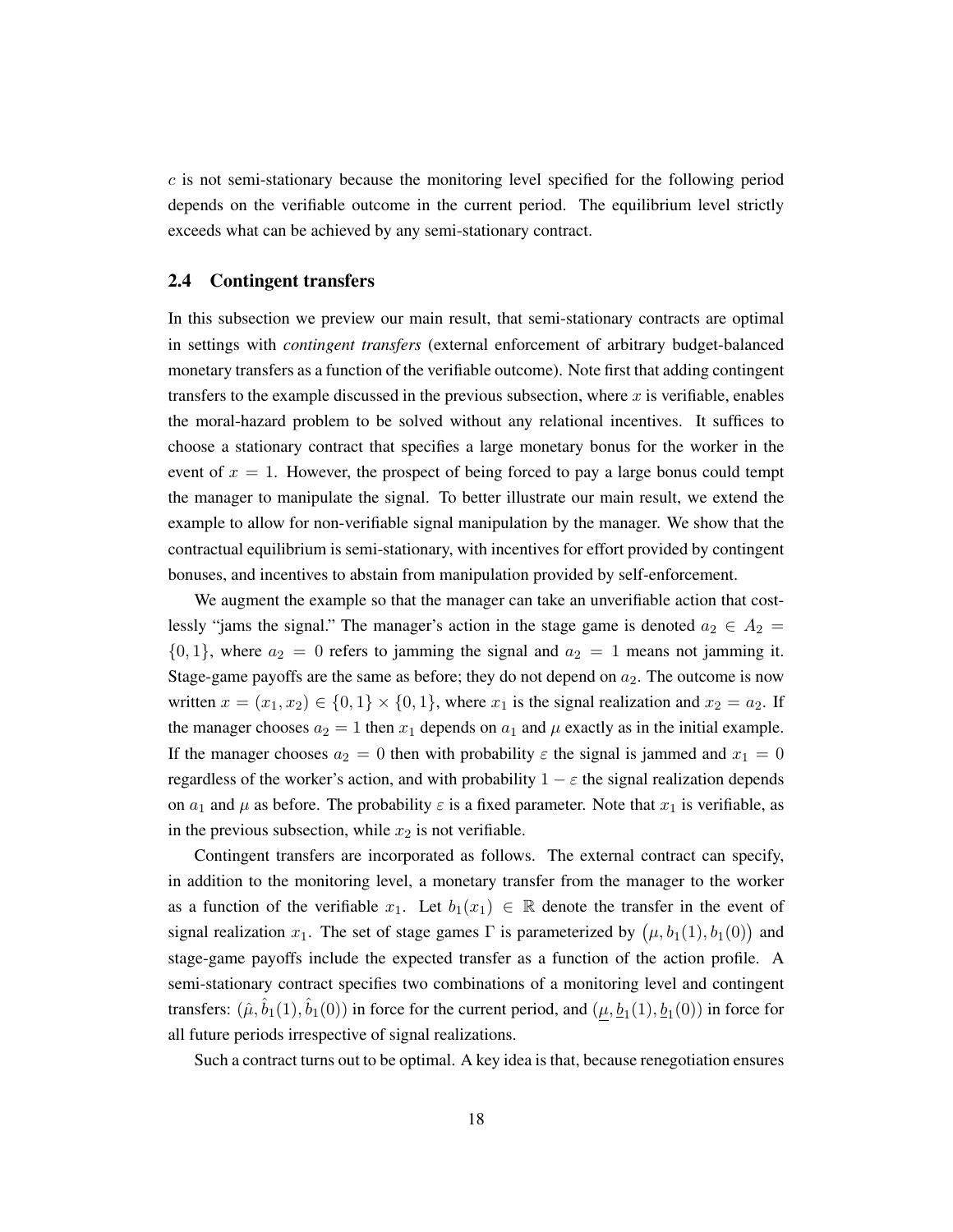$c$ is not semi-stationary because the monitoring level specified for the following period depends on the verifiable outcome in the current period. The equilibrium level strictly exceeds what can be achieved by any semi-stationary contract.

## 2.4 Contingent transfers

In this subsection we preview our main result, that semi-stationary contracts are optimal in settings with *contingent transfers* (external enforcement of arbitrary budget-balanced monetary transfers as a function of the verifiable outcome). Note first that adding contingent transfers to the example discussed in the previous subsection, where $x$ is verifiable, enables the moral-hazard problem to be solved without any relational incentives. It suffices to choose a stationary contract that specifies a large monetary bonus for the worker in the event of $x = 1$. However, the prospect of being forced to pay a large bonus could tempt the manager to manipulate the signal. To better illustrate our main result, we extend the example to allow for non-verifiable signal manipulation by the manager. We show that the contractual equilibrium is semi-stationary, with incentives for effort provided by contingent bonuses, and incentives to abstain from manipulation provided by self-enforcement.

We augment the example so that the manager can take an unverifiable action that costlessly "jams the signal." The manager's action in the stage game is denoted $a_2 \in A_2 = \{0, 1\}$, where $a_2 = 0$ refers to jamming the signal and $a_2 = 1$ means not jamming it. Stage-game payoffs are the same as before; they do not depend on $a_2$. The outcome is now written $x = (x_1, x_2) \in \{0, 1\} \times \{0, 1\}$, where $x_1$ is the signal realization and $x_2 = a_2$. If the manager chooses $a_2 = 1$ then $x_1$ depends on $a_1$ and $\mu$ exactly as in the initial example. If the manager chooses $a_2 = 0$ then with probability $\varepsilon$ the signal is jammed and $x_1 = 0$ regardless of the worker's action, and with probability $1 - \varepsilon$ the signal realization depends on $a_1$ and $\mu$ as before. The probability $\varepsilon$ is a fixed parameter. Note that $x_1$ is verifiable, as in the previous subsection, while $x_2$ is not verifiable.

Contingent transfers are incorporated as follows. The external contract can specify, in addition to the monitoring level, a monetary transfer from the manager to the worker as a function of the verifiable $x_1$. Let $b_1(x_1) \in \mathbb{R}$ denote the transfer in the event of signal realization $x_1$. The set of stage games $\Gamma$ is parameterized by $\big(\mu, b_1(1), b_1(0)\big)$ and stage-game payoffs include the expected transfer as a function of the action profile. A semi-stationary contract specifies two combinations of a monitoring level and contingent transfers: $(\hat{\mu}, \hat{b}_1(1), \hat{b}_1(0))$ in force for the current period, and $(\underline{\mu}, \underline{b}_1(1), \underline{b}_1(0))$ in force for all future periods irrespective of signal realizations.

Such a contract turns out to be optimal. A key idea is that, because renegotiation ensures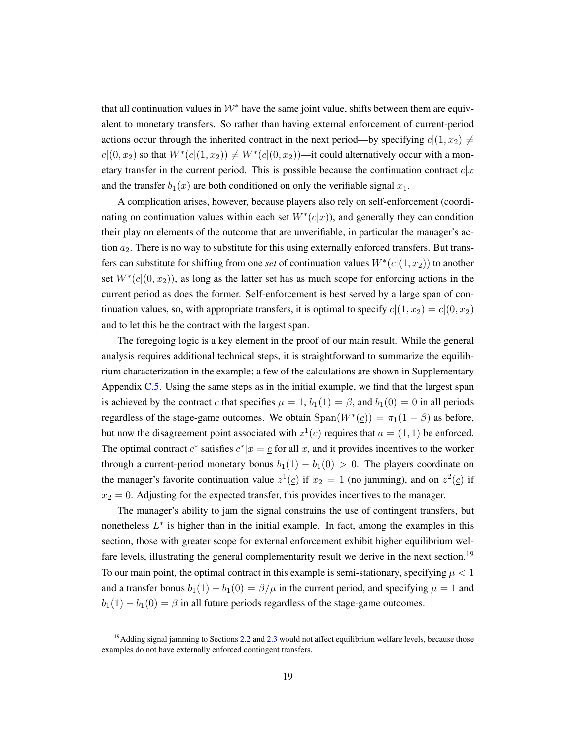that all continuation values in $\mathcal{W}^*$ have the same joint value, shifts between them are equivalent to monetary transfers. So rather than having external enforcement of current-period actions occur through the inherited contract in the next period—by specifying $c|(1, x_2) \neq c|(0, x_2)$ so that $W^*(c|(1, x_2)) \neq W^*(c|(0, x_2))$—it could alternatively occur with a monetary transfer in the current period. This is possible because the continuation contract $c|x$ and the transfer $b_1(x)$ are both conditioned on only the verifiable signal $x_1$.

A complication arises, however, because players also rely on self-enforcement (coordinating on continuation values within each set $W^*(c|x)$), and generally they can condition their play on elements of the outcome that are unverifiable, in particular the manager's action $a_2$. There is no way to substitute for this using externally enforced transfers. But transfers can substitute for shifting from one *set* of continuation values $W^*(c|(1, x_2))$ to another set $W^*(c|(0, x_2))$, as long as the latter set has as much scope for enforcing actions in the current period as does the former. Self-enforcement is best served by a large span of continuation values, so, with appropriate transfers, it is optimal to specify $c|(1, x_2) = c|(0, x_2)$ and to let this be the contract with the largest span.

The foregoing logic is a key element in the proof of our main result. While the general analysis requires additional technical steps, it is straightforward to summarize the equilibrium characterization in the example; a few of the calculations are shown in Supplementary Appendix C.5. Using the same steps as in the initial example, we find that the largest span is achieved by the contract $\underline{c}$ that specifies $\mu = 1$, $b_1(1) = \beta$, and $b_1(0) = 0$ in all periods regardless of the stage-game outcomes. We obtain $\mathrm{Span}(W^*(\underline{c})) = \pi_1(1 - \beta)$ as before, but now the disagreement point associated with $z^1(\underline{c})$ requires that $a = (1, 1)$ be enforced. The optimal contract $c^*$ satisfies $c^*|x = \underline{c}$ for all $x$, and it provides incentives to the worker through a current-period monetary bonus $b_1(1) - b_1(0) > 0$. The players coordinate on the manager's favorite continuation value $z^1(\underline{c})$ if $x_2 = 1$ (no jamming), and on $z^2(\underline{c})$ if $x_2 = 0$. Adjusting for the expected transfer, this provides incentives to the manager.

The manager's ability to jam the signal constrains the use of contingent transfers, but nonetheless $L^*$ is higher than in the initial example. In fact, among the examples in this section, those with greater scope for external enforcement exhibit higher equilibrium welfare levels, illustrating the general complementarity result we derive in the next section.[19] To our main point, the optimal contract in this example is semi-stationary, specifying $\mu < 1$ and a transfer bonus $b_1(1) - b_1(0) = \beta/\mu$ in the current period, and specifying $\mu = 1$ and $b_1(1) - b_1(0) = \beta$ in all future periods regardless of the stage-game outcomes.

[19] Adding signal jamming to Sections 2.2 and 2.3 would not affect equilibrium welfare levels, because those examples do not have externally enforced contingent transfers.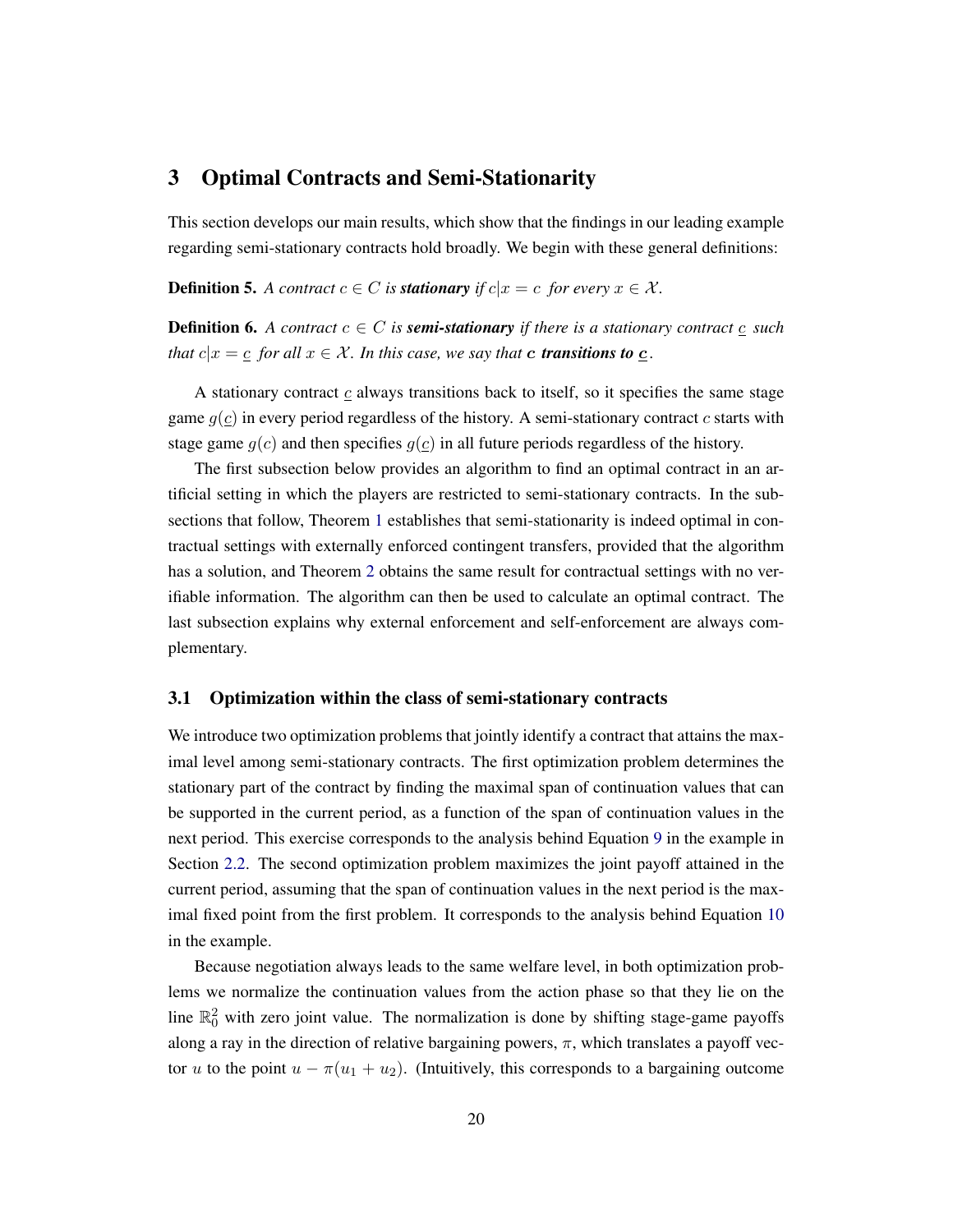# 3 Optimal Contracts and Semi-Stationarity

This section develops our main results, which show that the findings in our leading example regarding semi-stationary contracts hold broadly. We begin with these general definitions:

**Definition 5.** *A contract $c \in C$ is* ***stationary*** *if $c|x = c$ for every $x \in \mathcal{X}$.*

**Definition 6.** *A contract $c \in C$ is* ***semi-stationary*** *if there is a stationary contract $\underline{c}$ such that $c|x = \underline{c}$ for all $x \in \mathcal{X}$. In this case, we say that* ***$c$ transitions to $\underline{c}$***.

A stationary contract $\underline{c}$ always transitions back to itself, so it specifies the same stage game $g(\underline{c})$ in every period regardless of the history. A semi-stationary contract $c$ starts with stage game $g(c)$ and then specifies $g(\underline{c})$ in all future periods regardless of the history.

The first subsection below provides an algorithm to find an optimal contract in an artificial setting in which the players are restricted to semi-stationary contracts. In the subsections that follow, Theorem 1 establishes that semi-stationarity is indeed optimal in contractual settings with externally enforced contingent transfers, provided that the algorithm has a solution, and Theorem 2 obtains the same result for contractual settings with no verifiable information. The algorithm can then be used to calculate an optimal contract. The last subsection explains why external enforcement and self-enforcement are always complementary.

## 3.1 Optimization within the class of semi-stationary contracts

We introduce two optimization problems that jointly identify a contract that attains the maximal level among semi-stationary contracts. The first optimization problem determines the stationary part of the contract by finding the maximal span of continuation values that can be supported in the current period, as a function of the span of continuation values in the next period. This exercise corresponds to the analysis behind Equation 9 in the example in Section 2.2. The second optimization problem maximizes the joint payoff attained in the current period, assuming that the span of continuation values in the next period is the maximal fixed point from the first problem. It corresponds to the analysis behind Equation 10 in the example.

Because negotiation always leads to the same welfare level, in both optimization problems we normalize the continuation values from the action phase so that they lie on the line $\mathbb{R}^2_0$ with zero joint value. The normalization is done by shifting stage-game payoffs along a ray in the direction of relative bargaining powers, $\pi$, which translates a payoff vector $u$ to the point $u - \pi(u_1 + u_2)$. (Intuitively, this corresponds to a bargaining outcome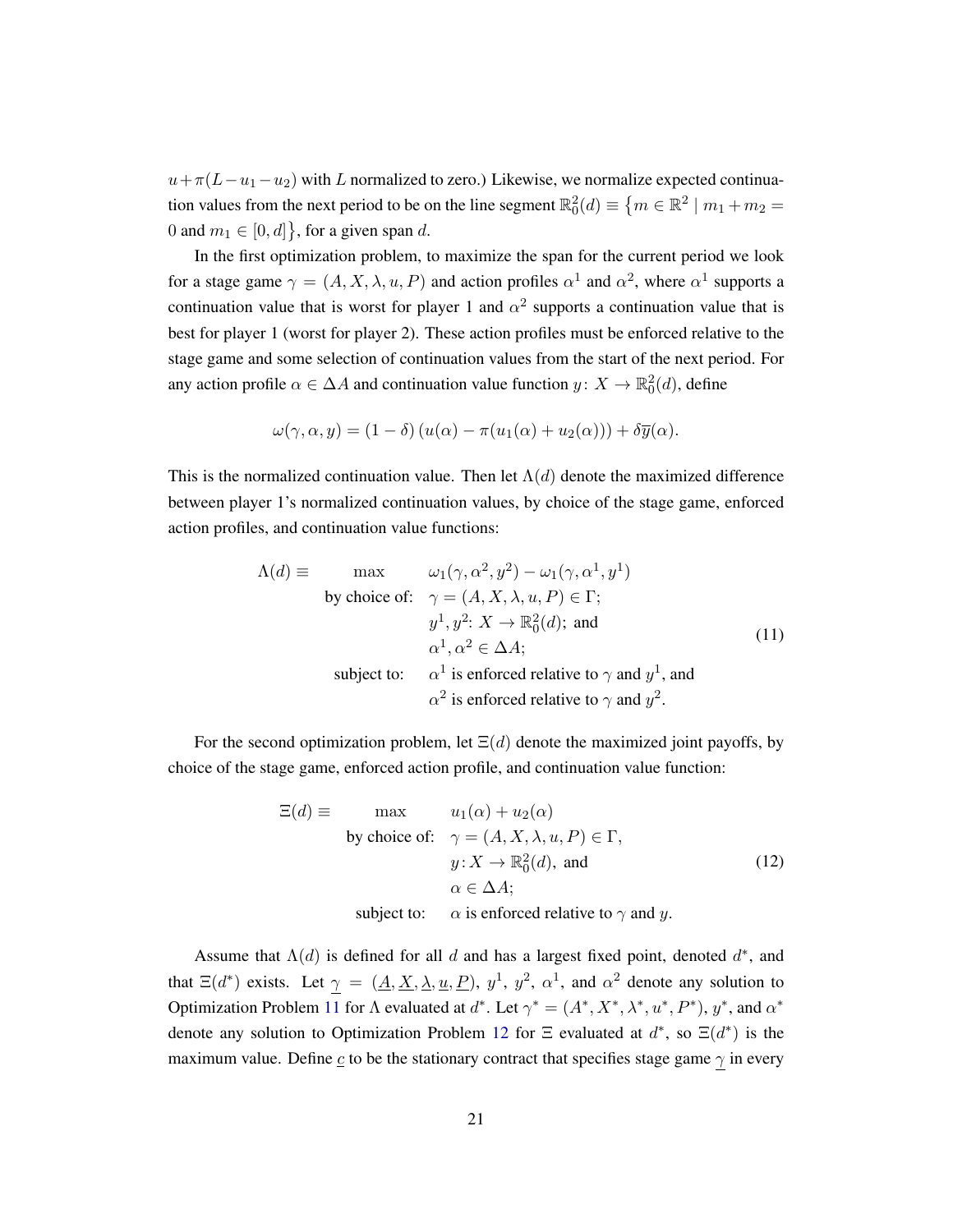$u + \pi(L - u_1 - u_2)$ with $L$ normalized to zero.) Likewise, we normalize expected continuation values from the next period to be on the line segment $\mathbb{R}^2_0(d) \equiv \{m \in \mathbb{R}^2 \mid m_1 + m_2 = 0 \text{ and } m_1 \in [0, d]\}$, for a given span $d$.

In the first optimization problem, to maximize the span for the current period we look for a stage game $\gamma = (A, X, \lambda, u, P)$ and action profiles $\alpha^1$ and $\alpha^2$, where $\alpha^1$ supports a continuation value that is worst for player 1 and $\alpha^2$ supports a continuation value that is best for player 1 (worst for player 2). These action profiles must be enforced relative to the stage game and some selection of continuation values from the start of the next period. For any action profile $\alpha \in \Delta A$ and continuation value function $y \colon X \to \mathbb{R}^2_0(d)$, define

$$\omega(\gamma, \alpha, y) = (1 - \delta)\left(u(\alpha) - \pi(u_1(\alpha) + u_2(\alpha))\right) + \delta \overline{y}(\alpha).$$

This is the normalized continuation value. Then let $\Lambda(d)$ denote the maximized difference between player 1's normalized continuation values, by choice of the stage game, enforced action profiles, and continuation value functions:

$$\begin{aligned}
\Lambda(d) \equiv \qquad \max \qquad & \omega_1(\gamma, \alpha^2, y^2) - \omega_1(\gamma, \alpha^1, y^1) \\
\text{by choice of:} \quad & \gamma = (A, X, \lambda, u, P) \in \Gamma; \\
& y^1, y^2 \colon X \to \mathbb{R}^2_0(d); \text{ and} \\
& \alpha^1, \alpha^2 \in \Delta A; \\
\text{subject to:} \quad & \alpha^1 \text{ is enforced relative to } \gamma \text{ and } y^1, \text{ and} \\
& \alpha^2 \text{ is enforced relative to } \gamma \text{ and } y^2.
\end{aligned} \tag{11}$$

For the second optimization problem, let $\Xi(d)$ denote the maximized joint payoffs, by choice of the stage game, enforced action profile, and continuation value function:

$$\begin{aligned}
\Xi(d) \equiv \qquad \max \qquad & u_1(\alpha) + u_2(\alpha) \\
\text{by choice of:} \quad & \gamma = (A, X, \lambda, u, P) \in \Gamma, \\
& y \colon X \to \mathbb{R}^2_0(d), \text{ and} \\
& \alpha \in \Delta A; \\
\text{subject to:} \quad & \alpha \text{ is enforced relative to } \gamma \text{ and } y.
\end{aligned} \tag{12}$$

Assume that $\Lambda(d)$ is defined for all $d$ and has a largest fixed point, denoted $d^*$, and that $\Xi(d^*)$ exists. Let $\underline{\gamma} = (\underline{A}, \underline{X}, \underline{\lambda}, \underline{u}, \underline{P})$, $y^1$, $y^2$, $\alpha^1$, and $\alpha^2$ denote any solution to Optimization Problem 11 for $\Lambda$ evaluated at $d^*$. Let $\gamma^* = (A^*, X^*, \lambda^*, u^*, P^*)$, $y^*$, and $\alpha^*$ denote any solution to Optimization Problem 12 for $\Xi$ evaluated at $d^*$, so $\Xi(d^*)$ is the maximum value. Define $\underline{c}$ to be the stationary contract that specifies stage game $\underline{\gamma}$ in every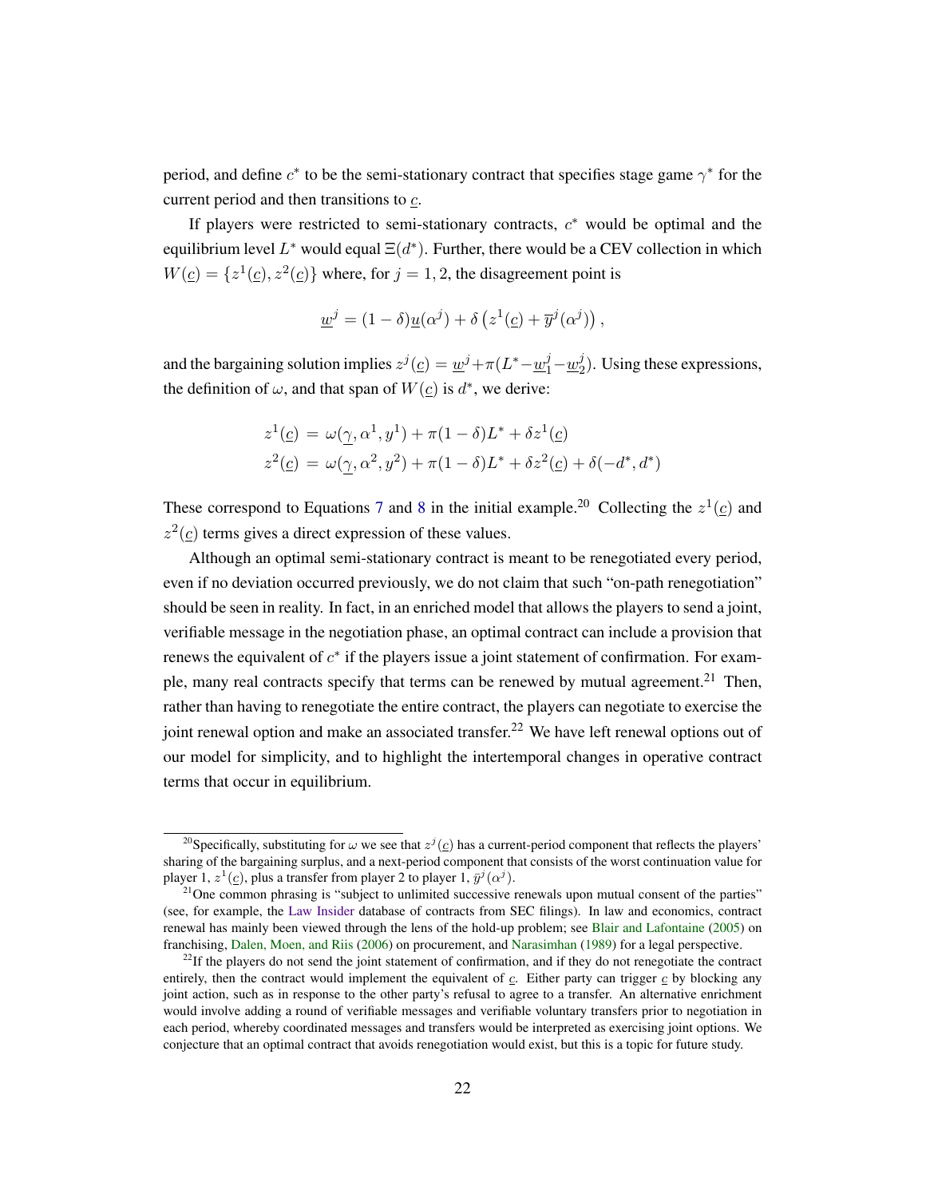period, and define $c^*$ to be the semi-stationary contract that specifies stage game $\gamma^*$ for the current period and then transitions to $\underline{c}$.

If players were restricted to semi-stationary contracts, $c^*$ would be optimal and the equilibrium level $L^*$ would equal $\Xi(d^*)$. Further, there would be a CEV collection in which $W(\underline{c}) = \{z^1(\underline{c}), z^2(\underline{c})\}$ where, for $j = 1, 2$, the disagreement point is

$$\underline{w}^j = (1-\delta)\underline{u}(\alpha^j) + \delta\left(z^1(\underline{c}) + \overline{y}^j(\alpha^j)\right),$$

and the bargaining solution implies $z^j(\underline{c}) = \underline{w}^j + \pi(L^* - \underline{w}^j_1 - \underline{w}^j_2)$. Using these expressions, the definition of $\omega$, and that span of $W(\underline{c})$ is $d^*$, we derive:

$$\begin{aligned}
z^1(\underline{c}) &= \omega(\underline{\gamma}, \alpha^1, y^1) + \pi(1-\delta)L^* + \delta z^1(\underline{c}) \\
z^2(\underline{c}) &= \omega(\underline{\gamma}, \alpha^2, y^2) + \pi(1-\delta)L^* + \delta z^2(\underline{c}) + \delta(-d^*, d^*)
\end{aligned}$$

These correspond to Equations 7 and 8 in the initial example.[20] Collecting the $z^1(\underline{c})$ and $z^2(\underline{c})$ terms gives a direct expression of these values.

Although an optimal semi-stationary contract is meant to be renegotiated every period, even if no deviation occurred previously, we do not claim that such "on-path renegotiation" should be seen in reality. In fact, in an enriched model that allows the players to send a joint, verifiable message in the negotiation phase, an optimal contract can include a provision that renews the equivalent of $c^*$ if the players issue a joint statement of confirmation. For example, many real contracts specify that terms can be renewed by mutual agreement.[21] Then, rather than having to renegotiate the entire contract, the players can negotiate to exercise the joint renewal option and make an associated transfer.[22] We have left renewal options out of our model for simplicity, and to highlight the intertemporal changes in operative contract terms that occur in equilibrium.

[20]Specifically, substituting for $\omega$ we see that $z^j(\underline{c})$ has a current-period component that reflects the players' sharing of the bargaining surplus, and a next-period component that consists of the worst continuation value for player 1, $z^1(\underline{c})$, plus a transfer from player 2 to player 1, $\overline{y}^j(\alpha^j)$.

[21]One common phrasing is "subject to unlimited successive renewals upon mutual consent of the parties" (see, for example, the Law Insider database of contracts from SEC filings). In law and economics, contract renewal has mainly been viewed through the lens of the hold-up problem; see Blair and Lafontaine (2005) on franchising, Dalen, Moen, and Riis (2006) on procurement, and Narasimhan (1989) for a legal perspective.

[22]If the players do not send the joint statement of confirmation, and if they do not renegotiate the contract entirely, then the contract would implement the equivalent of $\underline{c}$. Either party can trigger $\underline{c}$ by blocking any joint action, such as in response to the other party's refusal to agree to a transfer. An alternative enrichment would involve adding a round of verifiable messages and verifiable voluntary transfers prior to negotiation in each period, whereby coordinated messages and transfers would be interpreted as exercising joint options. We conjecture that an optimal contract that avoids renegotiation would exist, but this is a topic for future study.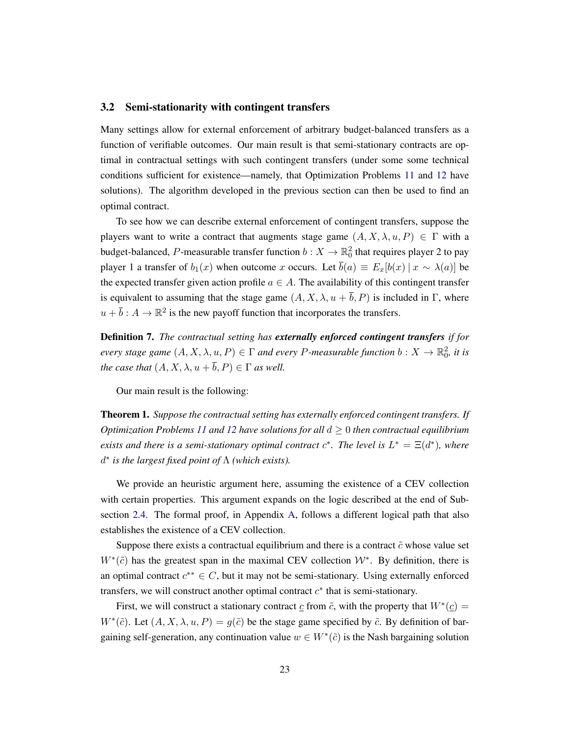### 3.2 Semi-stationarity with contingent transfers

Many settings allow for external enforcement of arbitrary budget-balanced transfers as a function of verifiable outcomes. Our main result is that semi-stationary contracts are optimal in contractual settings with such contingent transfers (under some some technical conditions sufficient for existence—namely, that Optimization Problems 11 and 12 have solutions). The algorithm developed in the previous section can then be used to find an optimal contract.

To see how we can describe external enforcement of contingent transfers, suppose the players want to write a contract that augments stage game $(A, X, \lambda, u, P) \in \Gamma$ with a budget-balanced, $P$-measurable transfer function $b : X \to \mathbb{R}^2_0$ that requires player 2 to pay player 1 a transfer of $b_1(x)$ when outcome $x$ occurs. Let $\overline{b}(a) \equiv E_x[b(x) \mid x \sim \lambda(a)]$ be the expected transfer given action profile $a \in A$. The availability of this contingent transfer is equivalent to assuming that the stage game $(A, X, \lambda, u + \overline{b}, P)$ is included in $\Gamma$, where $u + \overline{b} : A \to \mathbb{R}^2$ is the new payoff function that incorporates the transfers.

**Definition 7.** *The contractual setting has* ***externally enforced contingent transfers*** *if for every stage game $(A, X, \lambda, u, P) \in \Gamma$ and every $P$-measurable function $b : X \to \mathbb{R}^2_0$, it is the case that $(A, X, \lambda, u + \overline{b}, P) \in \Gamma$ as well.*

Our main result is the following:

**Theorem 1.** *Suppose the contractual setting has externally enforced contingent transfers. If Optimization Problems 11 and 12 have solutions for all $d \geq 0$ then contractual equilibrium exists and there is a semi-stationary optimal contract $c^*$. The level is $L^* = \Xi(d^*)$, where $d^*$ is the largest fixed point of $\Lambda$ (which exists).*

We provide an heuristic argument here, assuming the existence of a CEV collection with certain properties. This argument expands on the logic described at the end of Subsection 2.4. The formal proof, in Appendix A, follows a different logical path that also establishes the existence of a CEV collection.

Suppose there exists a contractual equilibrium and there is a contract $\tilde{c}$ whose value set $W^*(\tilde{c})$ has the greatest span in the maximal CEV collection $\mathcal{W}^*$. By definition, there is an optimal contract $c^{**} \in C$, but it may not be semi-stationary. Using externally enforced transfers, we will construct another optimal contract $c^*$ that is semi-stationary.

First, we will construct a stationary contract $\underline{c}$ from $\tilde{c}$, with the property that $W^*(\underline{c}) = W^*(\tilde{c})$. Let $(A, X, \lambda, u, P) = g(\tilde{c})$ be the stage game specified by $\tilde{c}$. By definition of bargaining self-generation, any continuation value $w \in W^*(\tilde{c})$ is the Nash bargaining solution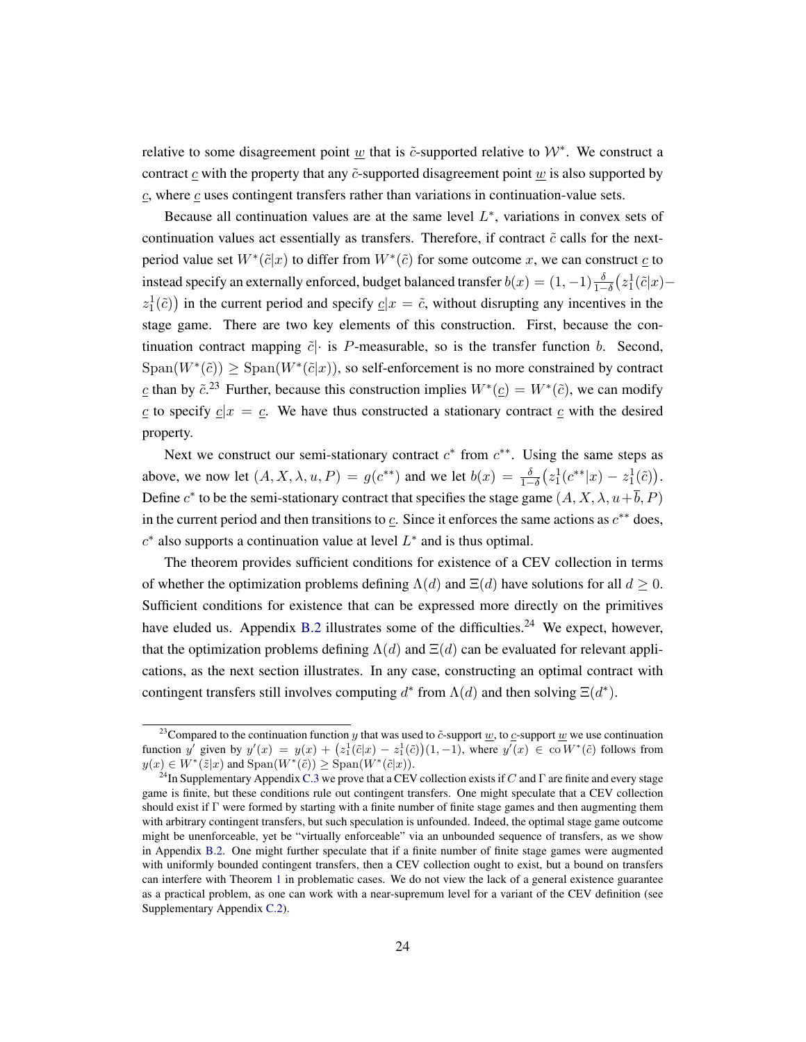relative to some disagreement point $\underline{w}$ that is $\tilde{c}$-supported relative to $\mathcal{W}^*$. We construct a contract $\underline{c}$ with the property that any $\tilde{c}$-supported disagreement point $\underline{w}$ is also supported by $\underline{c}$, where $\underline{c}$ uses contingent transfers rather than variations in continuation-value sets.

Because all continuation values are at the same level $L^*$, variations in convex sets of continuation values act essentially as transfers. Therefore, if contract $\tilde{c}$ calls for the next-period value set $W^*(\tilde{c}|x)$ to differ from $W^*(\tilde{c})$ for some outcome $x$, we can construct $\underline{c}$ to instead specify an externally enforced, budget balanced transfer $b(x) = (1, -1)\frac{\delta}{1-\delta}\big(z_1^1(\tilde{c}|x) - z_1^1(\tilde{c})\big)$ in the current period and specify $\underline{c}|x = \tilde{c}$, without disrupting any incentives in the stage game. There are two key elements of this construction. First, because the continuation contract mapping $\tilde{c}|\cdot$ is $P$-measurable, so is the transfer function $b$. Second, $\operatorname{Span}(W^*(\tilde{c})) \geq \operatorname{Span}(W^*(\tilde{c}|x))$, so self-enforcement is no more constrained by contract $\underline{c}$ than by $\tilde{c}$.[23] Further, because this construction implies $W^*(\underline{c}) = W^*(\tilde{c})$, we can modify $\underline{c}$ to specify $\underline{c}|x = \underline{c}$. We have thus constructed a stationary contract $\underline{c}$ with the desired property.

Next we construct our semi-stationary contract $c^*$ from $c^{**}$. Using the same steps as above, we now let $(A, X, \lambda, u, P) = g(c^{**})$ and we let $b(x) = \frac{\delta}{1-\delta}\big(z_1^1(c^{**}|x) - z_1^1(\tilde{c})\big)$. Define $c^*$ to be the semi-stationary contract that specifies the stage game $(A, X, \lambda, u + \overline{b}, P)$ in the current period and then transitions to $\underline{c}$. Since it enforces the same actions as $c^{**}$ does, $c^*$ also supports a continuation value at level $L^*$ and is thus optimal.

The theorem provides sufficient conditions for existence of a CEV collection in terms of whether the optimization problems defining $\Lambda(d)$ and $\Xi(d)$ have solutions for all $d \geq 0$. Sufficient conditions for existence that can be expressed more directly on the primitives have eluded us. Appendix B.2 illustrates some of the difficulties.[24] We expect, however, that the optimization problems defining $\Lambda(d)$ and $\Xi(d)$ can be evaluated for relevant applications, as the next section illustrates. In any case, constructing an optimal contract with contingent transfers still involves computing $d^*$ from $\Lambda(d)$ and then solving $\Xi(d^*)$.

---

[23] Compared to the continuation function $y$ that was used to $\tilde{c}$-support $\underline{w}$, to $\underline{c}$-support $\underline{w}$ we use continuation function $y'$ given by $y'(x) = y(x) + \big(z_1^1(\tilde{c}|x) - z_1^1(\tilde{c})\big)(1, -1)$, where $y'(x) \in \operatorname{co} W^*(\tilde{c})$ follows from $y(x) \in W^*(\tilde{z}|x)$ and $\operatorname{Span}(W^*(\tilde{c})) \geq \operatorname{Span}(W^*(\tilde{c}|x))$.

[24] In Supplementary Appendix C.3 we prove that a CEV collection exists if $C$ and $\Gamma$ are finite and every stage game is finite, but these conditions rule out contingent transfers. One might speculate that a CEV collection should exist if $\Gamma$ were formed by starting with a finite number of finite stage games and then augmenting them with arbitrary contingent transfers, but such speculation is unfounded. Indeed, the optimal stage game outcome might be unenforceable, yet be "virtually enforceable" via an unbounded sequence of transfers, as we show in Appendix B.2. One might further speculate that if a finite number of finite stage games were augmented with uniformly bounded contingent transfers, then a CEV collection ought to exist, but a bound on transfers can interfere with Theorem 1 in problematic cases. We do not view the lack of a general existence guarantee as a practical problem, as one can work with a near-supremum level for a variant of the CEV definition (see Supplementary Appendix C.2).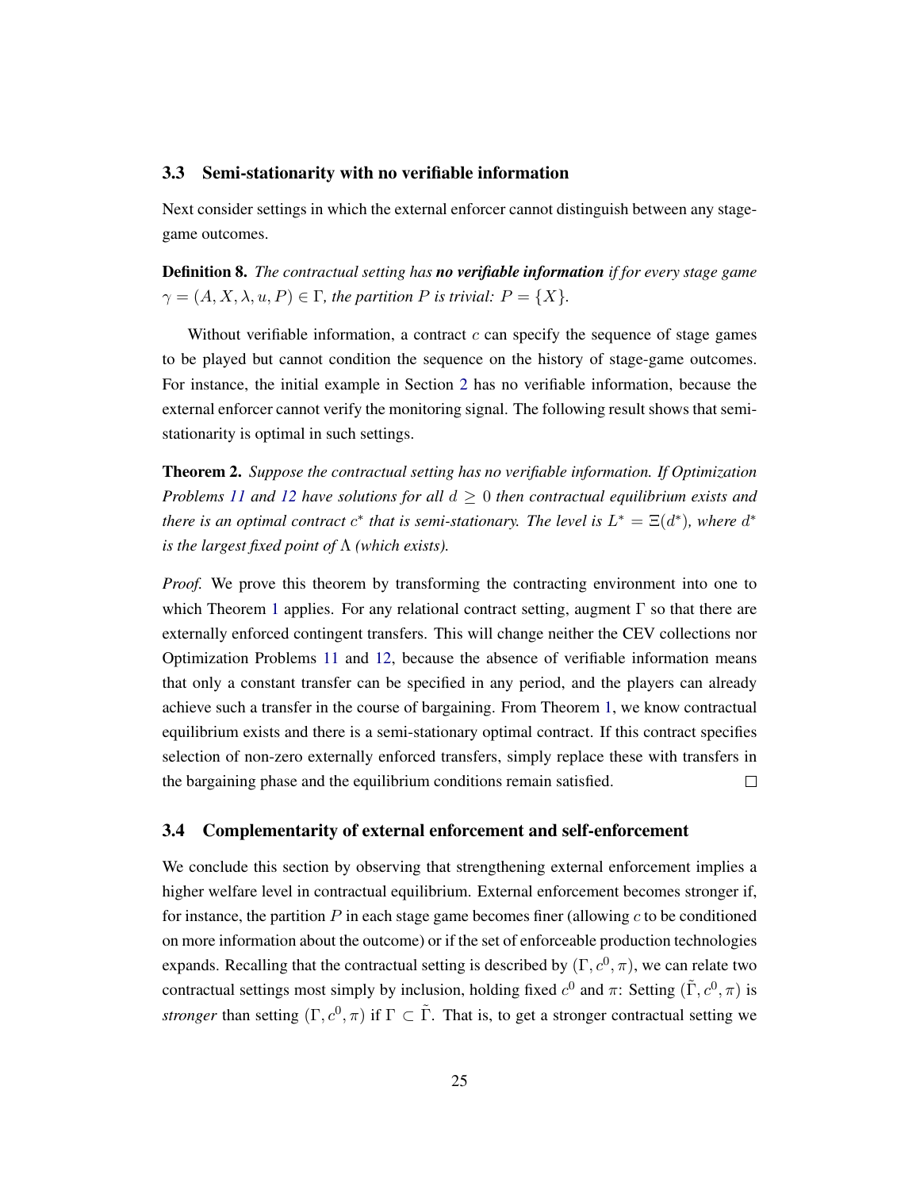### 3.3 Semi-stationarity with no verifiable information

Next consider settings in which the external enforcer cannot distinguish between any stage-game outcomes.

**Definition 8.** *The contractual setting has **no verifiable information** if for every stage game $\gamma = (A, X, \lambda, u, P) \in \Gamma$, the partition $P$ is trivial: $P = \{X\}$.*

Without verifiable information, a contract $c$ can specify the sequence of stage games to be played but cannot condition the sequence on the history of stage-game outcomes. For instance, the initial example in Section 2 has no verifiable information, because the external enforcer cannot verify the monitoring signal. The following result shows that semi-stationarity is optimal in such settings.

**Theorem 2.** *Suppose the contractual setting has no verifiable information. If Optimization Problems 11 and 12 have solutions for all $d \geq 0$ then contractual equilibrium exists and there is an optimal contract $c^*$ that is semi-stationary. The level is $L^* = \Xi(d^*)$, where $d^*$ is the largest fixed point of $\Lambda$ (which exists).*

*Proof.* We prove this theorem by transforming the contracting environment into one to which Theorem 1 applies. For any relational contract setting, augment $\Gamma$ so that there are externally enforced contingent transfers. This will change neither the CEV collections nor Optimization Problems 11 and 12, because the absence of verifiable information means that only a constant transfer can be specified in any period, and the players can already achieve such a transfer in the course of bargaining. From Theorem 1, we know contractual equilibrium exists and there is a semi-stationary optimal contract. If this contract specifies selection of non-zero externally enforced transfers, simply replace these with transfers in the bargaining phase and the equilibrium conditions remain satisfied. □

### 3.4 Complementarity of external enforcement and self-enforcement

We conclude this section by observing that strengthening external enforcement implies a higher welfare level in contractual equilibrium. External enforcement becomes stronger if, for instance, the partition $P$ in each stage game becomes finer (allowing $c$ to be conditioned on more information about the outcome) or if the set of enforceable production technologies expands. Recalling that the contractual setting is described by $(\Gamma, c^0, \pi)$, we can relate two contractual settings most simply by inclusion, holding fixed $c^0$ and $\pi$: Setting $(\tilde{\Gamma}, c^0, \pi)$ is *stronger* than setting $(\Gamma, c^0, \pi)$ if $\Gamma \subset \tilde{\Gamma}$. That is, to get a stronger contractual setting we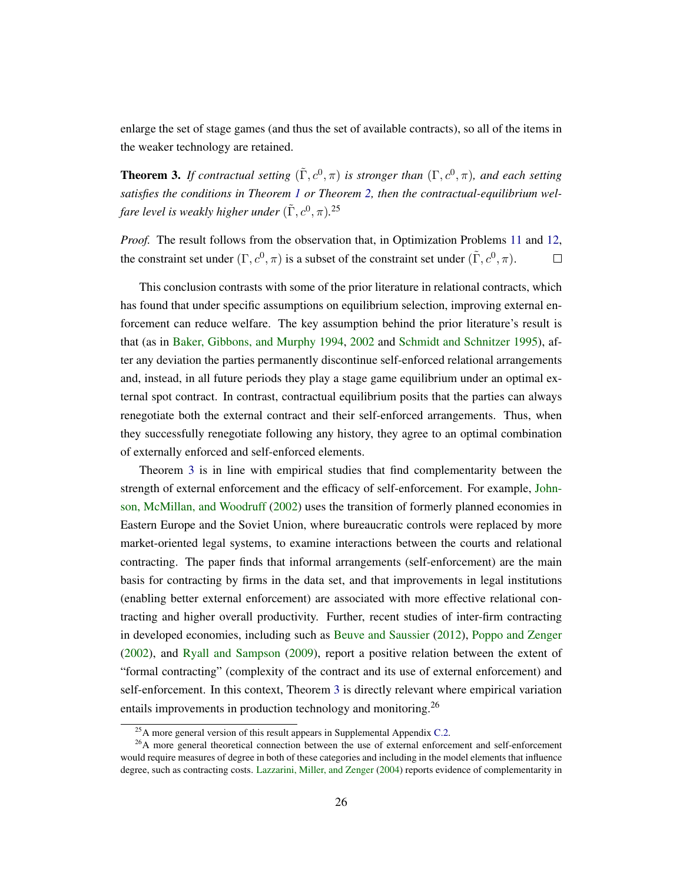enlarge the set of stage games (and thus the set of available contracts), so all of the items in the weaker technology are retained.

**Theorem 3.** *If contractual setting $(\tilde{\Gamma}, c^0, \pi)$ is stronger than $(\Gamma, c^0, \pi)$, and each setting satisfies the conditions in Theorem 1 or Theorem 2, then the contractual-equilibrium welfare level is weakly higher under $(\tilde{\Gamma}, c^0, \pi)$.*[25]

*Proof.* The result follows from the observation that, in Optimization Problems 11 and 12, the constraint set under $(\Gamma, c^0, \pi)$ is a subset of the constraint set under $(\tilde{\Gamma}, c^0, \pi)$. □

This conclusion contrasts with some of the prior literature in relational contracts, which has found that under specific assumptions on equilibrium selection, improving external enforcement can reduce welfare. The key assumption behind the prior literature's result is that (as in Baker, Gibbons, and Murphy 1994, 2002 and Schmidt and Schnitzer 1995), after any deviation the parties permanently discontinue self-enforced relational arrangements and, instead, in all future periods they play a stage game equilibrium under an optimal external spot contract. In contrast, contractual equilibrium posits that the parties can always renegotiate both the external contract and their self-enforced arrangements. Thus, when they successfully renegotiate following any history, they agree to an optimal combination of externally enforced and self-enforced elements.

Theorem 3 is in line with empirical studies that find complementarity between the strength of external enforcement and the efficacy of self-enforcement. For example, Johnson, McMillan, and Woodruff (2002) uses the transition of formerly planned economies in Eastern Europe and the Soviet Union, where bureaucratic controls were replaced by more market-oriented legal systems, to examine interactions between the courts and relational contracting. The paper finds that informal arrangements (self-enforcement) are the main basis for contracting by firms in the data set, and that improvements in legal institutions (enabling better external enforcement) are associated with more effective relational contracting and higher overall productivity. Further, recent studies of inter-firm contracting in developed economies, including such as Beuve and Saussier (2012), Poppo and Zenger (2002), and Ryall and Sampson (2009), report a positive relation between the extent of "formal contracting" (complexity of the contract and its use of external enforcement) and self-enforcement. In this context, Theorem 3 is directly relevant where empirical variation entails improvements in production technology and monitoring.[26]

[25] A more general version of this result appears in Supplemental Appendix C.2.

[26] A more general theoretical connection between the use of external enforcement and self-enforcement would require measures of degree in both of these categories and including in the model elements that influence degree, such as contracting costs. Lazzarini, Miller, and Zenger (2004) reports evidence of complementarity in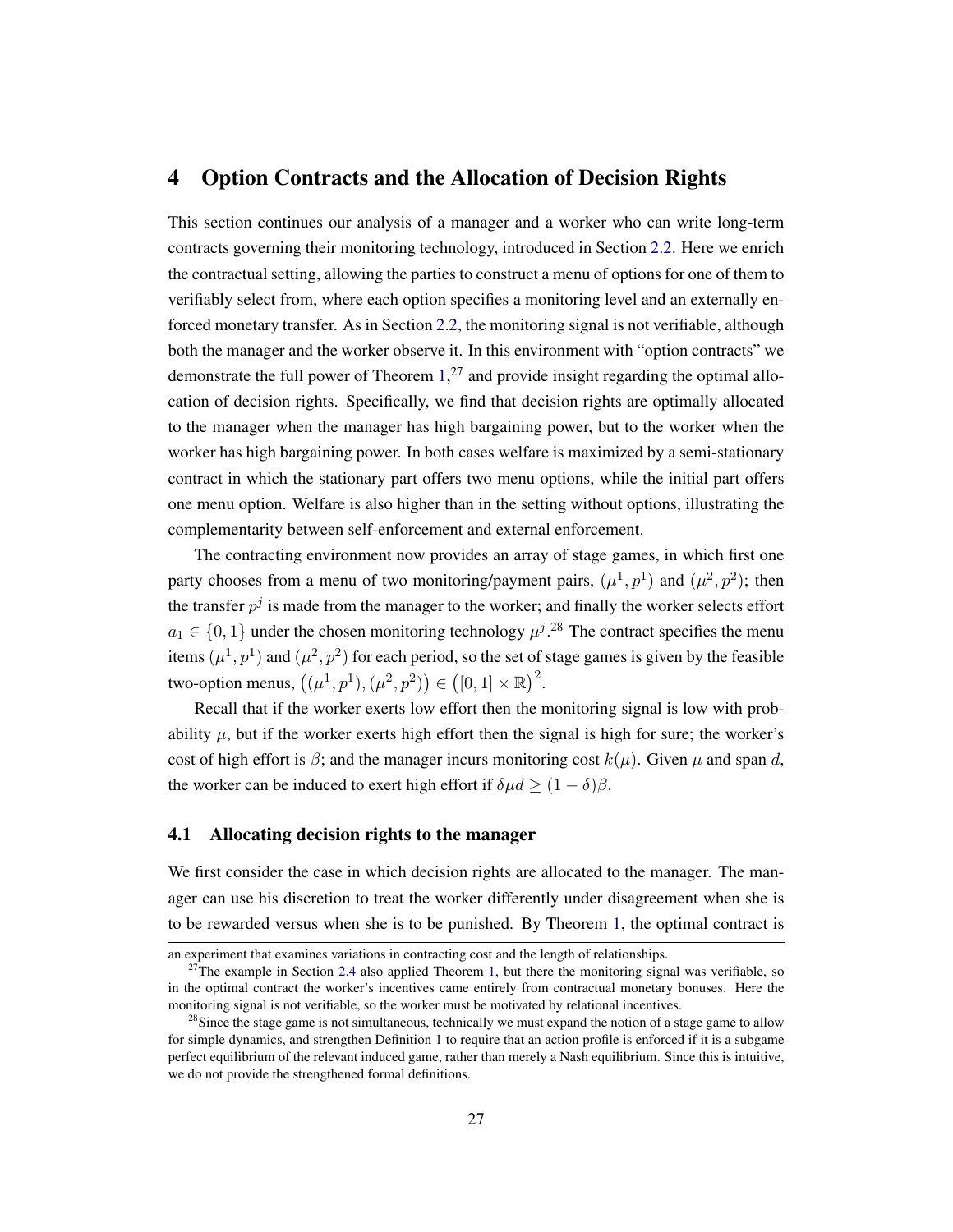# 4 Option Contracts and the Allocation of Decision Rights

This section continues our analysis of a manager and a worker who can write long-term contracts governing their monitoring technology, introduced in Section 2.2. Here we enrich the contractual setting, allowing the parties to construct a menu of options for one of them to verifiably select from, where each option specifies a monitoring level and an externally enforced monetary transfer. As in Section 2.2, the monitoring signal is not verifiable, although both the manager and the worker observe it. In this environment with "option contracts" we demonstrate the full power of Theorem 1,[27] and provide insight regarding the optimal allocation of decision rights. Specifically, we find that decision rights are optimally allocated to the manager when the manager has high bargaining power, but to the worker when the worker has high bargaining power. In both cases welfare is maximized by a semi-stationary contract in which the stationary part offers two menu options, while the initial part offers one menu option. Welfare is also higher than in the setting without options, illustrating the complementarity between self-enforcement and external enforcement.

The contracting environment now provides an array of stage games, in which first one party chooses from a menu of two monitoring/payment pairs, $(\mu^1, p^1)$ and $(\mu^2, p^2)$; then the transfer $p^j$ is made from the manager to the worker; and finally the worker selects effort $a_1 \in \{0, 1\}$ under the chosen monitoring technology $\mu^j$.[28] The contract specifies the menu items $(\mu^1, p^1)$ and $(\mu^2, p^2)$ for each period, so the set of stage games is given by the feasible two-option menus, $\big((\mu^1, p^1), (\mu^2, p^2)\big) \in \big([0, 1] \times \mathbb{R}\big)^2$.

Recall that if the worker exerts low effort then the monitoring signal is low with probability $\mu$, but if the worker exerts high effort then the signal is high for sure; the worker's cost of high effort is $\beta$; and the manager incurs monitoring cost $k(\mu)$. Given $\mu$ and span $d$, the worker can be induced to exert high effort if $\delta \mu d \geq (1 - \delta)\beta$.

## 4.1 Allocating decision rights to the manager

We first consider the case in which decision rights are allocated to the manager. The manager can use his discretion to treat the worker differently under disagreement when she is to be rewarded versus when she is to be punished. By Theorem 1, the optimal contract is

an experiment that examines variations in contracting cost and the length of relationships.

[27] The example in Section 2.4 also applied Theorem 1, but there the monitoring signal was verifiable, so in the optimal contract the worker's incentives came entirely from contractual monetary bonuses. Here the monitoring signal is not verifiable, so the worker must be motivated by relational incentives.

[28] Since the stage game is not simultaneous, technically we must expand the notion of a stage game to allow for simple dynamics, and strengthen Definition 1 to require that an action profile is enforced if it is a subgame perfect equilibrium of the relevant induced game, rather than merely a Nash equilibrium. Since this is intuitive, we do not provide the strengthened formal definitions.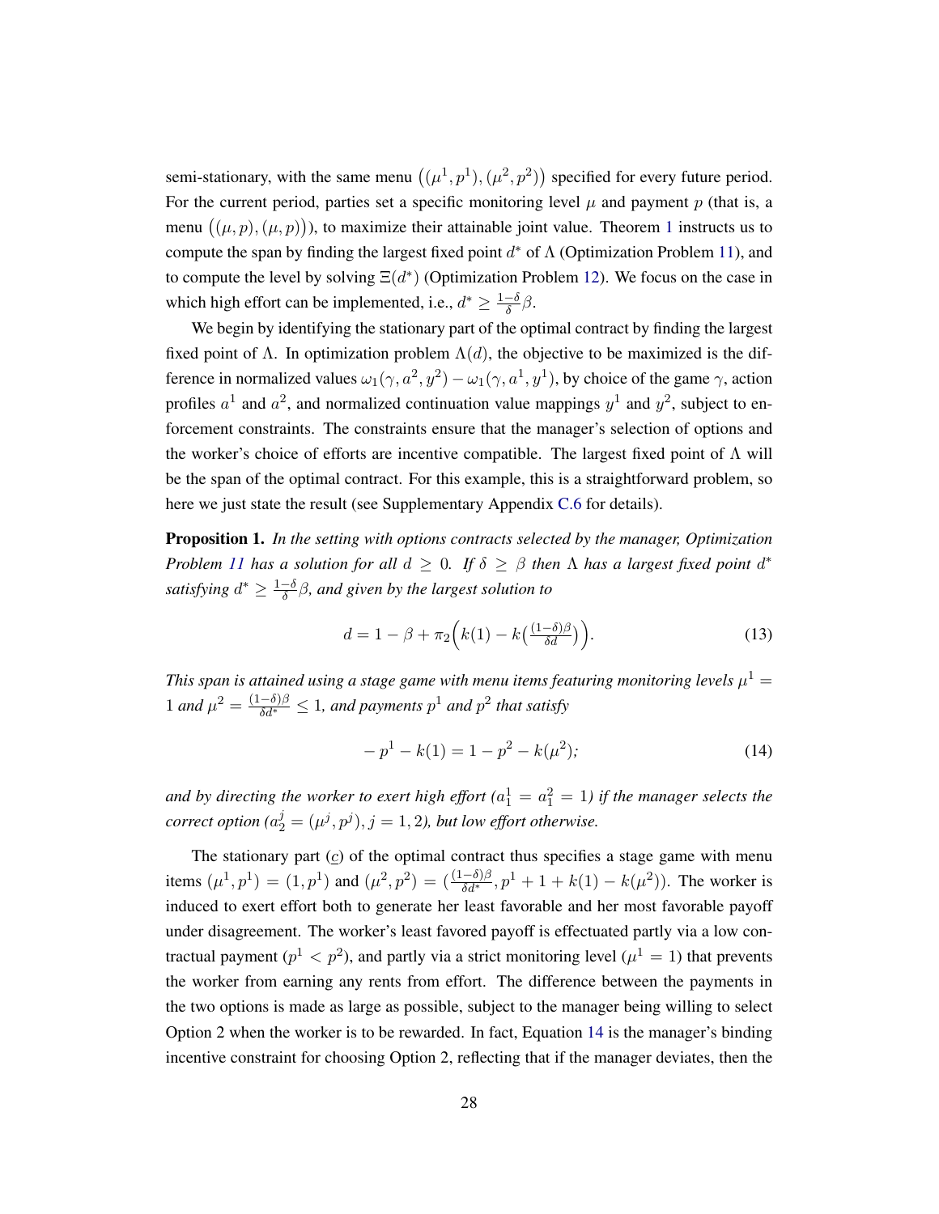semi-stationary, with the same menu $\big((\mu^1, p^1), (\mu^2, p^2)\big)$ specified for every future period. For the current period, parties set a specific monitoring level $\mu$ and payment $p$ (that is, a menu $\big((\mu, p), (\mu, p)\big)$), to maximize their attainable joint value. Theorem 1 instructs us to compute the span by finding the largest fixed point $d^*$ of $\Lambda$ (Optimization Problem 11), and to compute the level by solving $\Xi(d^*)$ (Optimization Problem 12). We focus on the case in which high effort can be implemented, i.e., $d^* \geq \frac{1-\delta}{\delta}\beta$.

We begin by identifying the stationary part of the optimal contract by finding the largest fixed point of $\Lambda$. In optimization problem $\Lambda(d)$, the objective to be maximized is the difference in normalized values $\omega_1(\gamma, a^2, y^2) - \omega_1(\gamma, a^1, y^1)$, by choice of the game $\gamma$, action profiles $a^1$ and $a^2$, and normalized continuation value mappings $y^1$ and $y^2$, subject to enforcement constraints. The constraints ensure that the manager's selection of options and the worker's choice of efforts are incentive compatible. The largest fixed point of $\Lambda$ will be the span of the optimal contract. For this example, this is a straightforward problem, so here we just state the result (see Supplementary Appendix C.6 for details).

**Proposition 1.** *In the setting with options contracts selected by the manager, Optimization Problem 11 has a solution for all $d \geq 0$. If $\delta \geq \beta$ then $\Lambda$ has a largest fixed point $d^*$ satisfying $d^* \geq \frac{1-\delta}{\delta}\beta$, and given by the largest solution to*

$$d = 1 - \beta + \pi_2\Big(k(1) - k\big(\tfrac{(1-\delta)\beta}{\delta d}\big)\Big). \tag{13}$$

*This span is attained using a stage game with menu items featuring monitoring levels $\mu^1 = 1$ and $\mu^2 = \frac{(1-\delta)\beta}{\delta d^*} \leq 1$, and payments $p^1$ and $p^2$ that satisfy*

$$-p^1 - k(1) = 1 - p^2 - k(\mu^2); \tag{14}$$

*and by directing the worker to exert high effort ($a_1^1 = a_1^2 = 1$) if the manager selects the correct option ($a_2^j = (\mu^j, p^j)$, $j = 1, 2$), but low effort otherwise.*

The stationary part ($\underline{c}$) of the optimal contract thus specifies a stage game with menu items $(\mu^1, p^1) = (1, p^1)$ and $(\mu^2, p^2) = (\frac{(1-\delta)\beta}{\delta d^*}, p^1 + 1 + k(1) - k(\mu^2))$. The worker is induced to exert effort both to generate her least favorable and her most favorable payoff under disagreement. The worker's least favored payoff is effectuated partly via a low contractual payment ($p^1 < p^2$), and partly via a strict monitoring level ($\mu^1 = 1$) that prevents the worker from earning any rents from effort. The difference between the payments in the two options is made as large as possible, subject to the manager being willing to select Option 2 when the worker is to be rewarded. In fact, Equation 14 is the manager's binding incentive constraint for choosing Option 2, reflecting that if the manager deviates, then the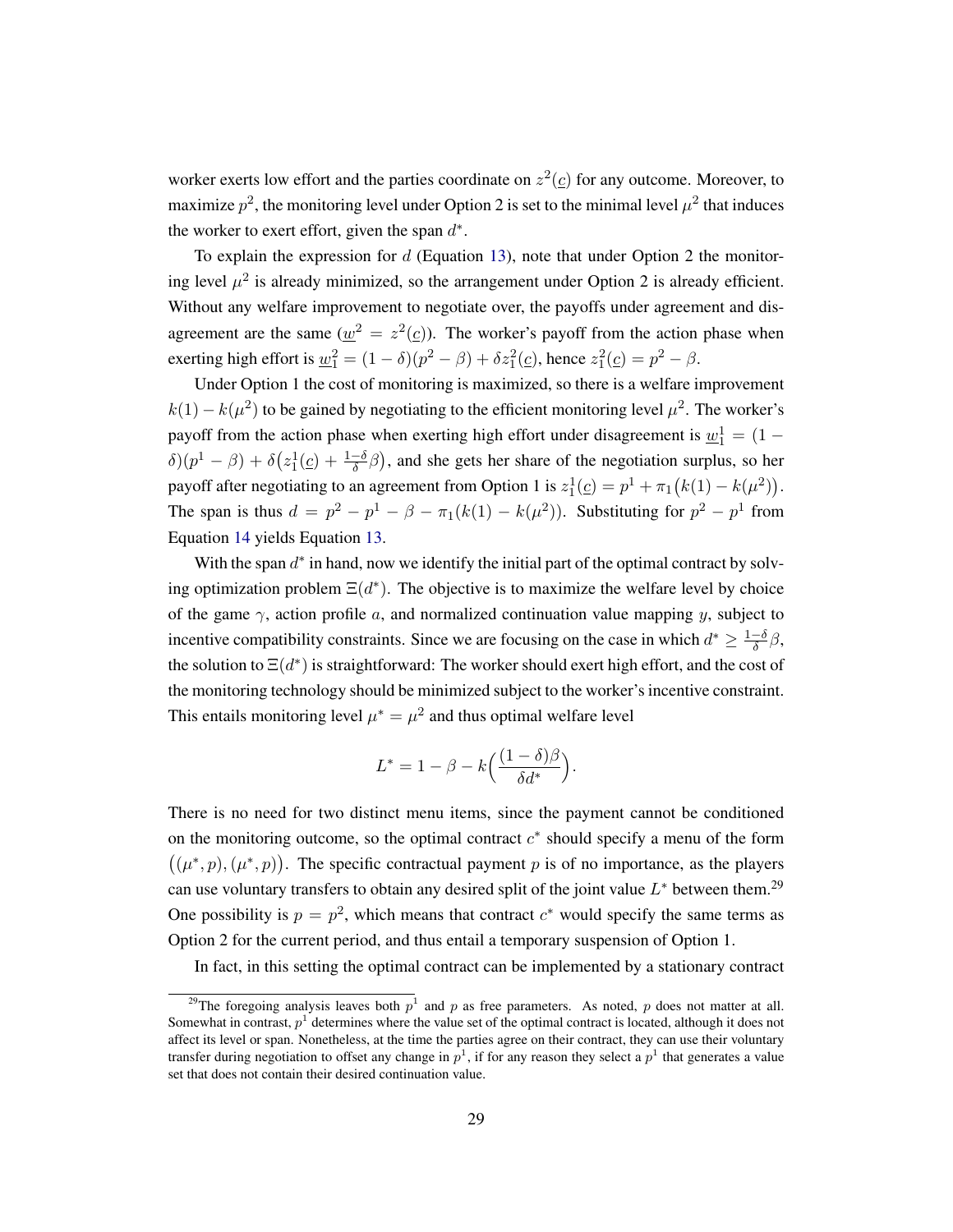worker exerts low effort and the parties coordinate on $z^2(\underline{c})$ for any outcome. Moreover, to maximize $p^2$, the monitoring level under Option 2 is set to the minimal level $\mu^2$ that induces the worker to exert effort, given the span $d^*$.

To explain the expression for $d$ (Equation 13), note that under Option 2 the monitoring level $\mu^2$ is already minimized, so the arrangement under Option 2 is already efficient. Without any welfare improvement to negotiate over, the payoffs under agreement and disagreement are the same ($\underline{w}^2 = z^2(\underline{c})$). The worker's payoff from the action phase when exerting high effort is $\underline{w}_1^2 = (1-\delta)(p^2 - \beta) + \delta z_1^2(\underline{c})$, hence $z_1^2(\underline{c}) = p^2 - \beta$.

Under Option 1 the cost of monitoring is maximized, so there is a welfare improvement $k(1) - k(\mu^2)$ to be gained by negotiating to the efficient monitoring level $\mu^2$. The worker's payoff from the action phase when exerting high effort under disagreement is $\underline{w}_1^1 = (1-\delta)(p^1 - \beta) + \delta\big(z_1^1(\underline{c}) + \frac{1-\delta}{\delta}\beta\big)$, and she gets her share of the negotiation surplus, so her payoff after negotiating to an agreement from Option 1 is $z_1^1(\underline{c}) = p^1 + \pi_1\big(k(1) - k(\mu^2)\big)$. The span is thus $d = p^2 - p^1 - \beta - \pi_1(k(1) - k(\mu^2))$. Substituting for $p^2 - p^1$ from Equation 14 yields Equation 13.

With the span $d^*$ in hand, now we identify the initial part of the optimal contract by solving optimization problem $\Xi(d^*)$. The objective is to maximize the welfare level by choice of the game $\gamma$, action profile $a$, and normalized continuation value mapping $y$, subject to incentive compatibility constraints. Since we are focusing on the case in which $d^* \geq \frac{1-\delta}{\delta}\beta$, the solution to $\Xi(d^*)$ is straightforward: The worker should exert high effort, and the cost of the monitoring technology should be minimized subject to the worker's incentive constraint. This entails monitoring level $\mu^* = \mu^2$ and thus optimal welfare level

$$L^* = 1 - \beta - k\Big(\frac{(1-\delta)\beta}{\delta d^*}\Big).$$

There is no need for two distinct menu items, since the payment cannot be conditioned on the monitoring outcome, so the optimal contract $c^*$ should specify a menu of the form $\big((\mu^*, p), (\mu^*, p)\big)$. The specific contractual payment $p$ is of no importance, as the players can use voluntary transfers to obtain any desired split of the joint value $L^*$ between them.[29] One possibility is $p = p^2$, which means that contract $c^*$ would specify the same terms as Option 2 for the current period, and thus entail a temporary suspension of Option 1.

In fact, in this setting the optimal contract can be implemented by a stationary contract

[29] The foregoing analysis leaves both $p^1$ and $p$ as free parameters. As noted, $p$ does not matter at all. Somewhat in contrast, $p^1$ determines where the value set of the optimal contract is located, although it does not affect its level or span. Nonetheless, at the time the parties agree on their contract, they can use their voluntary transfer during negotiation to offset any change in $p^1$, if for any reason they select a $p^1$ that generates a value set that does not contain their desired continuation value.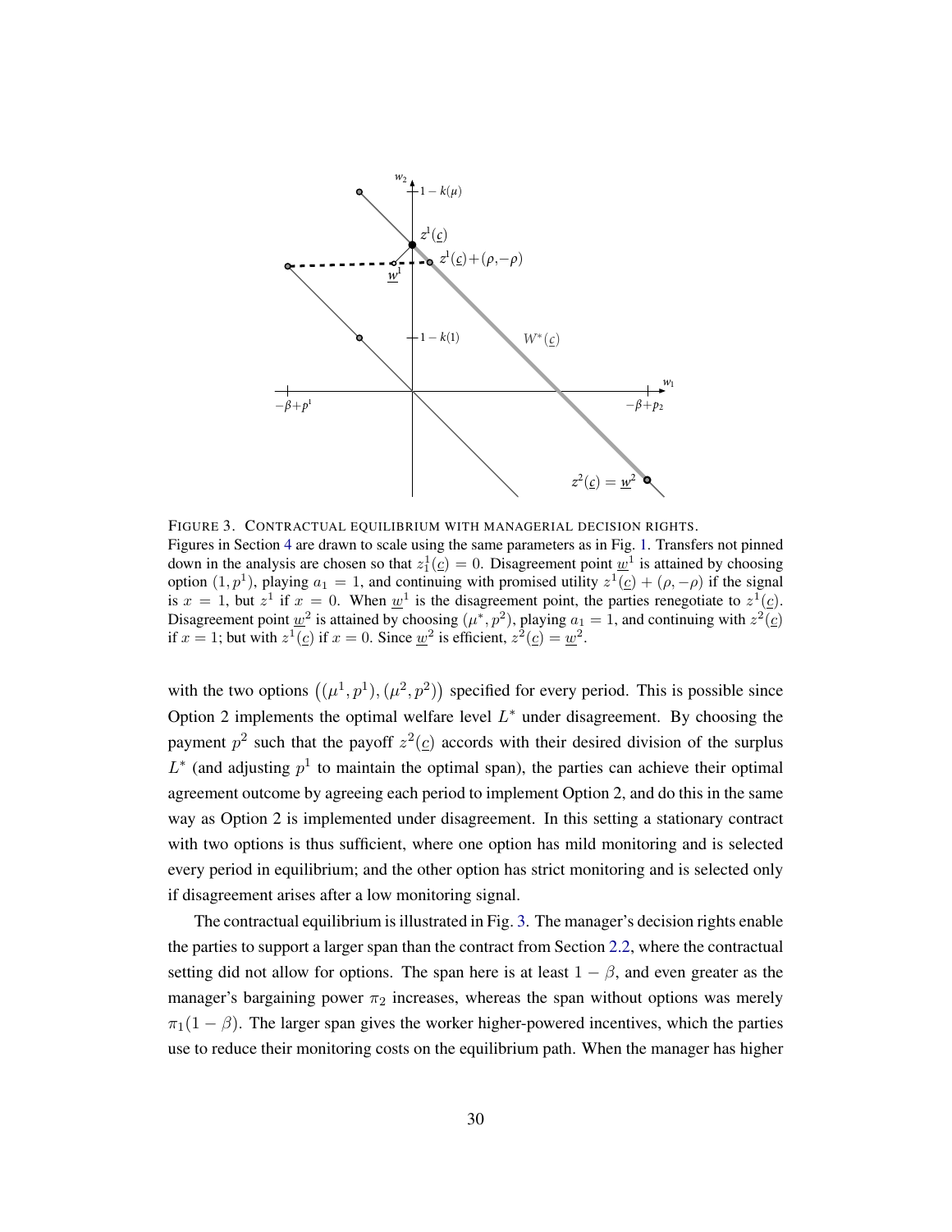FIGURE 3. CONTRACTUAL EQUILIBRIUM WITH MANAGERIAL DECISION RIGHTS.
Figures in Section 4 are drawn to scale using the same parameters as in Fig. 1. Transfers not pinned down in the analysis are chosen so that $z_1^1(\underline{c}) = 0$. Disagreement point $\underline{w}^1$ is attained by choosing option $(1, p^1)$, playing $a_1 = 1$, and continuing with promised utility $z^1(\underline{c}) + (\rho, -\rho)$ if the signal is $x = 1$, but $z^1$ if $x = 0$. When $\underline{w}^1$ is the disagreement point, the parties renegotiate to $z^1(\underline{c})$. Disagreement point $\underline{w}^2$ is attained by choosing $(\mu^*, p^2)$, playing $a_1 = 1$, and continuing with $z^2(\underline{c})$ if $x = 1$; but with $z^1(\underline{c})$ if $x = 0$. Since $\underline{w}^2$ is efficient, $z^2(\underline{c}) = \underline{w}^2$.

with the two options $\big((\mu^1, p^1), (\mu^2, p^2)\big)$ specified for every period. This is possible since Option 2 implements the optimal welfare level $L^*$ under disagreement. By choosing the payment $p^2$ such that the payoff $z^2(\underline{c})$ accords with their desired division of the surplus $L^*$ (and adjusting $p^1$ to maintain the optimal span), the parties can achieve their optimal agreement outcome by agreeing each period to implement Option 2, and do this in the same way as Option 2 is implemented under disagreement. In this setting a stationary contract with two options is thus sufficient, where one option has mild monitoring and is selected every period in equilibrium; and the other option has strict monitoring and is selected only if disagreement arises after a low monitoring signal.

The contractual equilibrium is illustrated in Fig. 3. The manager's decision rights enable the parties to support a larger span than the contract from Section 2.2, where the contractual setting did not allow for options. The span here is at least $1 - \beta$, and even greater as the manager's bargaining power $\pi_2$ increases, whereas the span without options was merely $\pi_1(1 - \beta)$. The larger span gives the worker higher-powered incentives, which the parties use to reduce their monitoring costs on the equilibrium path. When the manager has higher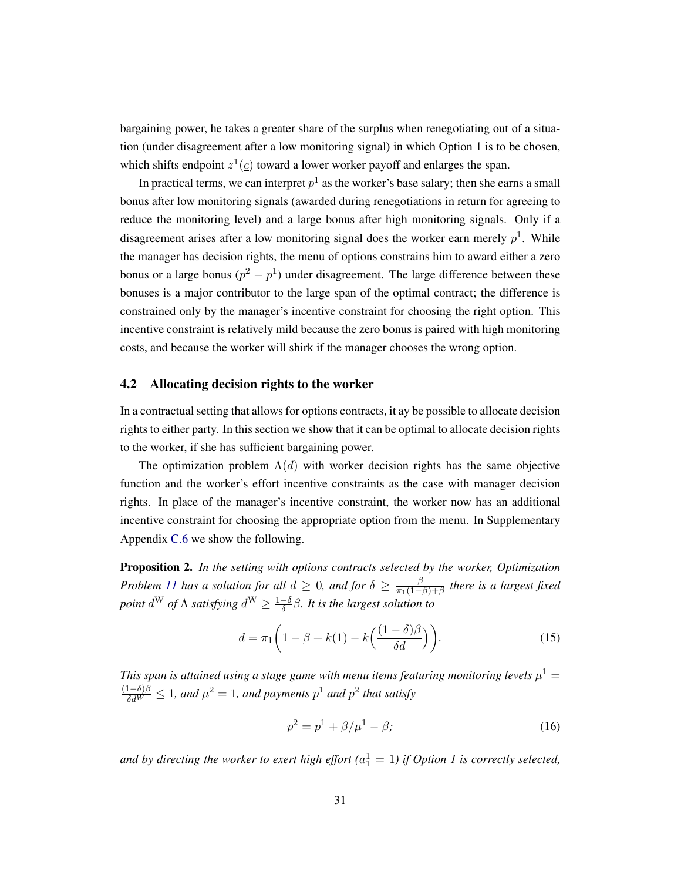bargaining power, he takes a greater share of the surplus when renegotiating out of a situation (under disagreement after a low monitoring signal) in which Option 1 is to be chosen, which shifts endpoint $z^1(\underline{c})$ toward a lower worker payoff and enlarges the span.

In practical terms, we can interpret $p^1$ as the worker's base salary; then she earns a small bonus after low monitoring signals (awarded during renegotiations in return for agreeing to reduce the monitoring level) and a large bonus after high monitoring signals. Only if a disagreement arises after a low monitoring signal does the worker earn merely $p^1$. While the manager has decision rights, the menu of options constrains him to award either a zero bonus or a large bonus ($p^2 - p^1$) under disagreement. The large difference between these bonuses is a major contributor to the large span of the optimal contract; the difference is constrained only by the manager's incentive constraint for choosing the right option. This incentive constraint is relatively mild because the zero bonus is paired with high monitoring costs, and because the worker will shirk if the manager chooses the wrong option.

### 4.2 Allocating decision rights to the worker

In a contractual setting that allows for options contracts, it ay be possible to allocate decision rights to either party. In this section we show that it can be optimal to allocate decision rights to the worker, if she has sufficient bargaining power.

The optimization problem $\Lambda(d)$ with worker decision rights has the same objective function and the worker's effort incentive constraints as the case with manager decision rights. In place of the manager's incentive constraint, the worker now has an additional incentive constraint for choosing the appropriate option from the menu. In Supplementary Appendix C.6 we show the following.

**Proposition 2.** *In the setting with options contracts selected by the worker, Optimization Problem 11 has a solution for all $d \geq 0$, and for $\delta \geq \frac{\beta}{\pi_1(1-\beta)+\beta}$ there is a largest fixed point $d^{\mathrm{W}}$ of $\Lambda$ satisfying $d^{\mathrm{W}} \geq \frac{1-\delta}{\delta}\beta$. It is the largest solution to*

$$d = \pi_1\bigg(1 - \beta + k(1) - k\Big(\frac{(1-\delta)\beta}{\delta d}\Big)\bigg). \tag{15}$$

*This span is attained using a stage game with menu items featuring monitoring levels $\mu^1 = \frac{(1-\delta)\beta}{\delta d^{W}} \leq 1$, and $\mu^2 = 1$, and payments $p^1$ and $p^2$ that satisfy*

$$p^2 = p^1 + \beta/\mu^1 - \beta; \tag{16}$$

*and by directing the worker to exert high effort ($a_1^1 = 1$) if Option 1 is correctly selected,*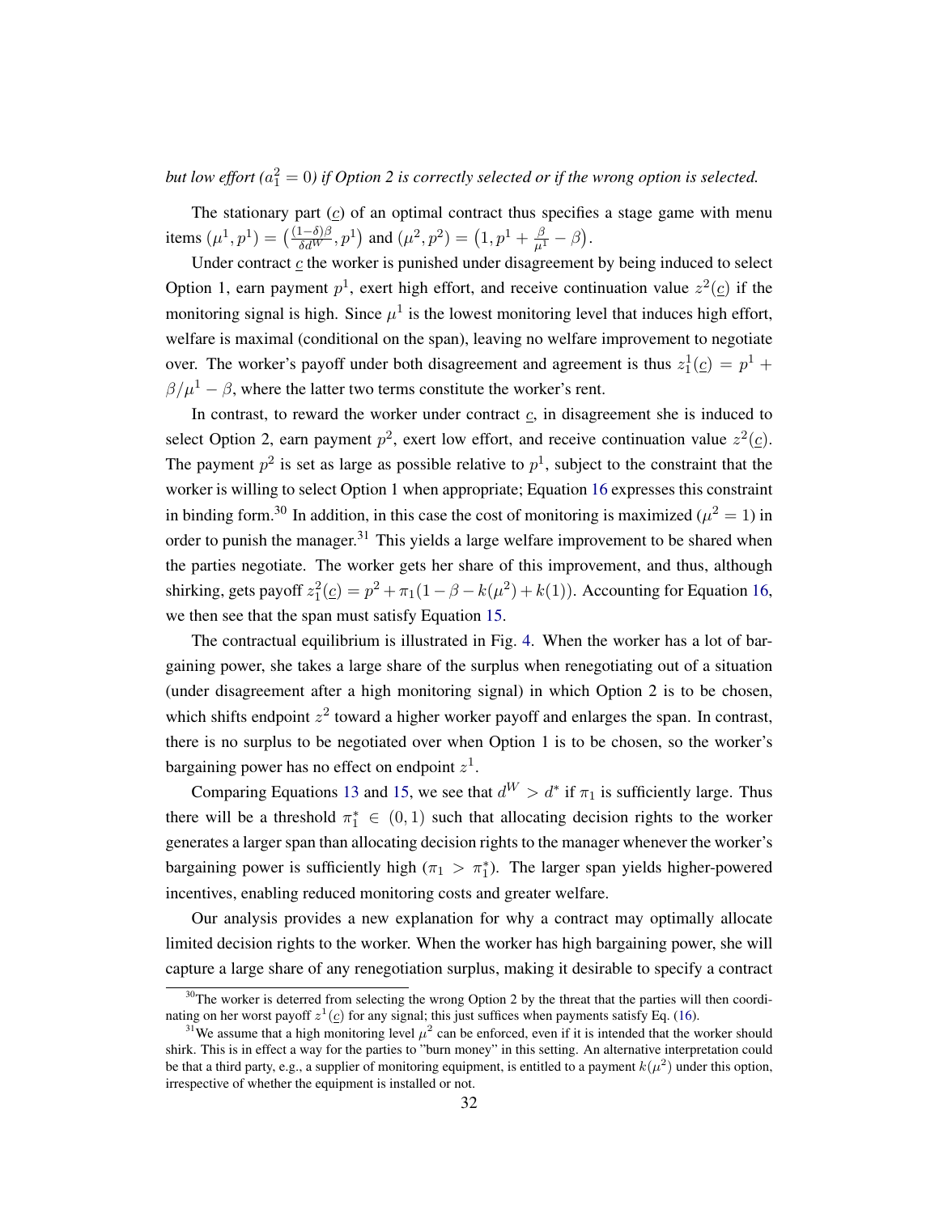*but low effort ($a_1^2 = 0$) if Option 2 is correctly selected or if the wrong option is selected.*

The stationary part ($\underline{c}$) of an optimal contract thus specifies a stage game with menu items $(\mu^1, p^1) = \left(\frac{(1-\delta)\beta}{\delta d^W}, p^1\right)$ and $(\mu^2, p^2) = \left(1, p^1 + \frac{\beta}{\mu^1} - \beta\right)$.

Under contract $\underline{c}$ the worker is punished under disagreement by being induced to select Option 1, earn payment $p^1$, exert high effort, and receive continuation value $z^2(\underline{c})$ if the monitoring signal is high. Since $\mu^1$ is the lowest monitoring level that induces high effort, welfare is maximal (conditional on the span), leaving no welfare improvement to negotiate over. The worker's payoff under both disagreement and agreement is thus $z_1^1(\underline{c}) = p^1 + \beta/\mu^1 - \beta$, where the latter two terms constitute the worker's rent.

In contrast, to reward the worker under contract $\underline{c}$, in disagreement she is induced to select Option 2, earn payment $p^2$, exert low effort, and receive continuation value $z^2(\underline{c})$. The payment $p^2$ is set as large as possible relative to $p^1$, subject to the constraint that the worker is willing to select Option 1 when appropriate; Equation 16 expresses this constraint in binding form.[30] In addition, in this case the cost of monitoring is maximized ($\mu^2 = 1$) in order to punish the manager.[31] This yields a large welfare improvement to be shared when the parties negotiate. The worker gets her share of this improvement, and thus, although shirking, gets payoff $z_1^2(\underline{c}) = p^2 + \pi_1(1 - \beta - k(\mu^2) + k(1))$. Accounting for Equation 16, we then see that the span must satisfy Equation 15.

The contractual equilibrium is illustrated in Fig. 4. When the worker has a lot of bargaining power, she takes a large share of the surplus when renegotiating out of a situation (under disagreement after a high monitoring signal) in which Option 2 is to be chosen, which shifts endpoint $z^2$ toward a higher worker payoff and enlarges the span. In contrast, there is no surplus to be negotiated over when Option 1 is to be chosen, so the worker's bargaining power has no effect on endpoint $z^1$.

Comparing Equations 13 and 15, we see that $d^W > d^*$ if $\pi_1$ is sufficiently large. Thus there will be a threshold $\pi_1^* \in (0, 1)$ such that allocating decision rights to the worker generates a larger span than allocating decision rights to the manager whenever the worker's bargaining power is sufficiently high ($\pi_1 > \pi_1^*$). The larger span yields higher-powered incentives, enabling reduced monitoring costs and greater welfare.

Our analysis provides a new explanation for why a contract may optimally allocate limited decision rights to the worker. When the worker has high bargaining power, she will capture a large share of any renegotiation surplus, making it desirable to specify a contract

[30] The worker is deterred from selecting the wrong Option 2 by the threat that the parties will then coordinating on her worst payoff $z^1(\underline{c})$ for any signal; this just suffices when payments satisfy Eq. (16).

[31] We assume that a high monitoring level $\mu^2$ can be enforced, even if it is intended that the worker should shirk. This is in effect a way for the parties to "burn money" in this setting. An alternative interpretation could be that a third party, e.g., a supplier of monitoring equipment, is entitled to a payment $k(\mu^2)$ under this option, irrespective of whether the equipment is installed or not.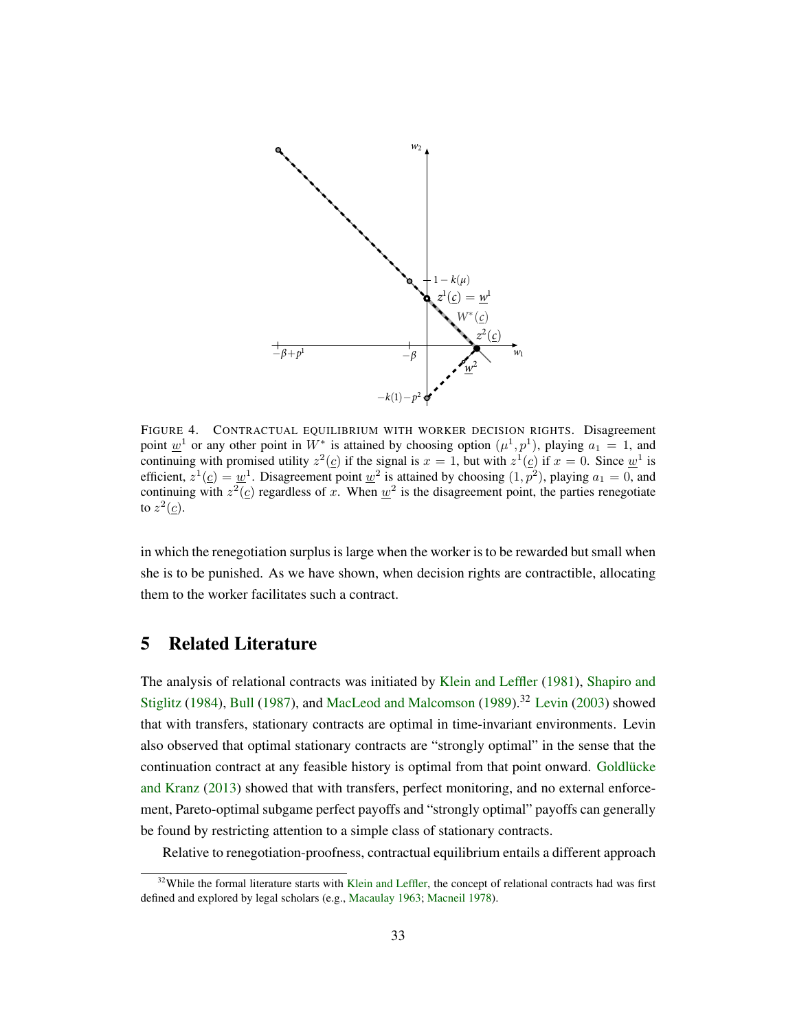FIGURE 4. CONTRACTUAL EQUILIBRIUM WITH WORKER DECISION RIGHTS. Disagreement point $\underline{w}^1$ or any other point in $W^*$ is attained by choosing option $(\mu^1, p^1)$, playing $a_1 = 1$, and continuing with promised utility $z^2(\underline{c})$ if the signal is $x = 1$, but with $z^1(\underline{c})$ if $x = 0$. Since $\underline{w}^1$ is efficient, $z^1(\underline{c}) = \underline{w}^1$. Disagreement point $\underline{w}^2$ is attained by choosing $(1, p^2)$, playing $a_1 = 0$, and continuing with $z^2(\underline{c})$ regardless of $x$. When $\underline{w}^2$ is the disagreement point, the parties renegotiate to $z^2(\underline{c})$.

in which the renegotiation surplus is large when the worker is to be rewarded but small when she is to be punished. As we have shown, when decision rights are contractible, allocating them to the worker facilitates such a contract.

# 5 Related Literature

The analysis of relational contracts was initiated by Klein and Leffler (1981), Shapiro and Stiglitz (1984), Bull (1987), and MacLeod and Malcomson (1989).[32] Levin (2003) showed that with transfers, stationary contracts are optimal in time-invariant environments. Levin also observed that optimal stationary contracts are "strongly optimal" in the sense that the continuation contract at any feasible history is optimal from that point onward. Goldlücke and Kranz (2013) showed that with transfers, perfect monitoring, and no external enforcement, Pareto-optimal subgame perfect payoffs and "strongly optimal" payoffs can generally be found by restricting attention to a simple class of stationary contracts.

Relative to renegotiation-proofness, contractual equilibrium entails a different approach

[32]While the formal literature starts with Klein and Leffler, the concept of relational contracts had was first defined and explored by legal scholars (e.g., Macaulay 1963; Macneil 1978).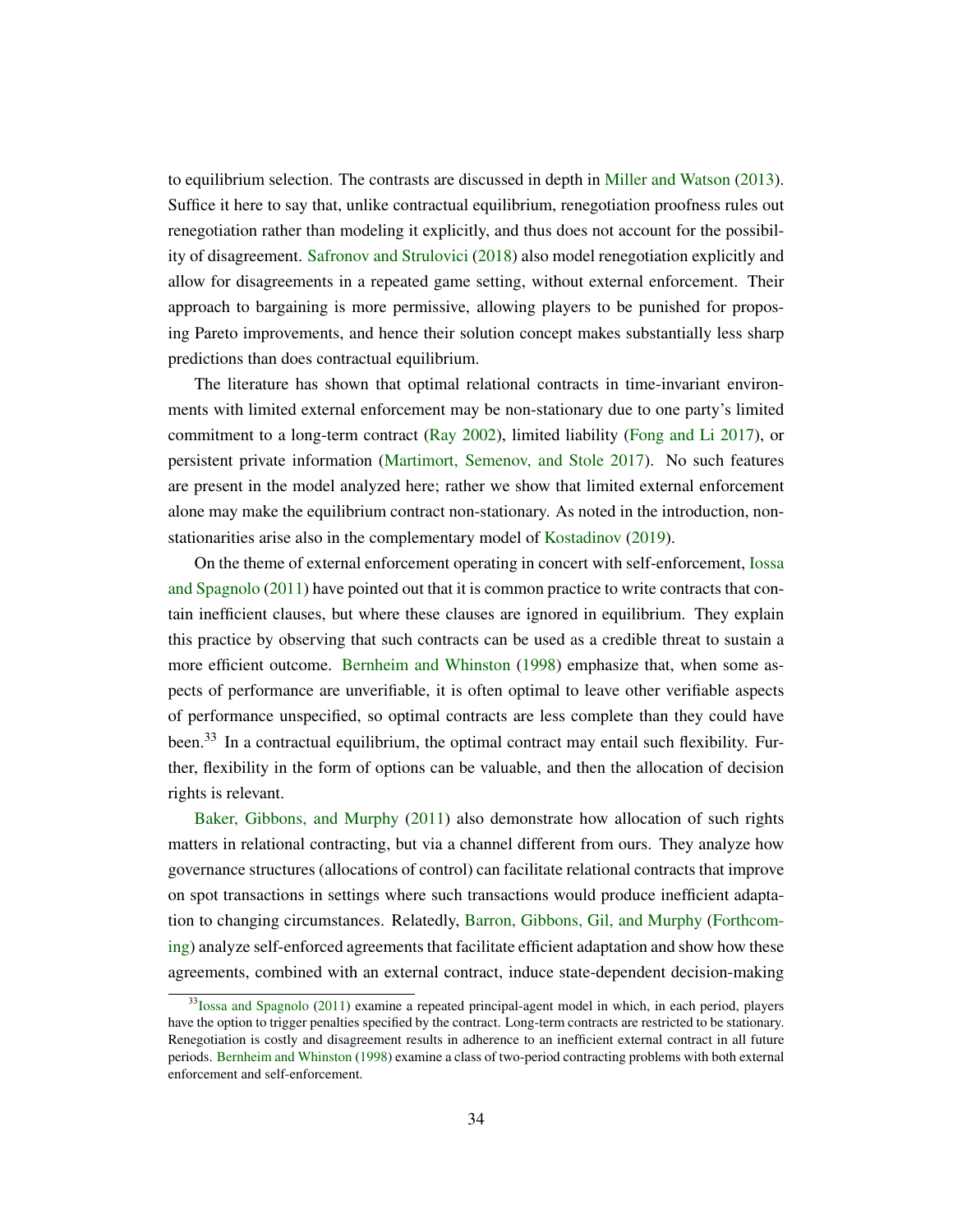to equilibrium selection. The contrasts are discussed in depth in Miller and Watson (2013). Suffice it here to say that, unlike contractual equilibrium, renegotiation proofness rules out renegotiation rather than modeling it explicitly, and thus does not account for the possibility of disagreement. Safronov and Strulovici (2018) also model renegotiation explicitly and allow for disagreements in a repeated game setting, without external enforcement. Their approach to bargaining is more permissive, allowing players to be punished for proposing Pareto improvements, and hence their solution concept makes substantially less sharp predictions than does contractual equilibrium.

The literature has shown that optimal relational contracts in time-invariant environments with limited external enforcement may be non-stationary due to one party's limited commitment to a long-term contract (Ray 2002), limited liability (Fong and Li 2017), or persistent private information (Martimort, Semenov, and Stole 2017). No such features are present in the model analyzed here; rather we show that limited external enforcement alone may make the equilibrium contract non-stationary. As noted in the introduction, non-stationarities arise also in the complementary model of Kostadinov (2019).

On the theme of external enforcement operating in concert with self-enforcement, Iossa and Spagnolo (2011) have pointed out that it is common practice to write contracts that contain inefficient clauses, but where these clauses are ignored in equilibrium. They explain this practice by observing that such contracts can be used as a credible threat to sustain a more efficient outcome. Bernheim and Whinston (1998) emphasize that, when some aspects of performance are unverifiable, it is often optimal to leave other verifiable aspects of performance unspecified, so optimal contracts are less complete than they could have been.[33] In a contractual equilibrium, the optimal contract may entail such flexibility. Further, flexibility in the form of options can be valuable, and then the allocation of decision rights is relevant.

Baker, Gibbons, and Murphy (2011) also demonstrate how allocation of such rights matters in relational contracting, but via a channel different from ours. They analyze how governance structures (allocations of control) can facilitate relational contracts that improve on spot transactions in settings where such transactions would produce inefficient adaptation to changing circumstances. Relatedly, Barron, Gibbons, Gil, and Murphy (Forthcoming) analyze self-enforced agreements that facilitate efficient adaptation and show how these agreements, combined with an external contract, induce state-dependent decision-making

[33] Iossa and Spagnolo (2011) examine a repeated principal-agent model in which, in each period, players have the option to trigger penalties specified by the contract. Long-term contracts are restricted to be stationary. Renegotiation is costly and disagreement results in adherence to an inefficient external contract in all future periods. Bernheim and Whinston (1998) examine a class of two-period contracting problems with both external enforcement and self-enforcement.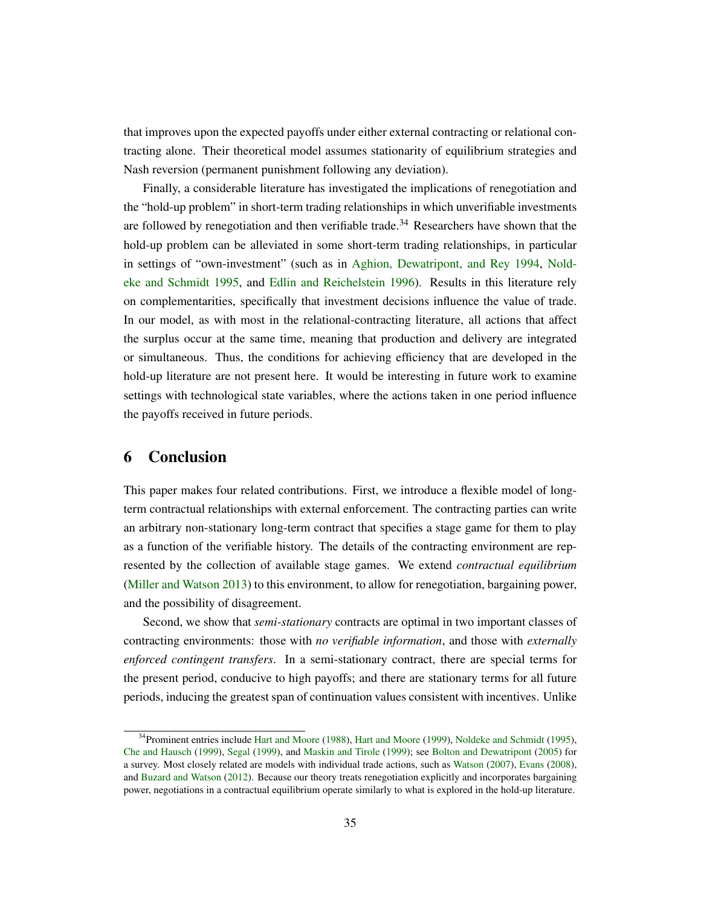that improves upon the expected payoffs under either external contracting or relational contracting alone. Their theoretical model assumes stationarity of equilibrium strategies and Nash reversion (permanent punishment following any deviation).

Finally, a considerable literature has investigated the implications of renegotiation and the "hold-up problem" in short-term trading relationships in which unverifiable investments are followed by renegotiation and then verifiable trade.[34] Researchers have shown that the hold-up problem can be alleviated in some short-term trading relationships, in particular in settings of "own-investment" (such as in Aghion, Dewatripont, and Rey 1994, Noldeke and Schmidt 1995, and Edlin and Reichelstein 1996). Results in this literature rely on complementarities, specifically that investment decisions influence the value of trade. In our model, as with most in the relational-contracting literature, all actions that affect the surplus occur at the same time, meaning that production and delivery are integrated or simultaneous. Thus, the conditions for achieving efficiency that are developed in the hold-up literature are not present here. It would be interesting in future work to examine settings with technological state variables, where the actions taken in one period influence the payoffs received in future periods.

## 6 Conclusion

This paper makes four related contributions. First, we introduce a flexible model of long-term contractual relationships with external enforcement. The contracting parties can write an arbitrary non-stationary long-term contract that specifies a stage game for them to play as a function of the verifiable history. The details of the contracting environment are represented by the collection of available stage games. We extend *contractual equilibrium* (Miller and Watson 2013) to this environment, to allow for renegotiation, bargaining power, and the possibility of disagreement.

Second, we show that *semi-stationary* contracts are optimal in two important classes of contracting environments: those with *no verifiable information*, and those with *externally enforced contingent transfers*. In a semi-stationary contract, there are special terms for the present period, conducive to high payoffs; and there are stationary terms for all future periods, inducing the greatest span of continuation values consistent with incentives. Unlike

[34] Prominent entries include Hart and Moore (1988), Hart and Moore (1999), Noldeke and Schmidt (1995), Che and Hausch (1999), Segal (1999), and Maskin and Tirole (1999); see Bolton and Dewatripont (2005) for a survey. Most closely related are models with individual trade actions, such as Watson (2007), Evans (2008), and Buzard and Watson (2012). Because our theory treats renegotiation explicitly and incorporates bargaining power, negotiations in a contractual equilibrium operate similarly to what is explored in the hold-up literature.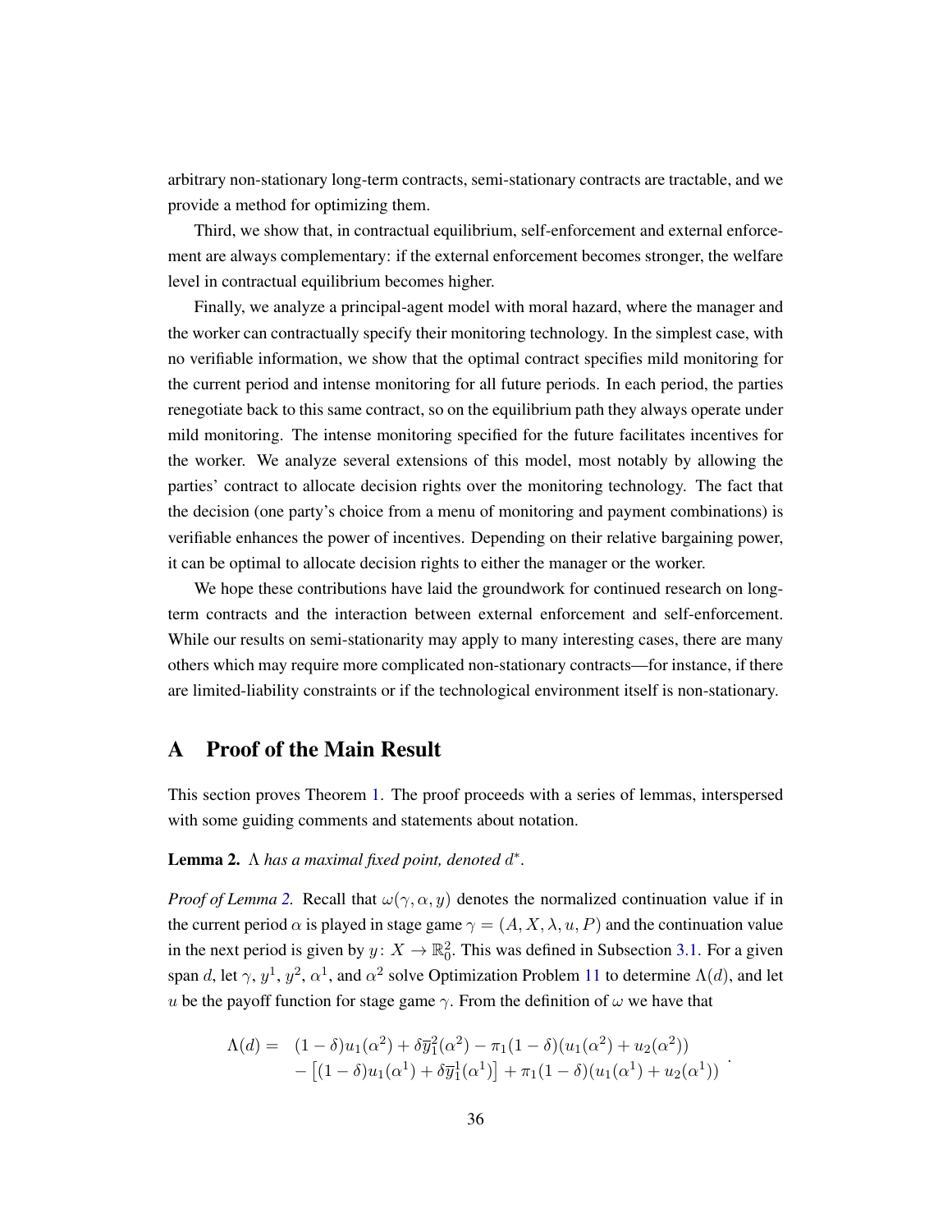arbitrary non-stationary long-term contracts, semi-stationary contracts are tractable, and we provide a method for optimizing them.

Third, we show that, in contractual equilibrium, self-enforcement and external enforcement are always complementary: if the external enforcement becomes stronger, the welfare level in contractual equilibrium becomes higher.

Finally, we analyze a principal-agent model with moral hazard, where the manager and the worker can contractually specify their monitoring technology. In the simplest case, with no verifiable information, we show that the optimal contract specifies mild monitoring for the current period and intense monitoring for all future periods. In each period, the parties renegotiate back to this same contract, so on the equilibrium path they always operate under mild monitoring. The intense monitoring specified for the future facilitates incentives for the worker. We analyze several extensions of this model, most notably by allowing the parties' contract to allocate decision rights over the monitoring technology. The fact that the decision (one party's choice from a menu of monitoring and payment combinations) is verifiable enhances the power of incentives. Depending on their relative bargaining power, it can be optimal to allocate decision rights to either the manager or the worker.

We hope these contributions have laid the groundwork for continued research on long-term contracts and the interaction between external enforcement and self-enforcement. While our results on semi-stationarity may apply to many interesting cases, there are many others which may require more complicated non-stationary contracts—for instance, if there are limited-liability constraints or if the technological environment itself is non-stationary.

# A Proof of the Main Result

This section proves Theorem 1. The proof proceeds with a series of lemmas, interspersed with some guiding comments and statements about notation.

**Lemma 2.** *$\Lambda$ has a maximal fixed point, denoted $d^*$.*

*Proof of Lemma 2.* Recall that $\omega(\gamma, \alpha, y)$ denotes the normalized continuation value if in the current period $\alpha$ is played in stage game $\gamma = (A, X, \lambda, u, P)$ and the continuation value in the next period is given by $y\colon X \to \mathbb{R}^2_0$. This was defined in Subsection 3.1. For a given span $d$, let $\gamma$, $y^1$, $y^2$, $\alpha^1$, and $\alpha^2$ solve Optimization Problem 11 to determine $\Lambda(d)$, and let $u$ be the payoff function for stage game $\gamma$. From the definition of $\omega$ we have that

$$
\begin{aligned}
\Lambda(d) = \quad & (1-\delta)u_1(\alpha^2) + \delta\overline{y}_1^2(\alpha^2) - \pi_1(1-\delta)(u_1(\alpha^2) + u_2(\alpha^2)) \\
& - \left[(1-\delta)u_1(\alpha^1) + \delta\overline{y}_1^1(\alpha^1)\right] + \pi_1(1-\delta)(u_1(\alpha^1) + u_2(\alpha^1))
\end{aligned}
.
$$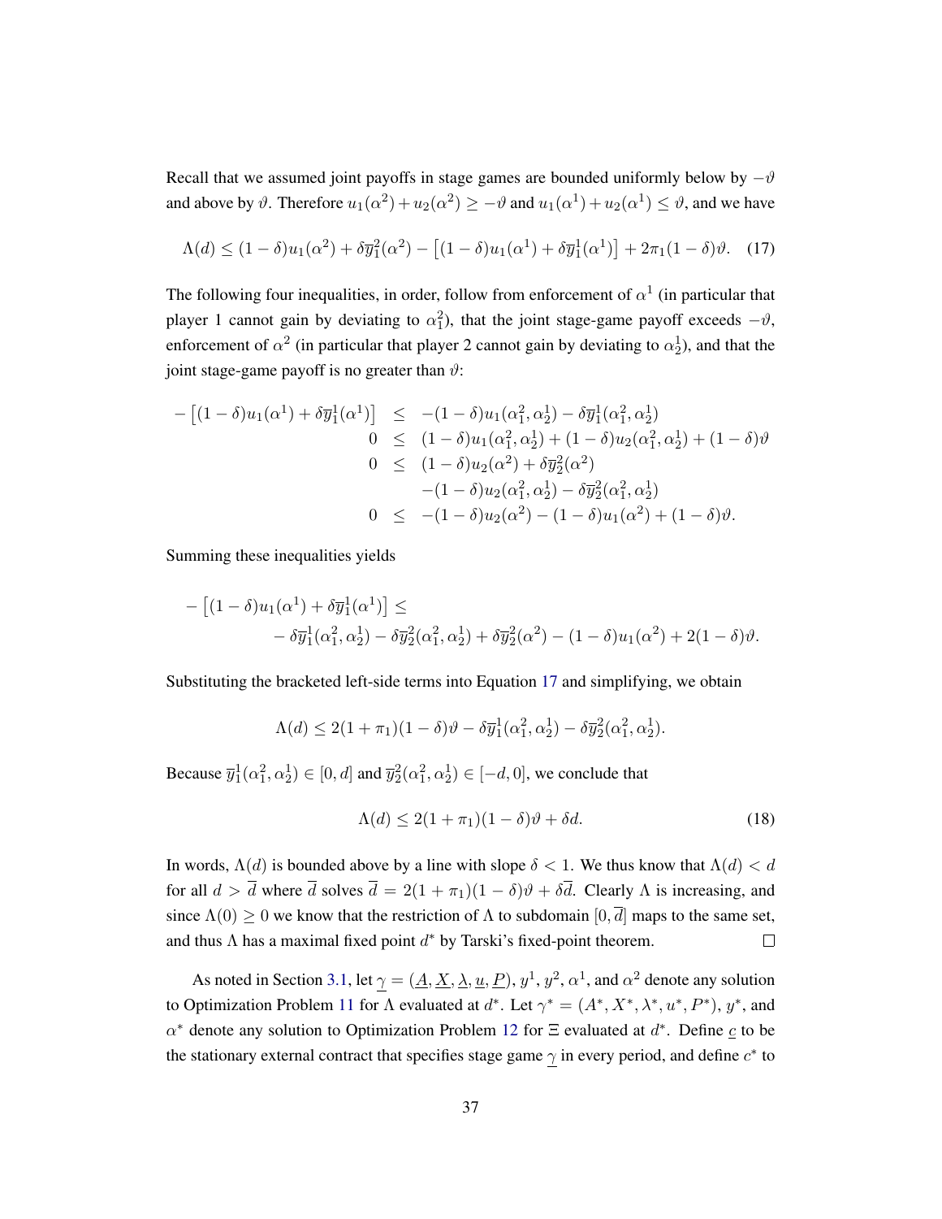Recall that we assumed joint payoffs in stage games are bounded uniformly below by $-\vartheta$ and above by $\vartheta$. Therefore $u_1(\alpha^2)+u_2(\alpha^2) \geq -\vartheta$ and $u_1(\alpha^1)+u_2(\alpha^1) \leq \vartheta$, and we have

$$\Lambda(d) \leq (1-\delta)u_1(\alpha^2) + \delta\overline{y}_1^2(\alpha^2) - \left[(1-\delta)u_1(\alpha^1) + \delta\overline{y}_1^1(\alpha^1)\right] + 2\pi_1(1-\delta)\vartheta. \quad (17)$$

The following four inequalities, in order, follow from enforcement of $\alpha^1$ (in particular that player 1 cannot gain by deviating to $\alpha_1^2$), that the joint stage-game payoff exceeds $-\vartheta$, enforcement of $\alpha^2$ (in particular that player 2 cannot gain by deviating to $\alpha_2^1$), and that the joint stage-game payoff is no greater than $\vartheta$:

$$\begin{aligned}
-\left[(1-\delta)u_1(\alpha^1) + \delta\overline{y}_1^1(\alpha^1)\right] &\leq -(1-\delta)u_1(\alpha_1^2,\alpha_2^1) - \delta\overline{y}_1^1(\alpha_1^2,\alpha_2^1) \\
0 &\leq (1-\delta)u_1(\alpha_1^2,\alpha_2^1) + (1-\delta)u_2(\alpha_1^2,\alpha_2^1) + (1-\delta)\vartheta \\
0 &\leq (1-\delta)u_2(\alpha^2) + \delta\overline{y}_2^2(\alpha^2) \\
&\quad -(1-\delta)u_2(\alpha_1^2,\alpha_2^1) - \delta\overline{y}_2^2(\alpha_1^2,\alpha_2^1) \\
0 &\leq -(1-\delta)u_2(\alpha^2) - (1-\delta)u_1(\alpha^2) + (1-\delta)\vartheta.
\end{aligned}$$

Summing these inequalities yields

$$\begin{aligned}
&-\left[(1-\delta)u_1(\alpha^1) + \delta\overline{y}_1^1(\alpha^1)\right] \leq \\
&\qquad -\delta\overline{y}_1^1(\alpha_1^2,\alpha_2^1) - \delta\overline{y}_2^2(\alpha_1^2,\alpha_2^1) + \delta\overline{y}_2^2(\alpha^2) - (1-\delta)u_1(\alpha^2) + 2(1-\delta)\vartheta.
\end{aligned}$$

Substituting the bracketed left-side terms into Equation 17 and simplifying, we obtain

$$\Lambda(d) \leq 2(1+\pi_1)(1-\delta)\vartheta - \delta\overline{y}_1^1(\alpha_1^2,\alpha_2^1) - \delta\overline{y}_2^2(\alpha_1^2,\alpha_2^1).$$

Because $\overline{y}_1^1(\alpha_1^2,\alpha_2^1) \in [0,d]$ and $\overline{y}_2^2(\alpha_1^2,\alpha_2^1) \in [-d,0]$, we conclude that

$$\Lambda(d) \leq 2(1+\pi_1)(1-\delta)\vartheta + \delta d. \quad (18)$$

In words, $\Lambda(d)$ is bounded above by a line with slope $\delta < 1$. We thus know that $\Lambda(d) < d$ for all $d > \overline{d}$ where $\overline{d}$ solves $\overline{d} = 2(1+\pi_1)(1-\delta)\vartheta + \delta\overline{d}$. Clearly $\Lambda$ is increasing, and since $\Lambda(0) \geq 0$ we know that the restriction of $\Lambda$ to subdomain $[0,\overline{d}]$ maps to the same set, and thus $\Lambda$ has a maximal fixed point $d^*$ by Tarski's fixed-point theorem. □

As noted in Section 3.1, let $\underline{\gamma} = (\underline{A}, \underline{X}, \underline{\lambda}, \underline{u}, \underline{P})$, $y^1$, $y^2$, $\alpha^1$, and $\alpha^2$ denote any solution to Optimization Problem 11 for $\Lambda$ evaluated at $d^*$. Let $\gamma^* = (A^*, X^*, \lambda^*, u^*, P^*)$, $y^*$, and $\alpha^*$ denote any solution to Optimization Problem 12 for $\Xi$ evaluated at $d^*$. Define $\underline{c}$ to be the stationary external contract that specifies stage game $\underline{\gamma}$ in every period, and define $c^*$ to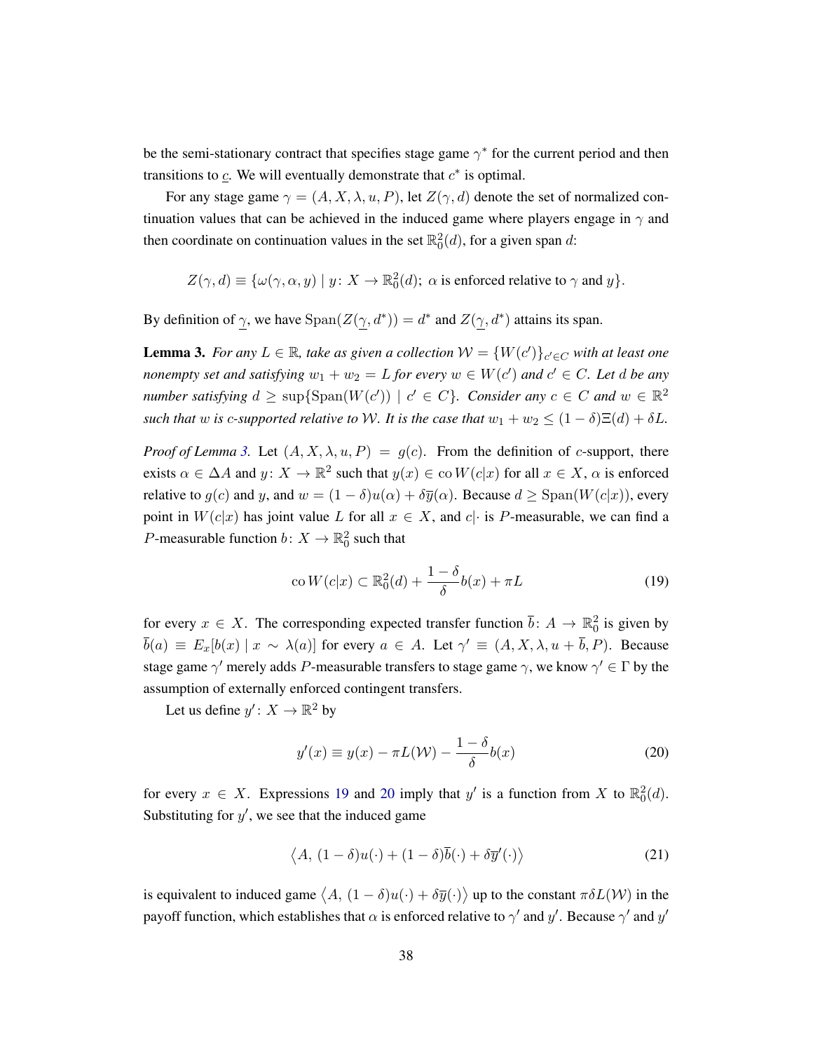be the semi-stationary contract that specifies stage game $\gamma^*$ for the current period and then transitions to $\underline{c}$. We will eventually demonstrate that $c^*$ is optimal.

For any stage game $\gamma = (A, X, \lambda, u, P)$, let $Z(\gamma, d)$ denote the set of normalized continuation values that can be achieved in the induced game where players engage in $\gamma$ and then coordinate on continuation values in the set $\mathbb{R}^2_0(d)$, for a given span $d$:

$$Z(\gamma, d) \equiv \{\omega(\gamma, \alpha, y) \mid y\colon X \to \mathbb{R}^2_0(d);\ \alpha \text{ is enforced relative to } \gamma \text{ and } y\}.$$

By definition of $\underline{\gamma}$, we have $\mathrm{Span}(Z(\underline{\gamma}, d^*)) = d^*$ and $Z(\underline{\gamma}, d^*)$ attains its span.

**Lemma 3.** *For any $L \in \mathbb{R}$, take as given a collection $\mathcal{W} = \{W(c')\}_{c' \in C}$ with at least one nonempty set and satisfying $w_1 + w_2 = L$ for every $w \in W(c')$ and $c' \in C$. Let $d$ be any number satisfying $d \geq \sup\{\mathrm{Span}(W(c')) \mid c' \in C\}$. Consider any $c \in C$ and $w \in \mathbb{R}^2$ such that $w$ is $c$-supported relative to $\mathcal{W}$. It is the case that $w_1 + w_2 \leq (1-\delta)\Xi(d) + \delta L$.*

*Proof of Lemma 3.* Let $(A, X, \lambda, u, P) = g(c)$. From the definition of $c$-support, there exists $\alpha \in \Delta A$ and $y\colon X \to \mathbb{R}^2$ such that $y(x) \in \mathrm{co}\, W(c|x)$ for all $x \in X$, $\alpha$ is enforced relative to $g(c)$ and $y$, and $w = (1-\delta)u(\alpha) + \delta\overline{y}(\alpha)$. Because $d \geq \mathrm{Span}(W(c|x))$, every point in $W(c|x)$ has joint value $L$ for all $x \in X$, and $c|\cdot$ is $P$-measurable, we can find a $P$-measurable function $b\colon X \to \mathbb{R}^2_0$ such that

$$\mathrm{co}\, W(c|x) \subset \mathbb{R}^2_0(d) + \frac{1-\delta}{\delta} b(x) + \pi L \tag{19}$$

for every $x \in X$. The corresponding expected transfer function $\overline{b}\colon A \to \mathbb{R}^2_0$ is given by $\overline{b}(a) \equiv E_x[b(x) \mid x \sim \lambda(a)]$ for every $a \in A$. Let $\gamma' \equiv (A, X, \lambda, u + \overline{b}, P)$. Because stage game $\gamma'$ merely adds $P$-measurable transfers to stage game $\gamma$, we know $\gamma' \in \Gamma$ by the assumption of externally enforced contingent transfers.

Let us define $y'\colon X \to \mathbb{R}^2$ by

$$y'(x) \equiv y(x) - \pi L(\mathcal{W}) - \frac{1-\delta}{\delta} b(x) \tag{20}$$

for every $x \in X$. Expressions 19 and 20 imply that $y'$ is a function from $X$ to $\mathbb{R}^2_0(d)$. Substituting for $y'$, we see that the induced game

$$\left\langle A,\ (1-\delta)u(\cdot) + (1-\delta)\overline{b}(\cdot) + \delta\overline{y}'(\cdot)\right\rangle \tag{21}$$

is equivalent to induced game $\left\langle A,\ (1-\delta)u(\cdot) + \delta\overline{y}(\cdot)\right\rangle$ up to the constant $\pi\delta L(\mathcal{W})$ in the payoff function, which establishes that $\alpha$ is enforced relative to $\gamma'$ and $y'$. Because $\gamma'$ and $y'$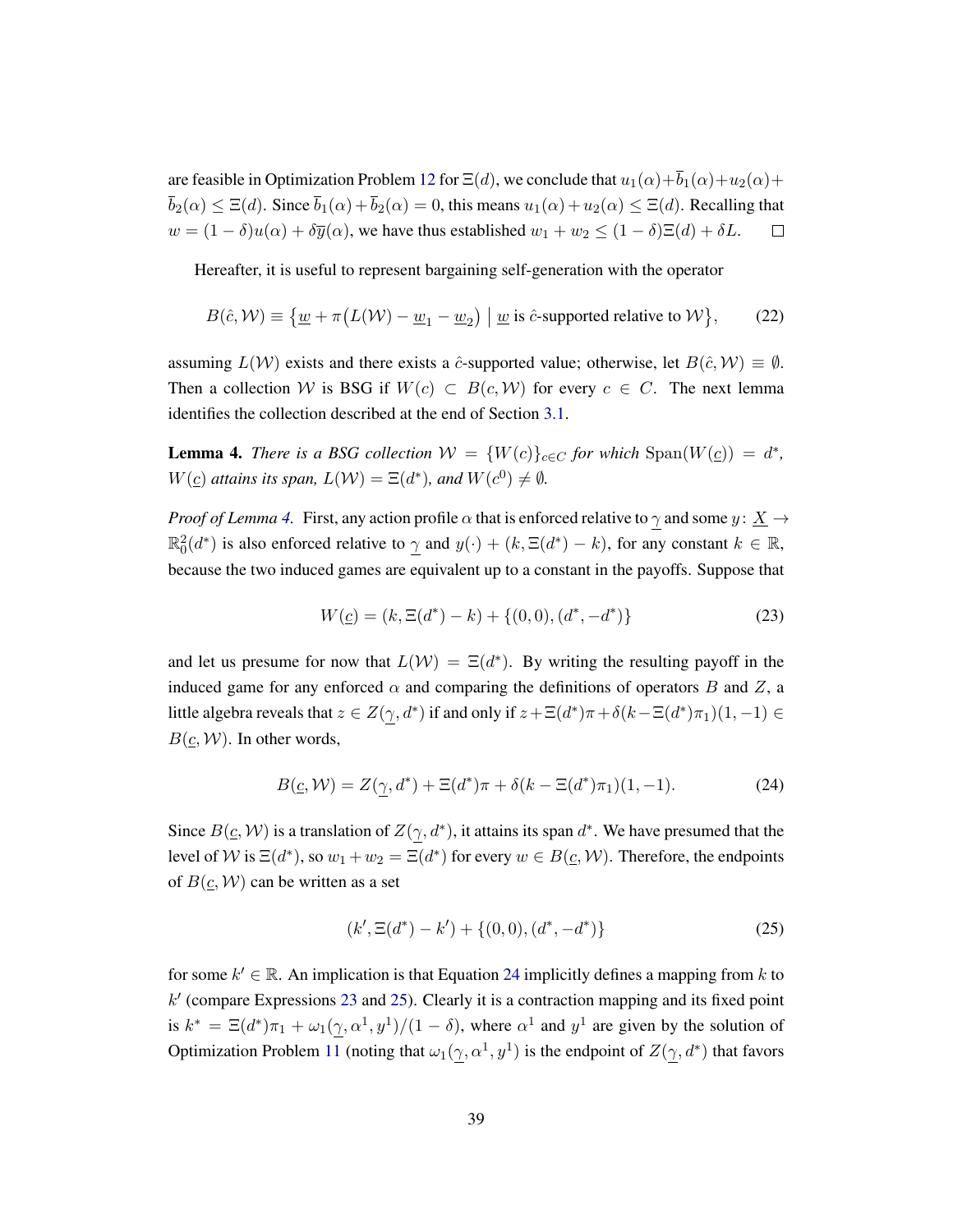are feasible in Optimization Problem 12 for $\Xi(d)$, we conclude that $u_1(\alpha)+\overline{b}_1(\alpha)+u_2(\alpha)+\overline{b}_2(\alpha) \leq \Xi(d)$. Since $\overline{b}_1(\alpha)+\overline{b}_2(\alpha)=0$, this means $u_1(\alpha)+u_2(\alpha) \leq \Xi(d)$. Recalling that $w=(1-\delta)u(\alpha)+\delta\overline{y}(\alpha)$, we have thus established $w_1+w_2 \leq (1-\delta)\Xi(d)+\delta L$. $\square$

Hereafter, it is useful to represent bargaining self-generation with the operator

$$B(\hat{c},\mathcal{W}) \equiv \left\{\underline{w}+\pi\big(L(\mathcal{W})-\underline{w}_1-\underline{w}_2\big) \mid \underline{w} \text{ is } \hat{c}\text{-supported relative to } \mathcal{W}\right\}, \tag{22}$$

assuming $L(\mathcal{W})$ exists and there exists a $\hat{c}$-supported value; otherwise, let $B(\hat{c},\mathcal{W}) \equiv \emptyset$. Then a collection $\mathcal{W}$ is BSG if $W(c) \subset B(c,\mathcal{W})$ for every $c \in C$. The next lemma identifies the collection described at the end of Section 3.1.

**Lemma 4.** *There is a BSG collection $\mathcal{W}=\{W(c)\}_{c\in C}$ for which $\operatorname{Span}(W(\underline{c}))=d^*$, $W(\underline{c})$ attains its span, $L(\mathcal{W})=\Xi(d^*)$, and $W(c^0)\neq\emptyset$.*

*Proof of Lemma 4.* First, any action profile $\alpha$ that is enforced relative to $\underline{\gamma}$ and some $y\colon \underline{X} \to \mathbb{R}^2_0(d^*)$ is also enforced relative to $\underline{\gamma}$ and $y(\cdot)+(k,\Xi(d^*)-k)$, for any constant $k\in\mathbb{R}$, because the two induced games are equivalent up to a constant in the payoffs. Suppose that

$$W(\underline{c})=(k,\Xi(d^*)-k)+\{(0,0),(d^*,-d^*)\} \tag{23}$$

and let us presume for now that $L(\mathcal{W})=\Xi(d^*)$. By writing the resulting payoff in the induced game for any enforced $\alpha$ and comparing the definitions of operators $B$ and $Z$, a little algebra reveals that $z\in Z(\underline{\gamma},d^*)$ if and only if $z+\Xi(d^*)\pi+\delta(k-\Xi(d^*)\pi_1)(1,-1)\in B(\underline{c},\mathcal{W})$. In other words,

$$B(\underline{c},\mathcal{W})=Z(\underline{\gamma},d^*)+\Xi(d^*)\pi+\delta(k-\Xi(d^*)\pi_1)(1,-1). \tag{24}$$

Since $B(\underline{c},\mathcal{W})$ is a translation of $Z(\underline{\gamma},d^*)$, it attains its span $d^*$. We have presumed that the level of $\mathcal{W}$ is $\Xi(d^*)$, so $w_1+w_2=\Xi(d^*)$ for every $w\in B(\underline{c},\mathcal{W})$. Therefore, the endpoints of $B(\underline{c},\mathcal{W})$ can be written as a set

$$(k',\Xi(d^*)-k')+\{(0,0),(d^*,-d^*)\} \tag{25}$$

for some $k'\in\mathbb{R}$. An implication is that Equation 24 implicitly defines a mapping from $k$ to $k'$ (compare Expressions 23 and 25). Clearly it is a contraction mapping and its fixed point is $k^*=\Xi(d^*)\pi_1+\omega_1(\underline{\gamma},\alpha^1,y^1)/(1-\delta)$, where $\alpha^1$ and $y^1$ are given by the solution of Optimization Problem 11 (noting that $\omega_1(\underline{\gamma},\alpha^1,y^1)$ is the endpoint of $Z(\underline{\gamma},d^*)$ that favors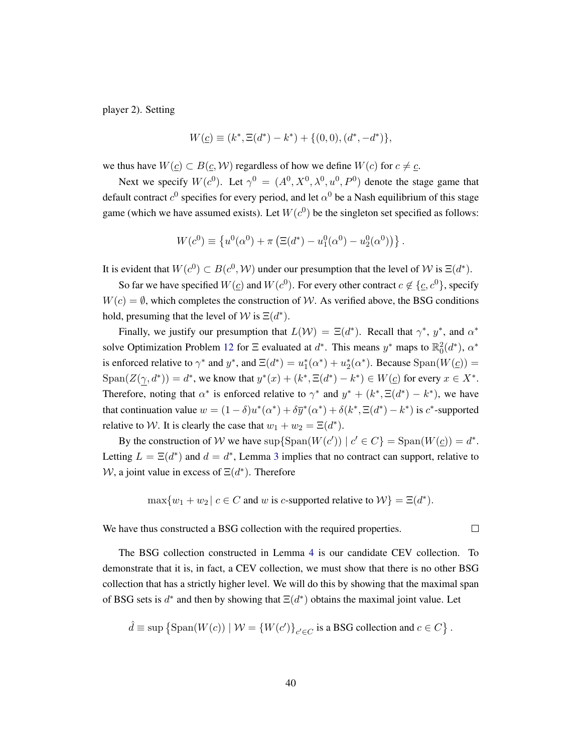player 2). Setting

$$W(\underline{c}) \equiv (k^*, \Xi(d^*) - k^*) + \{(0,0), (d^*, -d^*)\},$$

we thus have $W(\underline{c}) \subset B(\underline{c}, \mathcal{W})$ regardless of how we define $W(c)$ for $c \neq \underline{c}$.

Next we specify $W(c^0)$. Let $\gamma^0 = (A^0, X^0, \lambda^0, u^0, P^0)$ denote the stage game that default contract $c^0$ specifies for every period, and let $\alpha^0$ be a Nash equilibrium of this stage game (which we have assumed exists). Let $W(c^0)$ be the singleton set specified as follows:

$$W(c^0) \equiv \left\{ u^0(\alpha^0) + \pi \left( \Xi(d^*) - u_1^0(\alpha^0) - u_2^0(\alpha^0) \right) \right\}.$$

It is evident that $W(c^0) \subset B(c^0, \mathcal{W})$ under our presumption that the level of $\mathcal{W}$ is $\Xi(d^*)$.

So far we have specified $W(\underline{c})$ and $W(c^0)$. For every other contract $c \notin \{\underline{c}, c^0\}$, specify $W(c) = \emptyset$, which completes the construction of $\mathcal{W}$. As verified above, the BSG conditions hold, presuming that the level of $\mathcal{W}$ is $\Xi(d^*)$.

Finally, we justify our presumption that $L(\mathcal{W}) = \Xi(d^*)$. Recall that $\gamma^*$, $y^*$, and $\alpha^*$ solve Optimization Problem 12 for $\Xi$ evaluated at $d^*$. This means $y^*$ maps to $\mathbb{R}_0^2(d^*)$, $\alpha^*$ is enforced relative to $\gamma^*$ and $y^*$, and $\Xi(d^*) = u_1^*(\alpha^*) + u_2^*(\alpha^*)$. Because $\mathrm{Span}(W(\underline{c})) = \mathrm{Span}(Z(\underline{\gamma}, d^*)) = d^*$, we know that $y^*(x) + (k^*, \Xi(d^*) - k^*) \in W(\underline{c})$ for every $x \in X^*$. Therefore, noting that $\alpha^*$ is enforced relative to $\gamma^*$ and $y^* + (k^*, \Xi(d^*) - k^*)$, we have that continuation value $w = (1-\delta)u^*(\alpha^*) + \delta \overline{y}^*(\alpha^*) + \delta(k^*, \Xi(d^*) - k^*)$ is $c^*$-supported relative to $\mathcal{W}$. It is clearly the case that $w_1 + w_2 = \Xi(d^*)$.

By the construction of $\mathcal{W}$ we have $\sup\{\mathrm{Span}(W(c')) \mid c' \in C\} = \mathrm{Span}(W(\underline{c})) = d^*$. Letting $L = \Xi(d^*)$ and $d = d^*$, Lemma 3 implies that no contract can support, relative to $\mathcal{W}$, a joint value in excess of $\Xi(d^*)$. Therefore

$$\max\{w_1 + w_2 \mid c \in C \text{ and } w \text{ is } c\text{-supported relative to } \mathcal{W}\} = \Xi(d^*).$$

We have thus constructed a BSG collection with the required properties. $\square$

The BSG collection constructed in Lemma 4 is our candidate CEV collection. To demonstrate that it is, in fact, a CEV collection, we must show that there is no other BSG collection that has a strictly higher level. We will do this by showing that the maximal span of BSG sets is $d^*$ and then by showing that $\Xi(d^*)$ obtains the maximal joint value. Let

$$\hat{d} \equiv \sup \left\{ \mathrm{Span}(W(c)) \mid \mathcal{W} = \{W(c')\}_{c' \in C} \text{ is a BSG collection and } c \in C \right\}.$$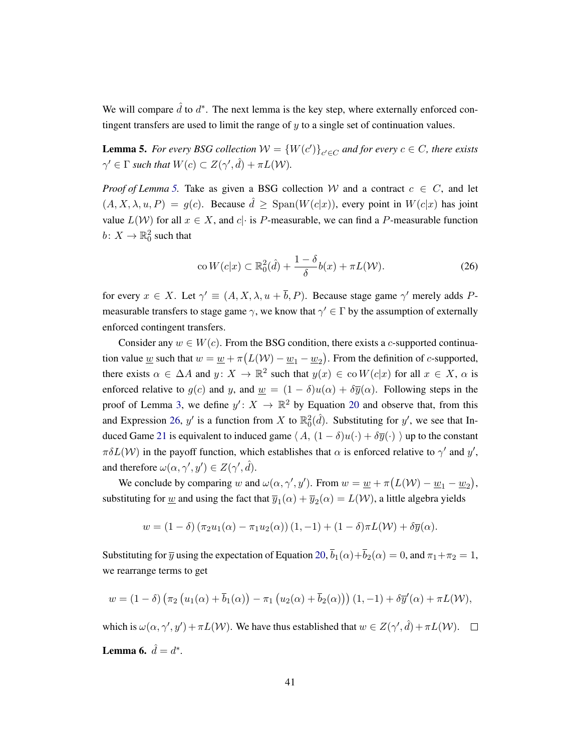We will compare $\hat{d}$ to $d^*$. The next lemma is the key step, where externally enforced contingent transfers are used to limit the range of $y$ to a single set of continuation values.

**Lemma 5.** *For every BSG collection $\mathcal{W} = \{W(c')\}_{c' \in C}$ and for every $c \in C$, there exists $\gamma' \in \Gamma$ such that $W(c) \subset Z(\gamma', \hat{d}) + \pi L(\mathcal{W})$.*

*Proof of Lemma 5.* Take as given a BSG collection $\mathcal{W}$ and a contract $c \in C$, and let $(A, X, \lambda, u, P) = g(c)$. Because $\hat{d} \geq \operatorname{Span}(W(c|x))$, every point in $W(c|x)$ has joint value $L(\mathcal{W})$ for all $x \in X$, and $c|\cdot$ is $P$-measurable, we can find a $P$-measurable function $b\colon X \to \mathbb{R}^2_0$ such that

$$\operatorname{co} W(c|x) \subset \mathbb{R}^2_0(\hat{d}) + \frac{1-\delta}{\delta} b(x) + \pi L(\mathcal{W}). \tag{26}$$

for every $x \in X$. Let $\gamma' \equiv (A, X, \lambda, u + \overline{b}, P)$. Because stage game $\gamma'$ merely adds $P$-measurable transfers to stage game $\gamma$, we know that $\gamma' \in \Gamma$ by the assumption of externally enforced contingent transfers.

Consider any $w \in W(c)$. From the BSG condition, there exists a $c$-supported continuation value $\underline{w}$ such that $w = \underline{w} + \pi\big(L(\mathcal{W}) - \underline{w}_1 - \underline{w}_2\big)$. From the definition of $c$-supported, there exists $\alpha \in \Delta A$ and $y\colon X \to \mathbb{R}^2$ such that $y(x) \in \operatorname{co} W(c|x)$ for all $x \in X$, $\alpha$ is enforced relative to $g(c)$ and $y$, and $\underline{w} = (1-\delta)u(\alpha) + \delta \overline{y}(\alpha)$. Following steps in the proof of Lemma 3, we define $y'\colon X \to \mathbb{R}^2$ by Equation 20 and observe that, from this and Expression 26, $y'$ is a function from $X$ to $\mathbb{R}^2_0(\hat{d})$. Substituting for $y'$, we see that Induced Game 21 is equivalent to induced game $\langle\, A,\ (1-\delta)u(\cdot) + \delta\overline{y}(\cdot)\,\rangle$ up to the constant $\pi\delta L(\mathcal{W})$ in the payoff function, which establishes that $\alpha$ is enforced relative to $\gamma'$ and $y'$, and therefore $\omega(\alpha, \gamma', y') \in Z(\gamma', \hat{d})$.

We conclude by comparing $w$ and $\omega(\alpha, \gamma', y')$. From $w = \underline{w} + \pi\big(L(\mathcal{W}) - \underline{w}_1 - \underline{w}_2\big)$, substituting for $\underline{w}$ and using the fact that $\overline{y}_1(\alpha) + \overline{y}_2(\alpha) = L(\mathcal{W})$, a little algebra yields

$$w = (1-\delta)\left(\pi_2 u_1(\alpha) - \pi_1 u_2(\alpha)\right)(1,-1) + (1-\delta)\pi L(\mathcal{W}) + \delta\overline{y}(\alpha).$$

Substituting for $\overline{y}$ using the expectation of Equation 20, $\overline{b}_1(\alpha) + \overline{b}_2(\alpha) = 0$, and $\pi_1 + \pi_2 = 1$, we rearrange terms to get

$$w = (1-\delta)\left(\pi_2\left(u_1(\alpha) + \overline{b}_1(\alpha)\right) - \pi_1\left(u_2(\alpha) + \overline{b}_2(\alpha)\right)\right)(1,-1) + \delta\overline{y}'(\alpha) + \pi L(\mathcal{W}),$$

which is $\omega(\alpha, \gamma', y') + \pi L(\mathcal{W})$. We have thus established that $w \in Z(\gamma', \hat{d}) + \pi L(\mathcal{W})$. $\square$

**Lemma 6.** $\hat{d} = d^*$.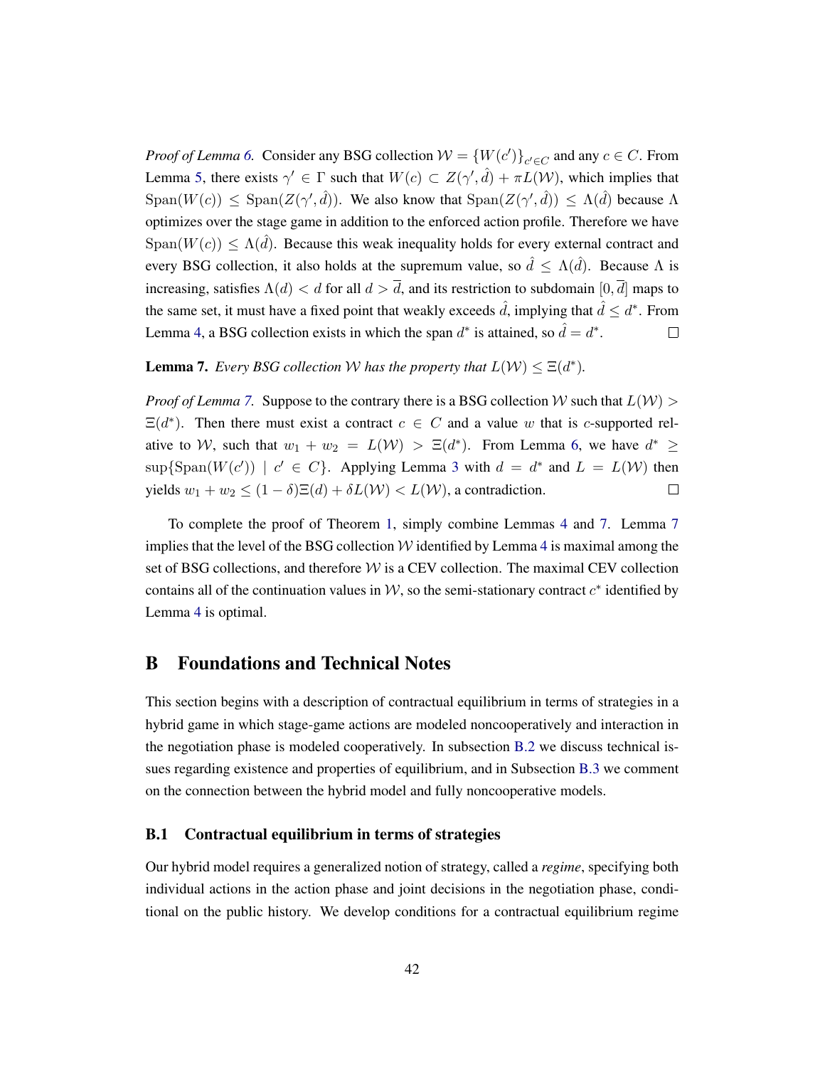*Proof of Lemma 6.* Consider any BSG collection $\mathcal{W} = \{W(c')\}_{c' \in C}$ and any $c \in C$. From Lemma 5, there exists $\gamma' \in \Gamma$ such that $W(c) \subset Z(\gamma', \hat{d}) + \pi L(\mathcal{W})$, which implies that $\text{Span}(W(c)) \leq \text{Span}(Z(\gamma', \hat{d}))$. We also know that $\text{Span}(Z(\gamma', \hat{d})) \leq \Lambda(\hat{d})$ because $\Lambda$ optimizes over the stage game in addition to the enforced action profile. Therefore we have $\text{Span}(W(c)) \leq \Lambda(\hat{d})$. Because this weak inequality holds for every external contract and every BSG collection, it also holds at the supremum value, so $\hat{d} \leq \Lambda(\hat{d})$. Because $\Lambda$ is increasing, satisfies $\Lambda(d) < d$ for all $d > \overline{d}$, and its restriction to subdomain $[0, \overline{d}]$ maps to the same set, it must have a fixed point that weakly exceeds $\hat{d}$, implying that $\hat{d} \leq d^*$. From Lemma 4, a BSG collection exists in which the span $d^*$ is attained, so $\hat{d} = d^*$. $\square$

**Lemma 7.** *Every BSG collection $\mathcal{W}$ has the property that $L(\mathcal{W}) \leq \Xi(d^*)$.*

*Proof of Lemma 7.* Suppose to the contrary there is a BSG collection $\mathcal{W}$ such that $L(\mathcal{W}) > \Xi(d^*)$. Then there must exist a contract $c \in C$ and a value $w$ that is $c$-supported relative to $\mathcal{W}$, such that $w_1 + w_2 = L(\mathcal{W}) > \Xi(d^*)$. From Lemma 6, we have $d^* \geq \sup\{\text{Span}(W(c')) \mid c' \in C\}$. Applying Lemma 3 with $d = d^*$ and $L = L(\mathcal{W})$ then yields $w_1 + w_2 \leq (1 - \delta)\Xi(d) + \delta L(\mathcal{W}) < L(\mathcal{W})$, a contradiction. $\square$

To complete the proof of Theorem 1, simply combine Lemmas 4 and 7. Lemma 7 implies that the level of the BSG collection $\mathcal{W}$ identified by Lemma 4 is maximal among the set of BSG collections, and therefore $\mathcal{W}$ is a CEV collection. The maximal CEV collection contains all of the continuation values in $\mathcal{W}$, so the semi-stationary contract $c^*$ identified by Lemma 4 is optimal.

# B Foundations and Technical Notes

This section begins with a description of contractual equilibrium in terms of strategies in a hybrid game in which stage-game actions are modeled noncooperatively and interaction in the negotiation phase is modeled cooperatively. In subsection B.2 we discuss technical issues regarding existence and properties of equilibrium, and in Subsection B.3 we comment on the connection between the hybrid model and fully noncooperative models.

## B.1 Contractual equilibrium in terms of strategies

Our hybrid model requires a generalized notion of strategy, called a *regime*, specifying both individual actions in the action phase and joint decisions in the negotiation phase, conditional on the public history. We develop conditions for a contractual equilibrium regime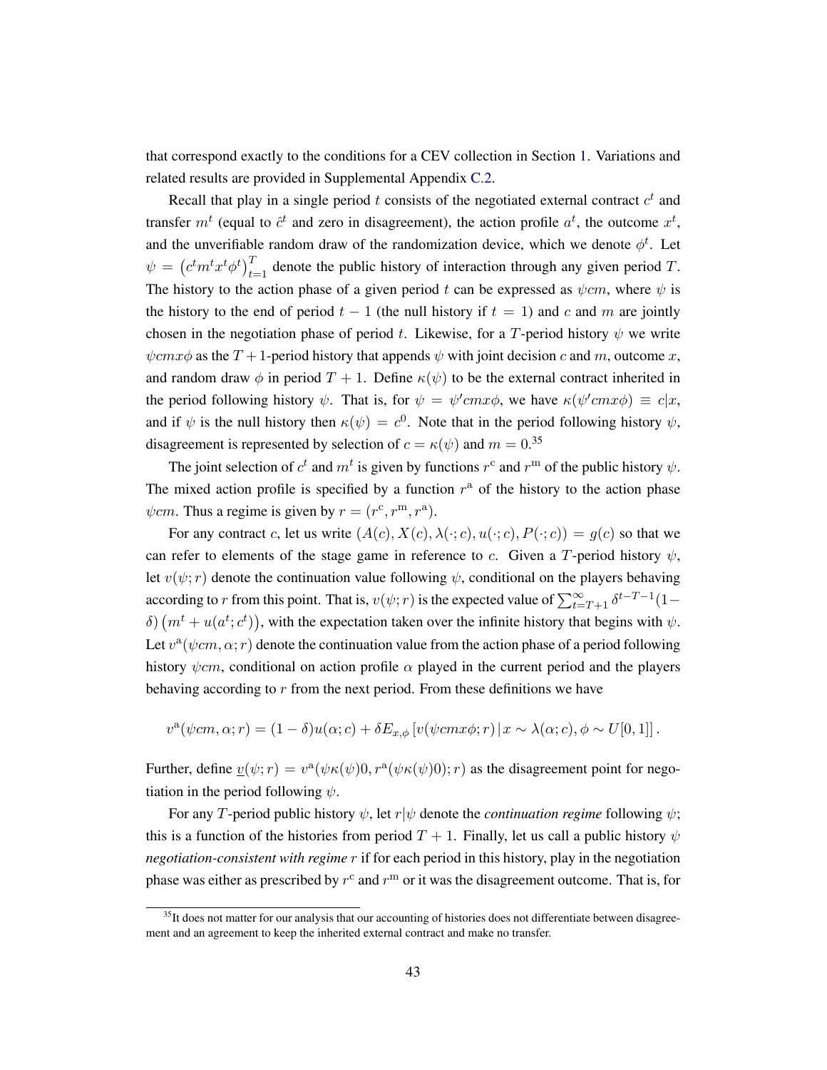that correspond exactly to the conditions for a CEV collection in Section 1. Variations and related results are provided in Supplemental Appendix C.2.

Recall that play in a single period $t$ consists of the negotiated external contract $c^t$ and transfer $m^t$ (equal to $\hat{c}^t$ and zero in disagreement), the action profile $a^t$, the outcome $x^t$, and the unverifiable random draw of the randomization device, which we denote $\phi^t$. Let $\psi = \left(c^t m^t x^t \phi^t\right)_{t=1}^T$ denote the public history of interaction through any given period $T$. The history to the action phase of a given period $t$ can be expressed as $\psi cm$, where $\psi$ is the history to the end of period $t-1$ (the null history if $t = 1$) and $c$ and $m$ are jointly chosen in the negotiation phase of period $t$. Likewise, for a $T$-period history $\psi$ we write $\psi cmx\phi$ as the $T+1$-period history that appends $\psi$ with joint decision $c$ and $m$, outcome $x$, and random draw $\phi$ in period $T+1$. Define $\kappa(\psi)$ to be the external contract inherited in the period following history $\psi$. That is, for $\psi = \psi' cmx\phi$, we have $\kappa(\psi' cmx\phi) \equiv c|x$, and if $\psi$ is the null history then $\kappa(\psi) = c^0$. Note that in the period following history $\psi$, disagreement is represented by selection of $c = \kappa(\psi)$ and $m = 0$.[35]

The joint selection of $c^t$ and $m^t$ is given by functions $r^{\mathrm{c}}$ and $r^{\mathrm{m}}$ of the public history $\psi$. The mixed action profile is specified by a function $r^{\mathrm{a}}$ of the history to the action phase $\psi cm$. Thus a regime is given by $r = (r^{\mathrm{c}}, r^{\mathrm{m}}, r^{\mathrm{a}})$.

For any contract $c$, let us write $(A(c), X(c), \lambda(\cdot; c), u(\cdot; c), P(\cdot; c)) = g(c)$ so that we can refer to elements of the stage game in reference to $c$. Given a $T$-period history $\psi$, let $v(\psi; r)$ denote the continuation value following $\psi$, conditional on the players behaving according to $r$ from this point. That is, $v(\psi; r)$ is the expected value of $\sum_{t=T+1}^{\infty} \delta^{t-T-1}(1-\delta)\left(m^t + u(a^t; c^t)\right)$, with the expectation taken over the infinite history that begins with $\psi$. Let $v^{\mathrm{a}}(\psi cm, \alpha; r)$ denote the continuation value from the action phase of a period following history $\psi cm$, conditional on action profile $\alpha$ played in the current period and the players behaving according to $r$ from the next period. From these definitions we have

$$v^{\mathrm{a}}(\psi cm, \alpha; r) = (1-\delta)u(\alpha; c) + \delta E_{x,\phi}\left[v(\psi cmx\phi; r) \,|\, x \sim \lambda(\alpha; c), \phi \sim U[0,1]\right].$$

Further, define $\underline{v}(\psi; r) = v^{\mathrm{a}}(\psi\kappa(\psi)0, r^{\mathrm{a}}(\psi\kappa(\psi)0); r)$ as the disagreement point for negotiation in the period following $\psi$.

For any $T$-period public history $\psi$, let $r|\psi$ denote the *continuation regime* following $\psi$; this is a function of the histories from period $T+1$. Finally, let us call a public history $\psi$ *negotiation-consistent with regime* $r$ if for each period in this history, play in the negotiation phase was either as prescribed by $r^{\mathrm{c}}$ and $r^{\mathrm{m}}$ or it was the disagreement outcome. That is, for

[35] It does not matter for our analysis that our accounting of histories does not differentiate between disagreement and an agreement to keep the inherited external contract and make no transfer.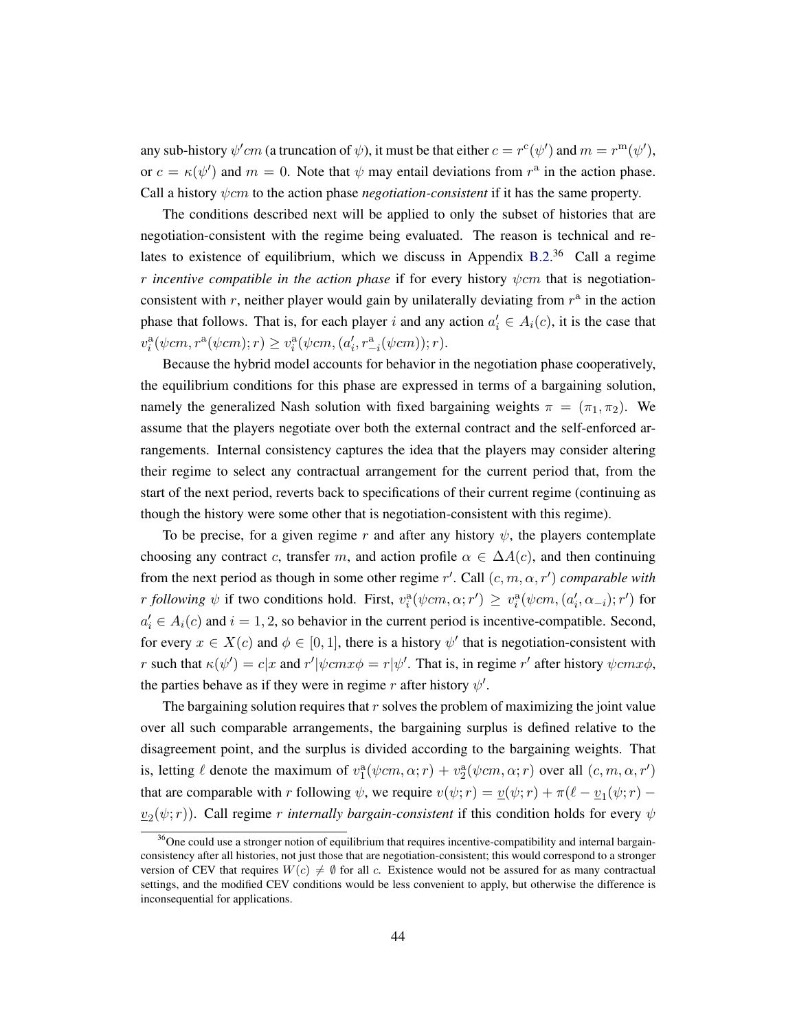any sub-history $\psi' cm$ (a truncation of $\psi$), it must be that either $c = r^{\mathrm{c}}(\psi')$ and $m = r^{\mathrm{m}}(\psi')$, or $c = \kappa(\psi')$ and $m = 0$. Note that $\psi$ may entail deviations from $r^{\mathrm{a}}$ in the action phase. Call a history $\psi cm$ to the action phase *negotiation-consistent* if it has the same property.

The conditions described next will be applied to only the subset of histories that are negotiation-consistent with the regime being evaluated. The reason is technical and relates to existence of equilibrium, which we discuss in Appendix B.2.[36] Call a regime $r$ *incentive compatible in the action phase* if for every history $\psi cm$ that is negotiation-consistent with $r$, neither player would gain by unilaterally deviating from $r^{\mathrm{a}}$ in the action phase that follows. That is, for each player $i$ and any action $a_i' \in A_i(c)$, it is the case that $v_i^{\mathrm{a}}(\psi cm, r^{\mathrm{a}}(\psi cm); r) \geq v_i^{\mathrm{a}}(\psi cm, (a_i', r_{-i}^{\mathrm{a}}(\psi cm)); r)$.

Because the hybrid model accounts for behavior in the negotiation phase cooperatively, the equilibrium conditions for this phase are expressed in terms of a bargaining solution, namely the generalized Nash solution with fixed bargaining weights $\pi = (\pi_1, \pi_2)$. We assume that the players negotiate over both the external contract and the self-enforced arrangements. Internal consistency captures the idea that the players may consider altering their regime to select any contractual arrangement for the current period that, from the start of the next period, reverts back to specifications of their current regime (continuing as though the history were some other that is negotiation-consistent with this regime).

To be precise, for a given regime $r$ and after any history $\psi$, the players contemplate choosing any contract $c$, transfer $m$, and action profile $\alpha \in \Delta A(c)$, and then continuing from the next period as though in some other regime $r'$. Call $(c, m, \alpha, r')$ *comparable with $r$ following $\psi$* if two conditions hold. First, $v_i^{\mathrm{a}}(\psi cm, \alpha; r') \geq v_i^{\mathrm{a}}(\psi cm, (a_i', \alpha_{-i}); r')$ for $a_i' \in A_i(c)$ and $i = 1, 2$, so behavior in the current period is incentive-compatible. Second, for every $x \in X(c)$ and $\phi \in [0, 1]$, there is a history $\psi'$ that is negotiation-consistent with $r$ such that $\kappa(\psi') = c|x$ and $r'|\psi cmx\phi = r|\psi'$. That is, in regime $r'$ after history $\psi cmx\phi$, the parties behave as if they were in regime $r$ after history $\psi'$.

The bargaining solution requires that $r$ solves the problem of maximizing the joint value over all such comparable arrangements, the bargaining surplus is defined relative to the disagreement point, and the surplus is divided according to the bargaining weights. That is, letting $\ell$ denote the maximum of $v_1^{\mathrm{a}}(\psi cm, \alpha; r) + v_2^{\mathrm{a}}(\psi cm, \alpha; r)$ over all $(c, m, \alpha, r')$ that are comparable with $r$ following $\psi$, we require $v(\psi; r) = \underline{v}(\psi; r) + \pi(\ell - \underline{v}_1(\psi; r) - \underline{v}_2(\psi; r))$. Call regime $r$ *internally bargain-consistent* if this condition holds for every $\psi$

[36] One could use a stronger notion of equilibrium that requires incentive-compatibility and internal bargain-consistency after all histories, not just those that are negotiation-consistent; this would correspond to a stronger version of CEV that requires $W(c) \neq \emptyset$ for all $c$. Existence would not be assured for as many contractual settings, and the modified CEV conditions would be less convenient to apply, but otherwise the difference is inconsequential for applications.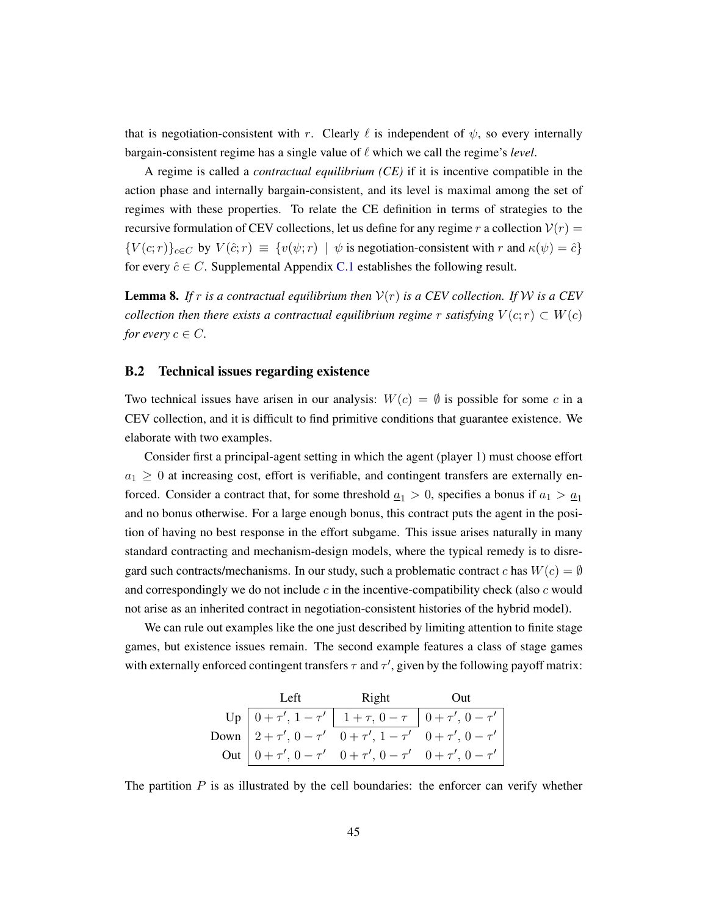that is negotiation-consistent with $r$. Clearly $\ell$ is independent of $\psi$, so every internally bargain-consistent regime has a single value of $\ell$ which we call the regime's *level*.

A regime is called a *contractual equilibrium (CE)* if it is incentive compatible in the action phase and internally bargain-consistent, and its level is maximal among the set of regimes with these properties. To relate the CE definition in terms of strategies to the recursive formulation of CEV collections, let us define for any regime $r$ a collection $\mathcal{V}(r) = \{V(c;r)\}_{c \in C}$ by $V(\hat{c};r) \equiv \{v(\psi;r) \mid \psi \text{ is negotiation-consistent with } r \text{ and } \kappa(\psi) = \hat{c}\}$ for every $\hat{c} \in C$. Supplemental Appendix C.1 establishes the following result.

**Lemma 8.** *If $r$ is a contractual equilibrium then $\mathcal{V}(r)$ is a CEV collection. If $\mathcal{W}$ is a CEV collection then there exists a contractual equilibrium regime $r$ satisfying $V(c;r) \subset W(c)$ for every $c \in C$.*

## B.2 Technical issues regarding existence

Two technical issues have arisen in our analysis: $W(c) = \emptyset$ is possible for some $c$ in a CEV collection, and it is difficult to find primitive conditions that guarantee existence. We elaborate with two examples.

Consider first a principal-agent setting in which the agent (player 1) must choose effort $a_1 \geq 0$ at increasing cost, effort is verifiable, and contingent transfers are externally enforced. Consider a contract that, for some threshold $\underline{a}_1 > 0$, specifies a bonus if $a_1 > \underline{a}_1$ and no bonus otherwise. For a large enough bonus, this contract puts the agent in the position of having no best response in the effort subgame. This issue arises naturally in many standard contracting and mechanism-design models, where the typical remedy is to disregard such contracts/mechanisms. In our study, such a problematic contract $c$ has $W(c) = \emptyset$ and correspondingly we do not include $c$ in the incentive-compatibility check (also $c$ would not arise as an inherited contract in negotiation-consistent histories of the hybrid model).

We can rule out examples like the one just described by limiting attention to finite stage games, but existence issues remain. The second example features a class of stage games with externally enforced contingent transfers $\tau$ and $\tau'$, given by the following payoff matrix:

| | Left | Right | Out |
|---|---|---|---|
| Up | $0+\tau', 1-\tau'$ | $1+\tau, 0-\tau$ | $0+\tau', 0-\tau'$ |
| Down | $2+\tau', 0-\tau'$ | $0+\tau', 1-\tau'$ | $0+\tau', 0-\tau'$ |
| Out | $0+\tau', 0-\tau'$ | $0+\tau', 0-\tau'$ | $0+\tau', 0-\tau'$ |

The partition $P$ is as illustrated by the cell boundaries: the enforcer can verify whether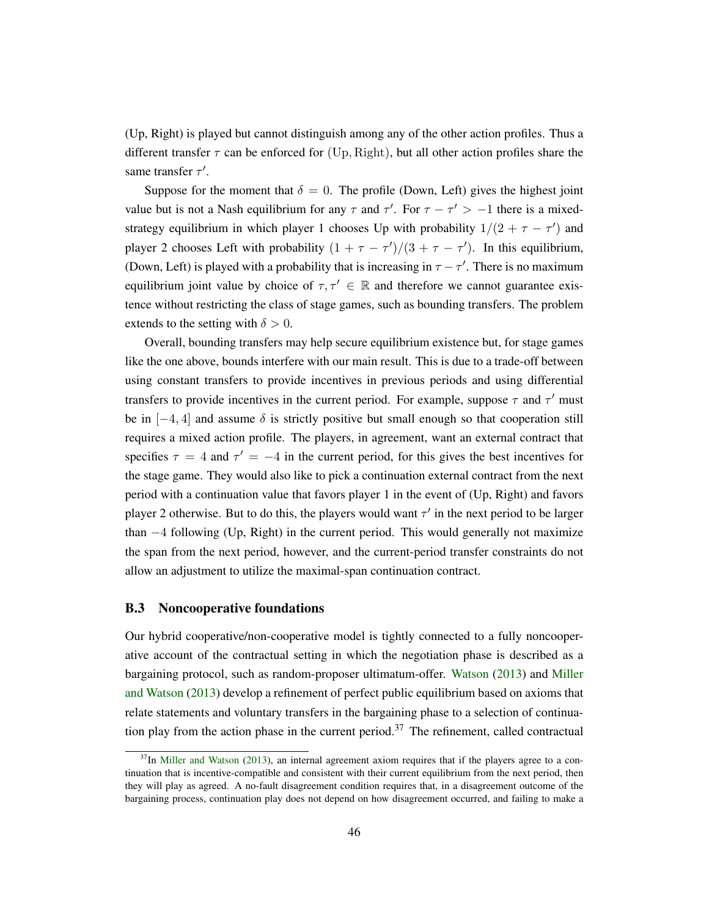(Up, Right) is played but cannot distinguish among any of the other action profiles. Thus a different transfer $\tau$ can be enforced for $(\text{Up}, \text{Right})$, but all other action profiles share the same transfer $\tau'$.

Suppose for the moment that $\delta = 0$. The profile (Down, Left) gives the highest joint value but is not a Nash equilibrium for any $\tau$ and $\tau'$. For $\tau - \tau' > -1$ there is a mixed-strategy equilibrium in which player 1 chooses Up with probability $1/(2 + \tau - \tau')$ and player 2 chooses Left with probability $(1 + \tau - \tau')/(3 + \tau - \tau')$. In this equilibrium, (Down, Left) is played with a probability that is increasing in $\tau - \tau'$. There is no maximum equilibrium joint value by choice of $\tau, \tau' \in \mathbb{R}$ and therefore we cannot guarantee existence without restricting the class of stage games, such as bounding transfers. The problem extends to the setting with $\delta > 0$.

Overall, bounding transfers may help secure equilibrium existence but, for stage games like the one above, bounds interfere with our main result. This is due to a trade-off between using constant transfers to provide incentives in previous periods and using differential transfers to provide incentives in the current period. For example, suppose $\tau$ and $\tau'$ must be in $[-4, 4]$ and assume $\delta$ is strictly positive but small enough so that cooperation still requires a mixed action profile. The players, in agreement, want an external contract that specifies $\tau = 4$ and $\tau' = -4$ in the current period, for this gives the best incentives for the stage game. They would also like to pick a continuation external contract from the next period with a continuation value that favors player 1 in the event of (Up, Right) and favors player 2 otherwise. But to do this, the players would want $\tau'$ in the next period to be larger than $-4$ following (Up, Right) in the current period. This would generally not maximize the span from the next period, however, and the current-period transfer constraints do not allow an adjustment to utilize the maximal-span continuation contract.

### B.3 Noncooperative foundations

Our hybrid cooperative/non-cooperative model is tightly connected to a fully noncooperative account of the contractual setting in which the negotiation phase is described as a bargaining protocol, such as random-proposer ultimatum-offer. Watson (2013) and Miller and Watson (2013) develop a refinement of perfect public equilibrium based on axioms that relate statements and voluntary transfers in the bargaining phase to a selection of continuation play from the action phase in the current period.[37] The refinement, called contractual

[37] In Miller and Watson (2013), an internal agreement axiom requires that if the players agree to a continuation that is incentive-compatible and consistent with their current equilibrium from the next period, then they will play as agreed. A no-fault disagreement condition requires that, in a disagreement outcome of the bargaining process, continuation play does not depend on how disagreement occurred, and failing to make a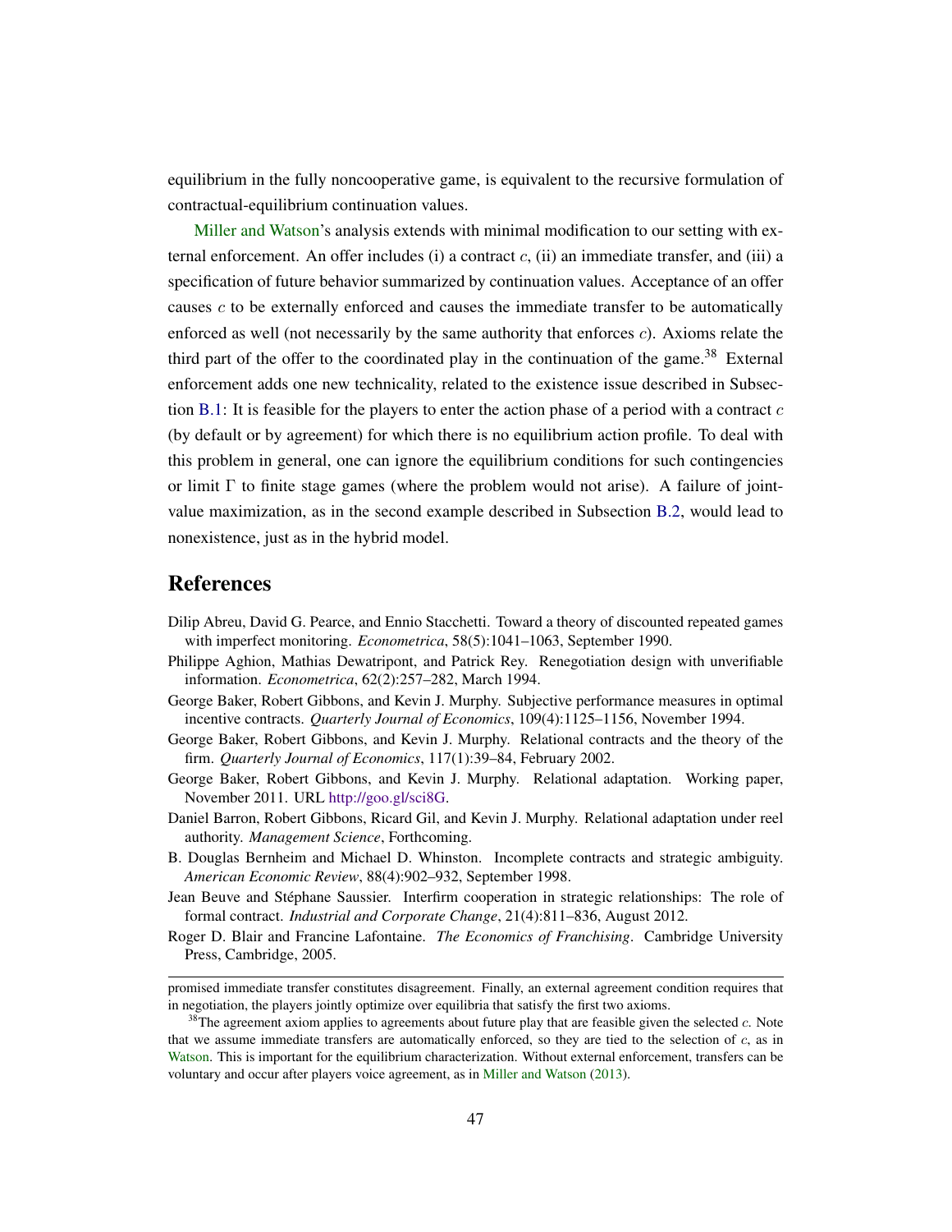equilibrium in the fully noncooperative game, is equivalent to the recursive formulation of contractual-equilibrium continuation values.

Miller and Watson's analysis extends with minimal modification to our setting with external enforcement. An offer includes (i) a contract $c$, (ii) an immediate transfer, and (iii) a specification of future behavior summarized by continuation values. Acceptance of an offer causes $c$ to be externally enforced and causes the immediate transfer to be automatically enforced as well (not necessarily by the same authority that enforces $c$). Axioms relate the third part of the offer to the coordinated play in the continuation of the game.[38] External enforcement adds one new technicality, related to the existence issue described in Subsection B.1: It is feasible for the players to enter the action phase of a period with a contract $c$ (by default or by agreement) for which there is no equilibrium action profile. To deal with this problem in general, one can ignore the equilibrium conditions for such contingencies or limit $\Gamma$ to finite stage games (where the problem would not arise). A failure of joint-value maximization, as in the second example described in Subsection B.2, would lead to nonexistence, just as in the hybrid model.

## References

Dilip Abreu, David G. Pearce, and Ennio Stacchetti. Toward a theory of discounted repeated games with imperfect monitoring. *Econometrica*, 58(5):1041–1063, September 1990.

Philippe Aghion, Mathias Dewatripont, and Patrick Rey. Renegotiation design with unverifiable information. *Econometrica*, 62(2):257–282, March 1994.

George Baker, Robert Gibbons, and Kevin J. Murphy. Subjective performance measures in optimal incentive contracts. *Quarterly Journal of Economics*, 109(4):1125–1156, November 1994.

George Baker, Robert Gibbons, and Kevin J. Murphy. Relational contracts and the theory of the firm. *Quarterly Journal of Economics*, 117(1):39–84, February 2002.

George Baker, Robert Gibbons, and Kevin J. Murphy. Relational adaptation. Working paper, November 2011. URL http://goo.gl/sci8G.

Daniel Barron, Robert Gibbons, Ricard Gil, and Kevin J. Murphy. Relational adaptation under reel authority. *Management Science*, Forthcoming.

B. Douglas Bernheim and Michael D. Whinston. Incomplete contracts and strategic ambiguity. *American Economic Review*, 88(4):902–932, September 1998.

Jean Beuve and Stéphane Saussier. Interfirm cooperation in strategic relationships: The role of formal contract. *Industrial and Corporate Change*, 21(4):811–836, August 2012.

Roger D. Blair and Francine Lafontaine. *The Economics of Franchising*. Cambridge University Press, Cambridge, 2005.

---

promised immediate transfer constitutes disagreement. Finally, an external agreement condition requires that in negotiation, the players jointly optimize over equilibria that satisfy the first two axioms.

[38] The agreement axiom applies to agreements about future play that are feasible given the selected $c$. Note that we assume immediate transfers are automatically enforced, so they are tied to the selection of $c$, as in Watson. This is important for the equilibrium characterization. Without external enforcement, transfers can be voluntary and occur after players voice agreement, as in Miller and Watson (2013).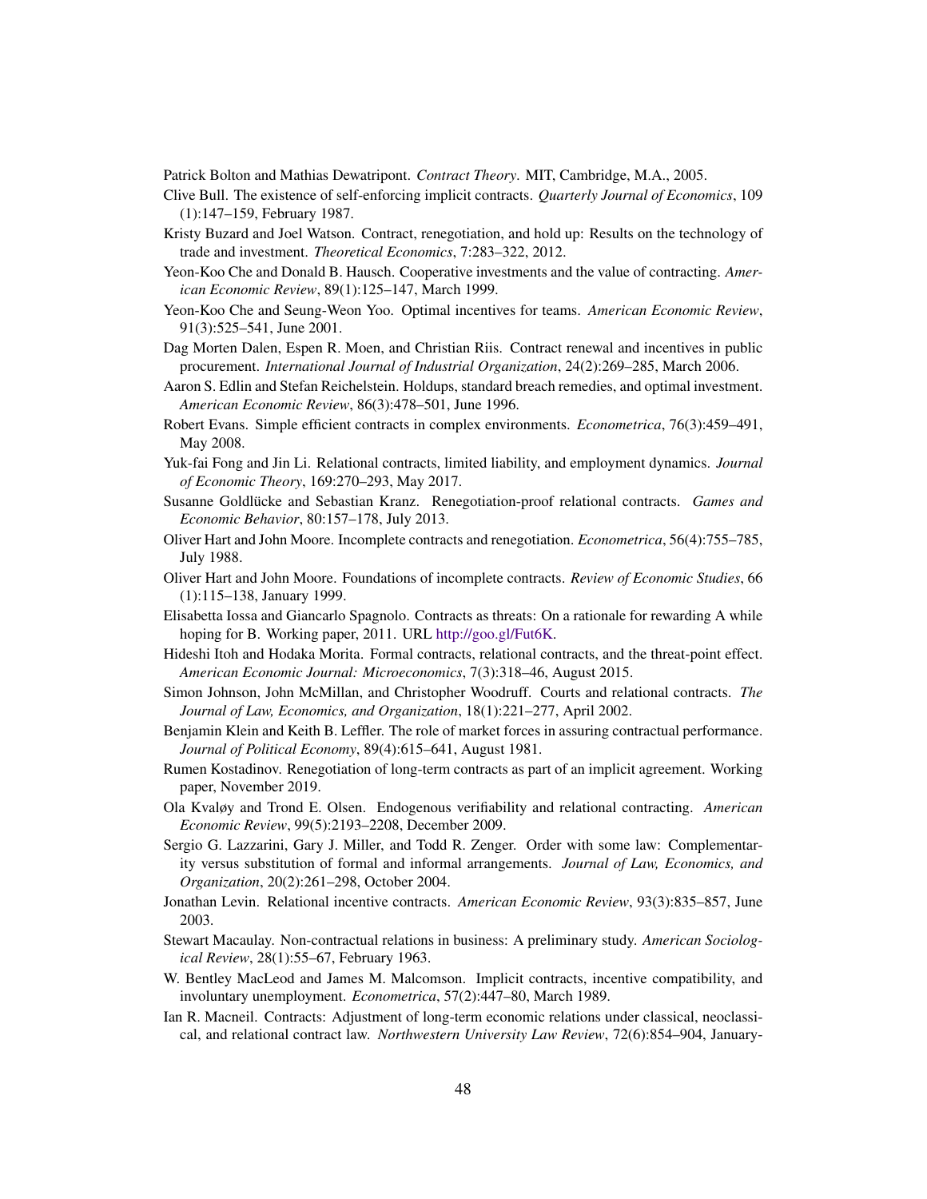Patrick Bolton and Mathias Dewatripont. *Contract Theory*. MIT, Cambridge, M.A., 2005.

Clive Bull. The existence of self-enforcing implicit contracts. *Quarterly Journal of Economics*, 109 (1):147–159, February 1987.

Kristy Buzard and Joel Watson. Contract, renegotiation, and hold up: Results on the technology of trade and investment. *Theoretical Economics*, 7:283–322, 2012.

Yeon-Koo Che and Donald B. Hausch. Cooperative investments and the value of contracting. *American Economic Review*, 89(1):125–147, March 1999.

Yeon-Koo Che and Seung-Weon Yoo. Optimal incentives for teams. *American Economic Review*, 91(3):525–541, June 2001.

Dag Morten Dalen, Espen R. Moen, and Christian Riis. Contract renewal and incentives in public procurement. *International Journal of Industrial Organization*, 24(2):269–285, March 2006.

Aaron S. Edlin and Stefan Reichelstein. Holdups, standard breach remedies, and optimal investment. *American Economic Review*, 86(3):478–501, June 1996.

Robert Evans. Simple efficient contracts in complex environments. *Econometrica*, 76(3):459–491, May 2008.

Yuk-fai Fong and Jin Li. Relational contracts, limited liability, and employment dynamics. *Journal of Economic Theory*, 169:270–293, May 2017.

Susanne Goldlücke and Sebastian Kranz. Renegotiation-proof relational contracts. *Games and Economic Behavior*, 80:157–178, July 2013.

Oliver Hart and John Moore. Incomplete contracts and renegotiation. *Econometrica*, 56(4):755–785, July 1988.

Oliver Hart and John Moore. Foundations of incomplete contracts. *Review of Economic Studies*, 66 (1):115–138, January 1999.

Elisabetta Iossa and Giancarlo Spagnolo. Contracts as threats: On a rationale for rewarding A while hoping for B. Working paper, 2011. URL http://goo.gl/Fut6K.

Hideshi Itoh and Hodaka Morita. Formal contracts, relational contracts, and the threat-point effect. *American Economic Journal: Microeconomics*, 7(3):318–46, August 2015.

Simon Johnson, John McMillan, and Christopher Woodruff. Courts and relational contracts. *The Journal of Law, Economics, and Organization*, 18(1):221–277, April 2002.

Benjamin Klein and Keith B. Leffler. The role of market forces in assuring contractual performance. *Journal of Political Economy*, 89(4):615–641, August 1981.

Rumen Kostadinov. Renegotiation of long-term contracts as part of an implicit agreement. Working paper, November 2019.

Ola Kvaløy and Trond E. Olsen. Endogenous verifiability and relational contracting. *American Economic Review*, 99(5):2193–2208, December 2009.

Sergio G. Lazzarini, Gary J. Miller, and Todd R. Zenger. Order with some law: Complementarity versus substitution of formal and informal arrangements. *Journal of Law, Economics, and Organization*, 20(2):261–298, October 2004.

Jonathan Levin. Relational incentive contracts. *American Economic Review*, 93(3):835–857, June 2003.

Stewart Macaulay. Non-contractual relations in business: A preliminary study. *American Sociological Review*, 28(1):55–67, February 1963.

W. Bentley MacLeod and James M. Malcomson. Implicit contracts, incentive compatibility, and involuntary unemployment. *Econometrica*, 57(2):447–80, March 1989.

Ian R. Macneil. Contracts: Adjustment of long-term economic relations under classical, neoclassical, and relational contract law. *Northwestern University Law Review*, 72(6):854–904, January-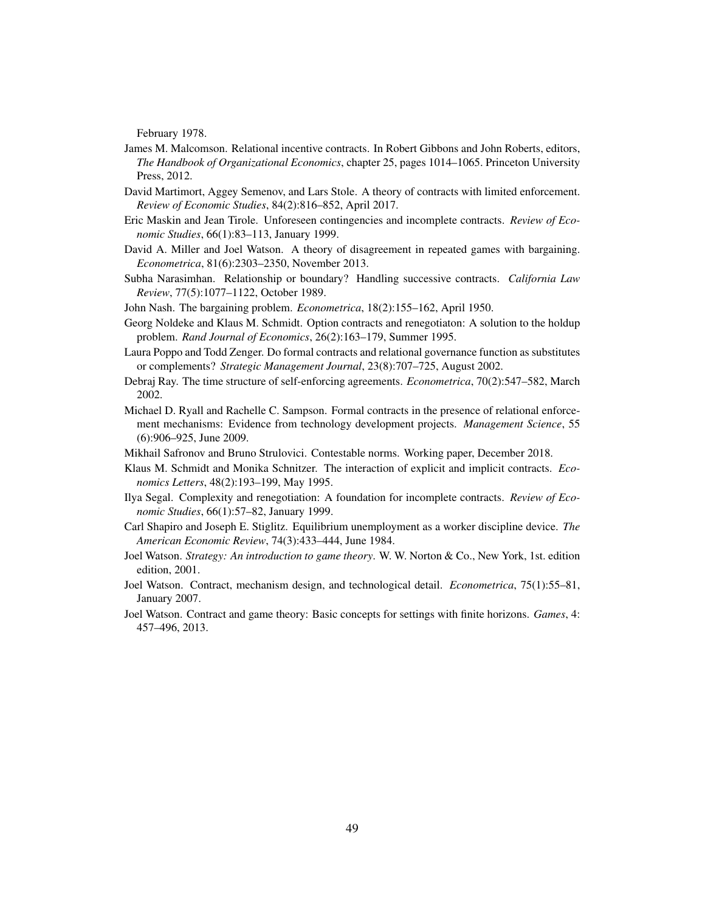February 1978.

James M. Malcomson. Relational incentive contracts. In Robert Gibbons and John Roberts, editors, *The Handbook of Organizational Economics*, chapter 25, pages 1014–1065. Princeton University Press, 2012.

David Martimort, Aggey Semenov, and Lars Stole. A theory of contracts with limited enforcement. *Review of Economic Studies*, 84(2):816–852, April 2017.

Eric Maskin and Jean Tirole. Unforeseen contingencies and incomplete contracts. *Review of Economic Studies*, 66(1):83–113, January 1999.

David A. Miller and Joel Watson. A theory of disagreement in repeated games with bargaining. *Econometrica*, 81(6):2303–2350, November 2013.

Subha Narasimhan. Relationship or boundary? Handling successive contracts. *California Law Review*, 77(5):1077–1122, October 1989.

John Nash. The bargaining problem. *Econometrica*, 18(2):155–162, April 1950.

Georg Noldeke and Klaus M. Schmidt. Option contracts and renegotiaton: A solution to the holdup problem. *Rand Journal of Economics*, 26(2):163–179, Summer 1995.

Laura Poppo and Todd Zenger. Do formal contracts and relational governance function as substitutes or complements? *Strategic Management Journal*, 23(8):707–725, August 2002.

Debraj Ray. The time structure of self-enforcing agreements. *Econometrica*, 70(2):547–582, March 2002.

Michael D. Ryall and Rachelle C. Sampson. Formal contracts in the presence of relational enforcement mechanisms: Evidence from technology development projects. *Management Science*, 55 (6):906–925, June 2009.

Mikhail Safronov and Bruno Strulovici. Contestable norms. Working paper, December 2018.

Klaus M. Schmidt and Monika Schnitzer. The interaction of explicit and implicit contracts. *Economics Letters*, 48(2):193–199, May 1995.

Ilya Segal. Complexity and renegotiation: A foundation for incomplete contracts. *Review of Economic Studies*, 66(1):57–82, January 1999.

Carl Shapiro and Joseph E. Stiglitz. Equilibrium unemployment as a worker discipline device. *The American Economic Review*, 74(3):433–444, June 1984.

Joel Watson. *Strategy: An introduction to game theory*. W. W. Norton & Co., New York, 1st. edition edition, 2001.

Joel Watson. Contract, mechanism design, and technological detail. *Econometrica*, 75(1):55–81, January 2007.

Joel Watson. Contract and game theory: Basic concepts for settings with finite horizons. *Games*, 4: 457–496, 2013.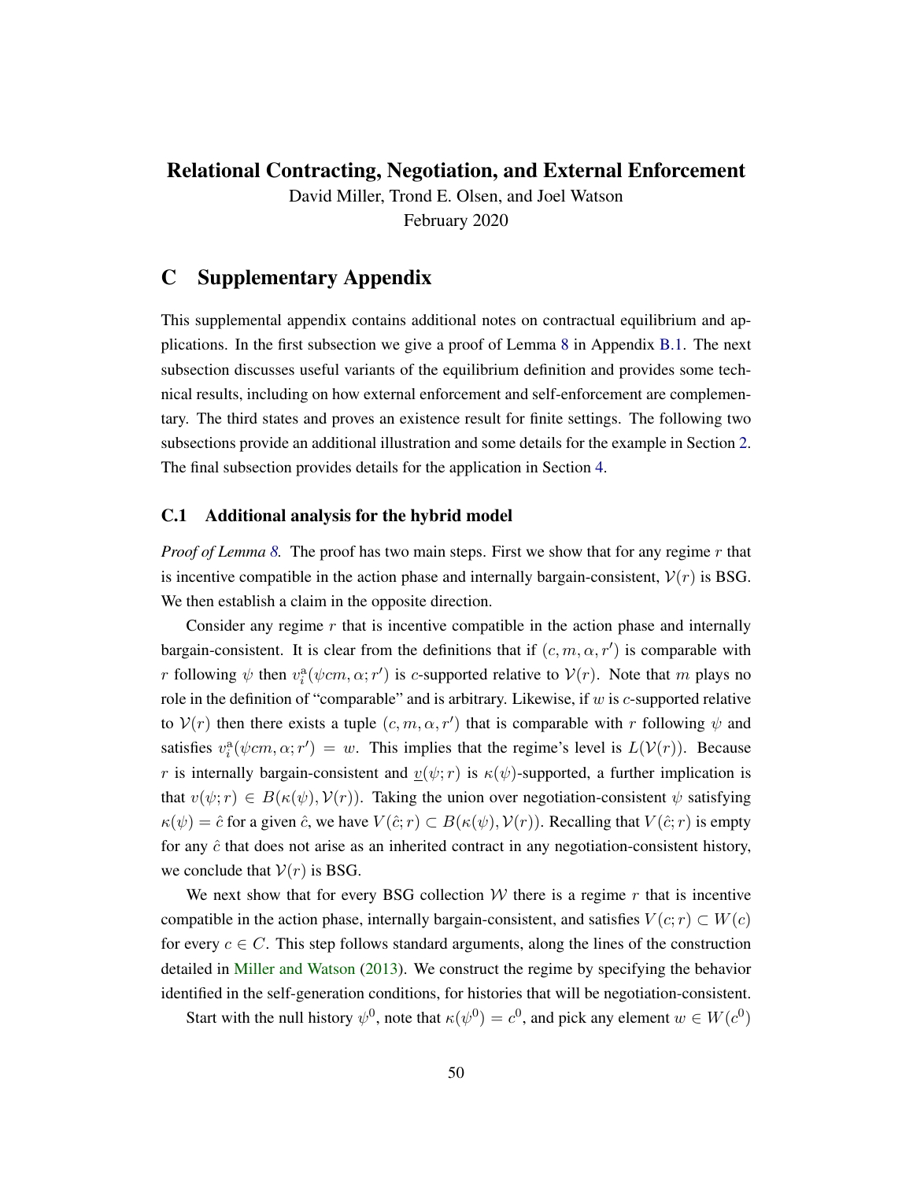# Relational Contracting, Negotiation, and External Enforcement

David Miller, Trond E. Olsen, and Joel Watson

February 2020

## C Supplementary Appendix

This supplemental appendix contains additional notes on contractual equilibrium and applications. In the first subsection we give a proof of Lemma 8 in Appendix B.1. The next subsection discusses useful variants of the equilibrium definition and provides some technical results, including on how external enforcement and self-enforcement are complementary. The third states and proves an existence result for finite settings. The following two subsections provide an additional illustration and some details for the example in Section 2. The final subsection provides details for the application in Section 4.

### C.1 Additional analysis for the hybrid model

*Proof of Lemma 8.* The proof has two main steps. First we show that for any regime $r$ that is incentive compatible in the action phase and internally bargain-consistent, $\mathcal{V}(r)$ is BSG. We then establish a claim in the opposite direction.

Consider any regime $r$ that is incentive compatible in the action phase and internally bargain-consistent. It is clear from the definitions that if $(c, m, \alpha, r')$ is comparable with $r$ following $\psi$ then $v_i^{\mathrm{a}}(\psi cm, \alpha; r')$ is $c$-supported relative to $\mathcal{V}(r)$. Note that $m$ plays no role in the definition of "comparable" and is arbitrary. Likewise, if $w$ is $c$-supported relative to $\mathcal{V}(r)$ then there exists a tuple $(c, m, \alpha, r')$ that is comparable with $r$ following $\psi$ and satisfies $v_i^{\mathrm{a}}(\psi cm, \alpha; r') = w$. This implies that the regime's level is $L(\mathcal{V}(r))$. Because $r$ is internally bargain-consistent and $\underline{v}(\psi; r)$ is $\kappa(\psi)$-supported, a further implication is that $v(\psi; r) \in B(\kappa(\psi), \mathcal{V}(r))$. Taking the union over negotiation-consistent $\psi$ satisfying $\kappa(\psi) = \hat{c}$ for a given $\hat{c}$, we have $V(\hat{c}; r) \subset B(\kappa(\psi), \mathcal{V}(r))$. Recalling that $V(\hat{c}; r)$ is empty for any $\hat{c}$ that does not arise as an inherited contract in any negotiation-consistent history, we conclude that $\mathcal{V}(r)$ is BSG.

We next show that for every BSG collection $\mathcal{W}$ there is a regime $r$ that is incentive compatible in the action phase, internally bargain-consistent, and satisfies $V(c; r) \subset W(c)$ for every $c \in C$. This step follows standard arguments, along the lines of the construction detailed in Miller and Watson (2013). We construct the regime by specifying the behavior identified in the self-generation conditions, for histories that will be negotiation-consistent.

Start with the null history $\psi^0$, note that $\kappa(\psi^0) = c^0$, and pick any element $w \in W(c^0)$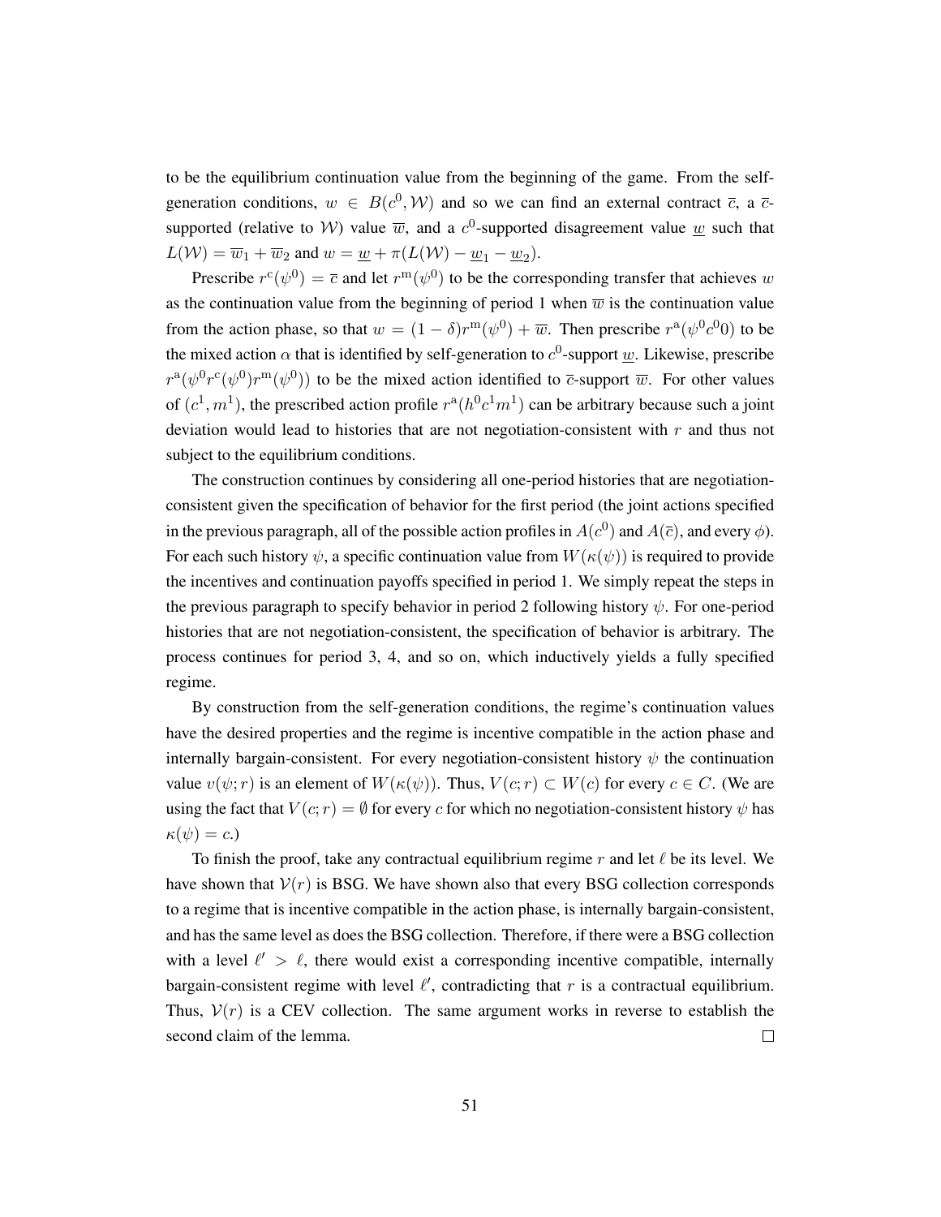to be the equilibrium continuation value from the beginning of the game. From the self-generation conditions, $w \in B(c^0, \mathcal{W})$ and so we can find an external contract $\overline{c}$, a $\overline{c}$-supported (relative to $\mathcal{W}$) value $\overline{w}$, and a $c^0$-supported disagreement value $\underline{w}$ such that $L(\mathcal{W}) = \overline{w}_1 + \overline{w}_2$ and $w = \underline{w} + \pi(L(\mathcal{W}) - \underline{w}_1 - \underline{w}_2)$.

Prescribe $r^{\mathrm{c}}(\psi^0) = \overline{c}$ and let $r^{\mathrm{m}}(\psi^0)$ to be the corresponding transfer that achieves $w$ as the continuation value from the beginning of period 1 when $\overline{w}$ is the continuation value from the action phase, so that $w = (1-\delta) r^{\mathrm{m}}(\psi^0) + \overline{w}$. Then prescribe $r^{\mathrm{a}}(\psi^0 c^0 0)$ to be the mixed action $\alpha$ that is identified by self-generation to $c^0$-support $\underline{w}$. Likewise, prescribe $r^{\mathrm{a}}(\psi^0 r^{\mathrm{c}}(\psi^0) r^{\mathrm{m}}(\psi^0))$ to be the mixed action identified to $\overline{c}$-support $\overline{w}$. For other values of $(c^1, m^1)$, the prescribed action profile $r^{\mathrm{a}}(h^0 c^1 m^1)$ can be arbitrary because such a joint deviation would lead to histories that are not negotiation-consistent with $r$ and thus not subject to the equilibrium conditions.

The construction continues by considering all one-period histories that are negotiation-consistent given the specification of behavior for the first period (the joint actions specified in the previous paragraph, all of the possible action profiles in $A(c^0)$ and $A(\overline{c})$, and every $\phi$). For each such history $\psi$, a specific continuation value from $W(\kappa(\psi))$ is required to provide the incentives and continuation payoffs specified in period 1. We simply repeat the steps in the previous paragraph to specify behavior in period 2 following history $\psi$. For one-period histories that are not negotiation-consistent, the specification of behavior is arbitrary. The process continues for period 3, 4, and so on, which inductively yields a fully specified regime.

By construction from the self-generation conditions, the regime's continuation values have the desired properties and the regime is incentive compatible in the action phase and internally bargain-consistent. For every negotiation-consistent history $\psi$ the continuation value $v(\psi; r)$ is an element of $W(\kappa(\psi))$. Thus, $V(c; r) \subset W(c)$ for every $c \in C$. (We are using the fact that $V(c; r) = \emptyset$ for every $c$ for which no negotiation-consistent history $\psi$ has $\kappa(\psi) = c$.)

To finish the proof, take any contractual equilibrium regime $r$ and let $\ell$ be its level. We have shown that $\mathcal{V}(r)$ is BSG. We have shown also that every BSG collection corresponds to a regime that is incentive compatible in the action phase, is internally bargain-consistent, and has the same level as does the BSG collection. Therefore, if there were a BSG collection with a level $\ell' > \ell$, there would exist a corresponding incentive compatible, internally bargain-consistent regime with level $\ell'$, contradicting that $r$ is a contractual equilibrium. Thus, $\mathcal{V}(r)$ is a CEV collection. The same argument works in reverse to establish the second claim of the lemma. □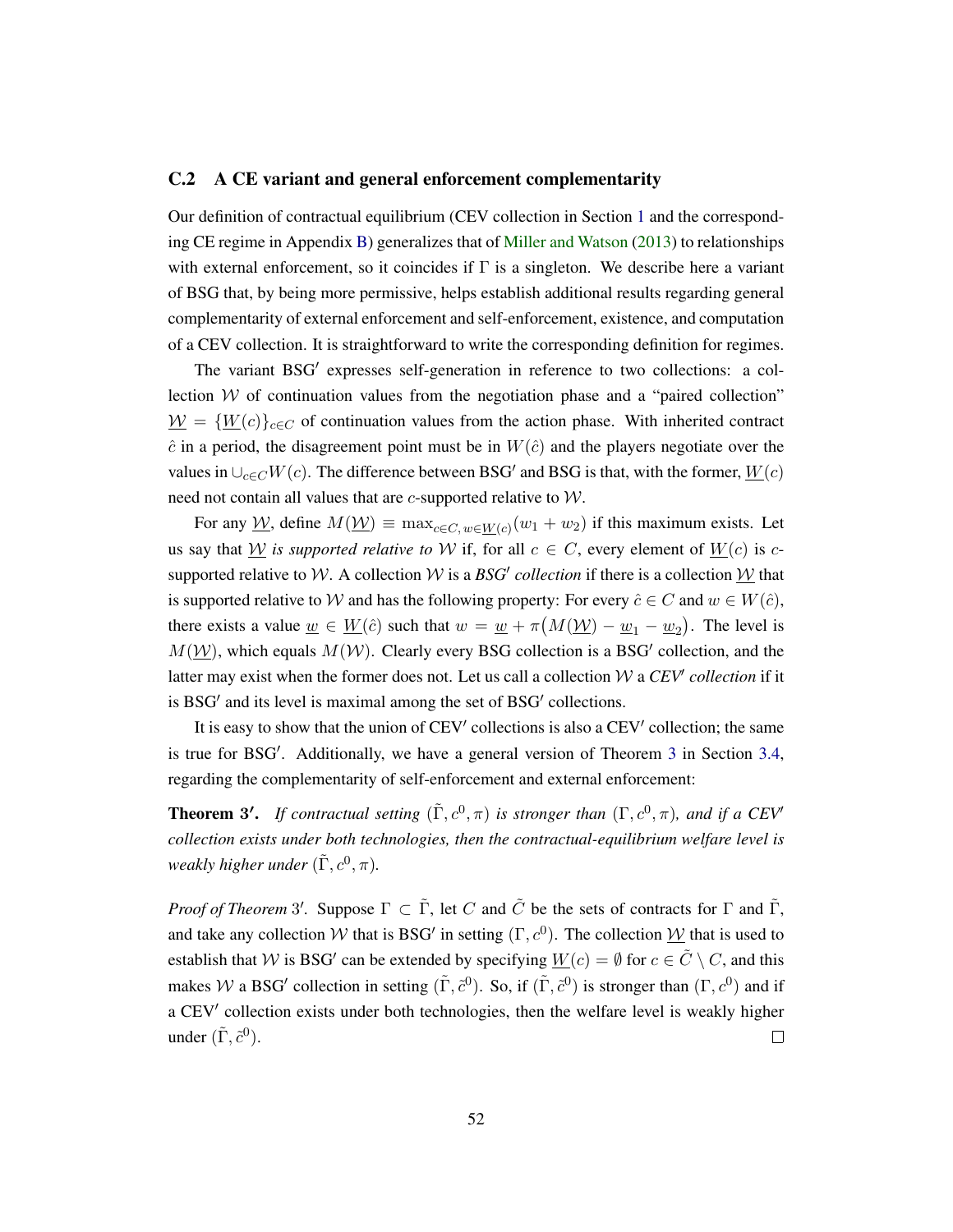### C.2 A CE variant and general enforcement complementarity

Our definition of contractual equilibrium (CEV collection in Section 1 and the corresponding CE regime in Appendix B) generalizes that of Miller and Watson (2013) to relationships with external enforcement, so it coincides if $\Gamma$ is a singleton. We describe here a variant of BSG that, by being more permissive, helps establish additional results regarding general complementarity of external enforcement and self-enforcement, existence, and computation of a CEV collection. It is straightforward to write the corresponding definition for regimes.

The variant BSG$'$ expresses self-generation in reference to two collections: a collection $\mathcal{W}$ of continuation values from the negotiation phase and a "paired collection" $\underline{\mathcal{W}} = \{\underline{W}(c)\}_{c \in C}$ of continuation values from the action phase. With inherited contract $\hat{c}$ in a period, the disagreement point must be in $W(\hat{c})$ and the players negotiate over the values in $\cup_{c \in C} W(c)$. The difference between BSG$'$ and BSG is that, with the former, $\underline{W}(c)$ need not contain all values that are $c$-supported relative to $\mathcal{W}$.

For any $\underline{\mathcal{W}}$, define $M(\underline{\mathcal{W}}) \equiv \max_{c \in C,\, w \in \underline{W}(c)} (w_1 + w_2)$ if this maximum exists. Let us say that $\underline{\mathcal{W}}$ *is supported relative to* $\mathcal{W}$ if, for all $c \in C$, every element of $\underline{W}(c)$ is $c$-supported relative to $\mathcal{W}$. A collection $\mathcal{W}$ is a *BSG$'$ collection* if there is a collection $\underline{\mathcal{W}}$ that is supported relative to $\mathcal{W}$ and has the following property: For every $\hat{c} \in C$ and $w \in W(\hat{c})$, there exists a value $\underline{w} \in \underline{W}(\hat{c})$ such that $w = \underline{w} + \pi\big(M(\underline{\mathcal{W}}) - \underline{w}_1 - \underline{w}_2\big)$. The level is $M(\underline{\mathcal{W}})$, which equals $M(\mathcal{W})$. Clearly every BSG collection is a BSG$'$ collection, and the latter may exist when the former does not. Let us call a collection $\mathcal{W}$ a *CEV$'$ collection* if it is BSG$'$ and its level is maximal among the set of BSG$'$ collections.

It is easy to show that the union of CEV$'$ collections is also a CEV$'$ collection; the same is true for BSG$'$. Additionally, we have a general version of Theorem 3 in Section 3.4, regarding the complementarity of self-enforcement and external enforcement:

**Theorem 3$'$.** *If contractual setting $(\tilde{\Gamma}, c^0, \pi)$ is stronger than $(\Gamma, c^0, \pi)$, and if a CEV$'$ collection exists under both technologies, then the contractual-equilibrium welfare level is weakly higher under $(\tilde{\Gamma}, c^0, \pi)$.*

*Proof of Theorem* 3$'$. Suppose $\Gamma \subset \tilde{\Gamma}$, let $C$ and $\tilde{C}$ be the sets of contracts for $\Gamma$ and $\tilde{\Gamma}$, and take any collection $\mathcal{W}$ that is BSG$'$ in setting $(\Gamma, c^0)$. The collection $\underline{\mathcal{W}}$ that is used to establish that $\mathcal{W}$ is BSG$'$ can be extended by specifying $\underline{W}(c) = \emptyset$ for $c \in \tilde{C} \setminus C$, and this makes $\mathcal{W}$ a BSG$'$ collection in setting $(\tilde{\Gamma}, \tilde{c}^0)$. So, if $(\tilde{\Gamma}, \tilde{c}^0)$ is stronger than $(\Gamma, c^0)$ and if a CEV$'$ collection exists under both technologies, then the welfare level is weakly higher under $(\tilde{\Gamma}, \tilde{c}^0)$. $\square$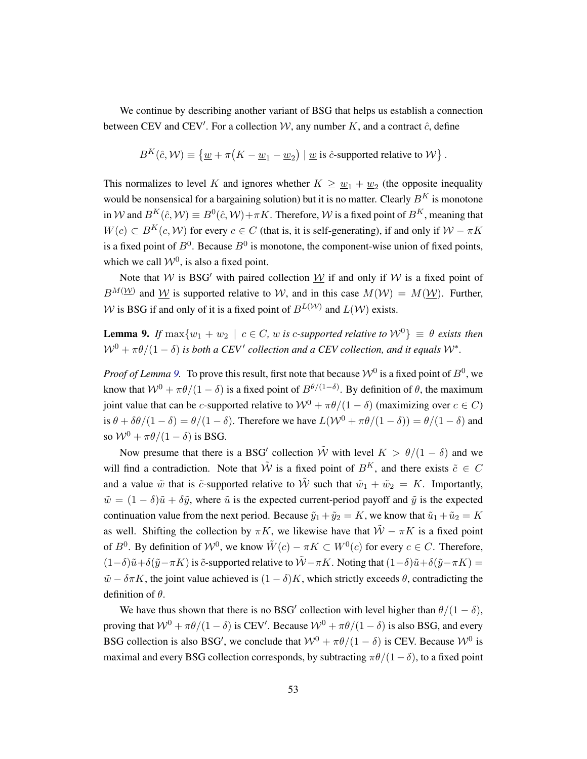We continue by describing another variant of BSG that helps us establish a connection between CEV and CEV′. For a collection $\mathcal{W}$, any number $K$, and a contract $\hat{c}$, define

$$B^K(\hat{c}, \mathcal{W}) \equiv \left\{ \underline{w} + \pi\big(K - \underline{w}_1 - \underline{w}_2\big) \mid \underline{w} \text{ is } \hat{c}\text{-supported relative to } \mathcal{W} \right\}.$$

This normalizes to level $K$ and ignores whether $K \geq \underline{w}_1 + \underline{w}_2$ (the opposite inequality would be nonsensical for a bargaining solution) but it is no matter. Clearly $B^K$ is monotone in $\mathcal{W}$ and $B^K(\hat{c}, \mathcal{W}) \equiv B^0(\hat{c}, \mathcal{W}) + \pi K$. Therefore, $\mathcal{W}$ is a fixed point of $B^K$, meaning that $W(c) \subset B^K(c, \mathcal{W})$ for every $c \in C$ (that is, it is self-generating), if and only if $\mathcal{W} - \pi K$ is a fixed point of $B^0$. Because $B^0$ is monotone, the component-wise union of fixed points, which we call $\mathcal{W}^0$, is also a fixed point.

Note that $\mathcal{W}$ is BSG′ with paired collection $\underline{\mathcal{W}}$ if and only if $\mathcal{W}$ is a fixed point of $B^{M(\underline{\mathcal{W}})}$ and $\underline{\mathcal{W}}$ is supported relative to $\mathcal{W}$, and in this case $M(\mathcal{W}) = M(\underline{\mathcal{W}})$. Further, $\mathcal{W}$ is BSG if and only of it is a fixed point of $B^{L(\mathcal{W})}$ and $L(\mathcal{W})$ exists.

**Lemma 9.** *If $\max\{w_1 + w_2 \mid c \in C,\, w$ is $c$-supported relative to $\mathcal{W}^0\} \equiv \theta$ exists then $\mathcal{W}^0 + \pi\theta/(1-\delta)$ is both a CEV′ collection and a CEV collection, and it equals $\mathcal{W}^*$.*

*Proof of Lemma 9.* To prove this result, first note that because $\mathcal{W}^0$ is a fixed point of $B^0$, we know that $\mathcal{W}^0 + \pi\theta/(1-\delta)$ is a fixed point of $B^{\theta/(1-\delta)}$. By definition of $\theta$, the maximum joint value that can be $c$-supported relative to $\mathcal{W}^0 + \pi\theta/(1-\delta)$ (maximizing over $c \in C$) is $\theta + \delta\theta/(1-\delta) = \theta/(1-\delta)$. Therefore we have $L(\mathcal{W}^0 + \pi\theta/(1-\delta)) = \theta/(1-\delta)$ and so $\mathcal{W}^0 + \pi\theta/(1-\delta)$ is BSG.

Now presume that there is a BSG′ collection $\tilde{\mathcal{W}}$ with level $K > \theta/(1-\delta)$ and we will find a contradiction. Note that $\tilde{\mathcal{W}}$ is a fixed point of $B^K$, and there exists $\tilde{c} \in C$ and a value $\tilde{w}$ that is $\tilde{c}$-supported relative to $\tilde{\mathcal{W}}$ such that $\tilde{w}_1 + \tilde{w}_2 = K$. Importantly, $\tilde{w} = (1-\delta)\tilde{u} + \delta\tilde{y}$, where $\tilde{u}$ is the expected current-period payoff and $\tilde{y}$ is the expected continuation value from the next period. Because $\tilde{y}_1 + \tilde{y}_2 = K$, we know that $\tilde{u}_1 + \tilde{u}_2 = K$ as well. Shifting the collection by $\pi K$, we likewise have that $\tilde{\mathcal{W}} - \pi K$ is a fixed point of $B^0$. By definition of $\mathcal{W}^0$, we know $\tilde{W}(c) - \pi K \subset W^0(c)$ for every $c \in C$. Therefore, $(1-\delta)\tilde{u} + \delta(\tilde{y} - \pi K)$ is $\tilde{c}$-supported relative to $\tilde{\mathcal{W}} - \pi K$. Noting that $(1-\delta)\tilde{u} + \delta(\tilde{y} - \pi K) = \tilde{w} - \delta\pi K$, the joint value achieved is $(1-\delta)K$, which strictly exceeds $\theta$, contradicting the definition of $\theta$.

We have thus shown that there is no BSG′ collection with level higher than $\theta/(1-\delta)$, proving that $\mathcal{W}^0 + \pi\theta/(1-\delta)$ is CEV′. Because $\mathcal{W}^0 + \pi\theta/(1-\delta)$ is also BSG, and every BSG collection is also BSG′, we conclude that $\mathcal{W}^0 + \pi\theta/(1-\delta)$ is CEV. Because $\mathcal{W}^0$ is maximal and every BSG collection corresponds, by subtracting $\pi\theta/(1-\delta)$, to a fixed point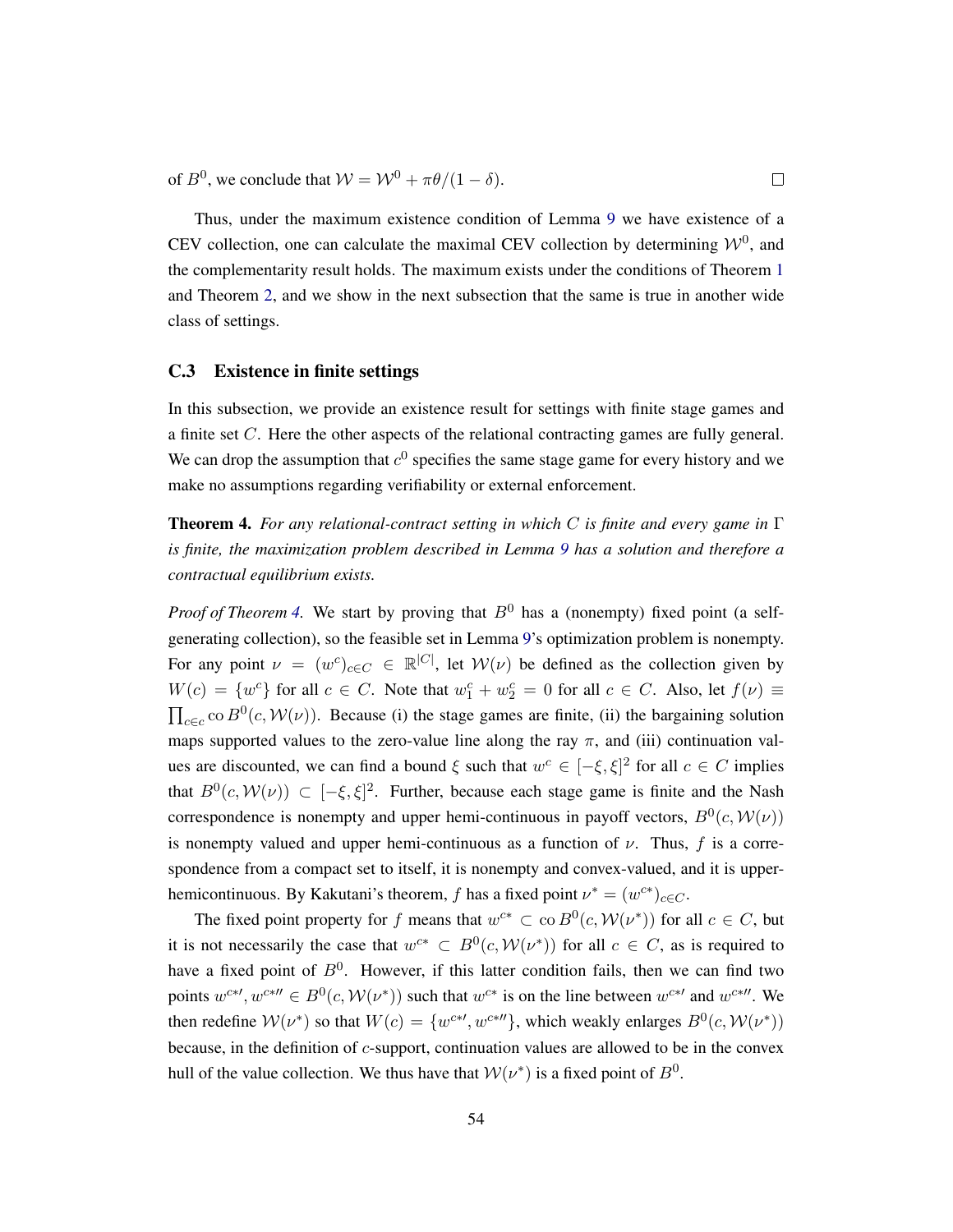of $B^0$, we conclude that $\mathcal{W} = \mathcal{W}^0 + \pi\theta/(1-\delta)$. $\square$

Thus, under the maximum existence condition of Lemma 9 we have existence of a CEV collection, one can calculate the maximal CEV collection by determining $\mathcal{W}^0$, and the complementarity result holds. The maximum exists under the conditions of Theorem 1 and Theorem 2, and we show in the next subsection that the same is true in another wide class of settings.

### C.3 Existence in finite settings

In this subsection, we provide an existence result for settings with finite stage games and a finite set $C$. Here the other aspects of the relational contracting games are fully general. We can drop the assumption that $c^0$ specifies the same stage game for every history and we make no assumptions regarding verifiability or external enforcement.

**Theorem 4.** *For any relational-contract setting in which $C$ is finite and every game in $\Gamma$ is finite, the maximization problem described in Lemma 9 has a solution and therefore a contractual equilibrium exists.*

*Proof of Theorem 4.* We start by proving that $B^0$ has a (nonempty) fixed point (a self-generating collection), so the feasible set in Lemma 9's optimization problem is nonempty. For any point $\nu = (w^c)_{c\in C} \in \mathbb{R}^{|C|}$, let $\mathcal{W}(\nu)$ be defined as the collection given by $W(c) = \{w^c\}$ for all $c \in C$. Note that $w_1^c + w_2^c = 0$ for all $c \in C$. Also, let $f(\nu) \equiv \prod_{c\in c} \operatorname{co} B^0(c, \mathcal{W}(\nu))$. Because (i) the stage games are finite, (ii) the bargaining solution maps supported values to the zero-value line along the ray $\pi$, and (iii) continuation values are discounted, we can find a bound $\xi$ such that $w^c \in [-\xi, \xi]^2$ for all $c \in C$ implies that $B^0(c, \mathcal{W}(\nu)) \subset [-\xi, \xi]^2$. Further, because each stage game is finite and the Nash correspondence is nonempty and upper hemi-continuous in payoff vectors, $B^0(c, \mathcal{W}(\nu))$ is nonempty valued and upper hemi-continuous as a function of $\nu$. Thus, $f$ is a correspondence from a compact set to itself, it is nonempty and convex-valued, and it is upper-hemicontinuous. By Kakutani's theorem, $f$ has a fixed point $\nu^* = (w^{c*})_{c\in C}$.

The fixed point property for $f$ means that $w^{c*} \subset \operatorname{co} B^0(c, \mathcal{W}(\nu^*))$ for all $c \in C$, but it is not necessarily the case that $w^{c*} \subset B^0(c, \mathcal{W}(\nu^*))$ for all $c \in C$, as is required to have a fixed point of $B^0$. However, if this latter condition fails, then we can find two points $w^{c*\prime}, w^{c*\prime\prime} \in B^0(c, \mathcal{W}(\nu^*))$ such that $w^{c*}$ is on the line between $w^{c*\prime}$ and $w^{c*\prime\prime}$. We then redefine $\mathcal{W}(\nu^*)$ so that $W(c) = \{w^{c*\prime}, w^{c*\prime\prime}\}$, which weakly enlarges $B^0(c, \mathcal{W}(\nu^*))$ because, in the definition of $c$-support, continuation values are allowed to be in the convex hull of the value collection. We thus have that $\mathcal{W}(\nu^*)$ is a fixed point of $B^0$.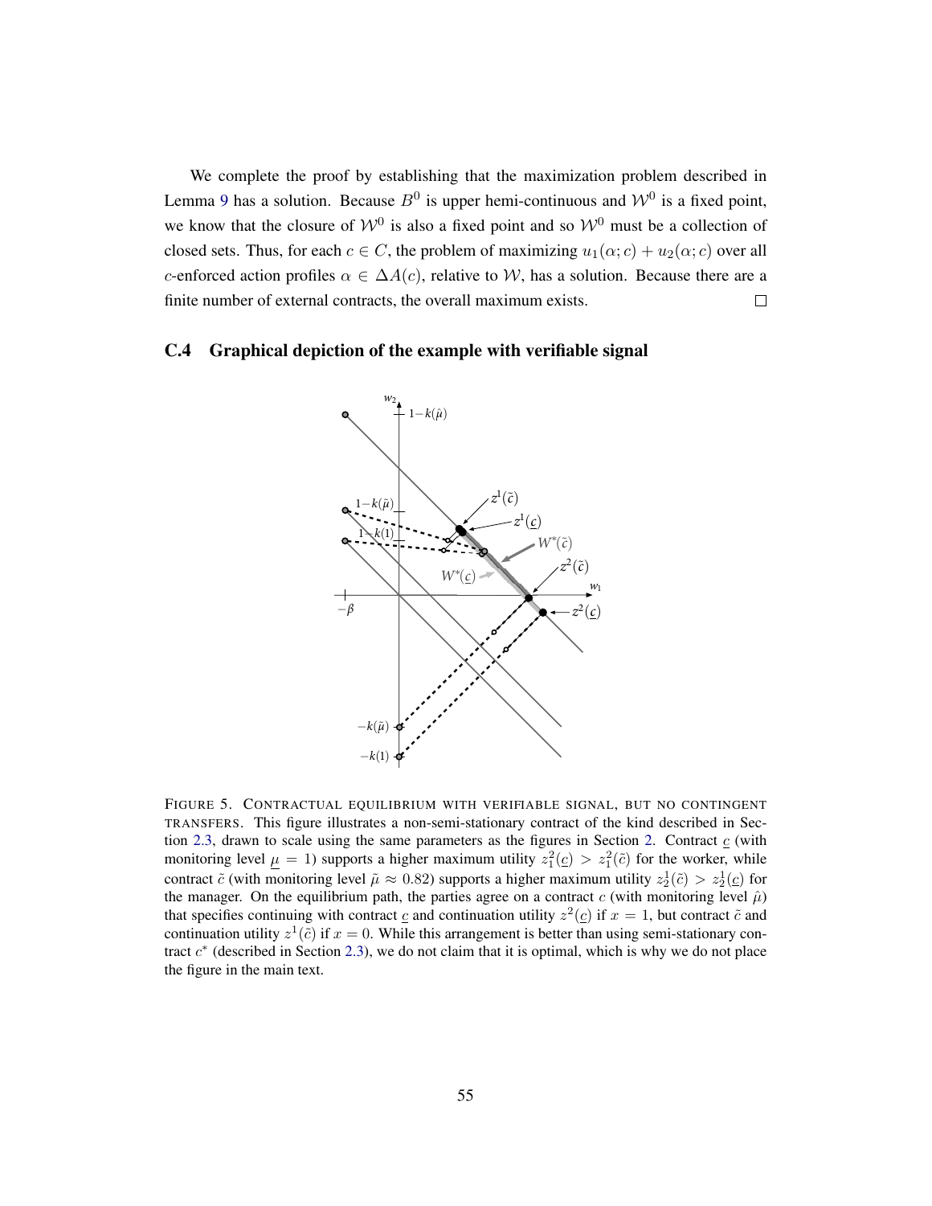We complete the proof by establishing that the maximization problem described in Lemma 9 has a solution. Because $B^0$ is upper hemi-continuous and $\mathcal{W}^0$ is a fixed point, we know that the closure of $\mathcal{W}^0$ is also a fixed point and so $\mathcal{W}^0$ must be a collection of closed sets. Thus, for each $c \in C$, the problem of maximizing $u_1(\alpha; c) + u_2(\alpha; c)$ over all $c$-enforced action profiles $\alpha \in \Delta A(c)$, relative to $\mathcal{W}$, has a solution. Because there are a finite number of external contracts, the overall maximum exists. □

## C.4 Graphical depiction of the example with verifiable signal

FIGURE 5. CONTRACTUAL EQUILIBRIUM WITH VERIFIABLE SIGNAL, BUT NO CONTINGENT TRANSFERS. This figure illustrates a non-semi-stationary contract of the kind described in Section 2.3, drawn to scale using the same parameters as the figures in Section 2. Contract $\underline{c}$ (with monitoring level $\underline{\mu} = 1$) supports a higher maximum utility $z_1^2(\underline{c}) > z_1^2(\tilde{c})$ for the worker, while contract $\tilde{c}$ (with monitoring level $\tilde{\mu} \approx 0.82$) supports a higher maximum utility $z_2^1(\tilde{c}) > z_2^1(\underline{c})$ for the manager. On the equilibrium path, the parties agree on a contract $c$ (with monitoring level $\hat{\mu}$) that specifies continuing with contract $\underline{c}$ and continuation utility $z^2(\underline{c})$ if $x = 1$, but contract $\tilde{c}$ and continuation utility $z^1(\tilde{c})$ if $x = 0$. While this arrangement is better than using semi-stationary contract $c^*$ (described in Section 2.3), we do not claim that it is optimal, which is why we do not place the figure in the main text.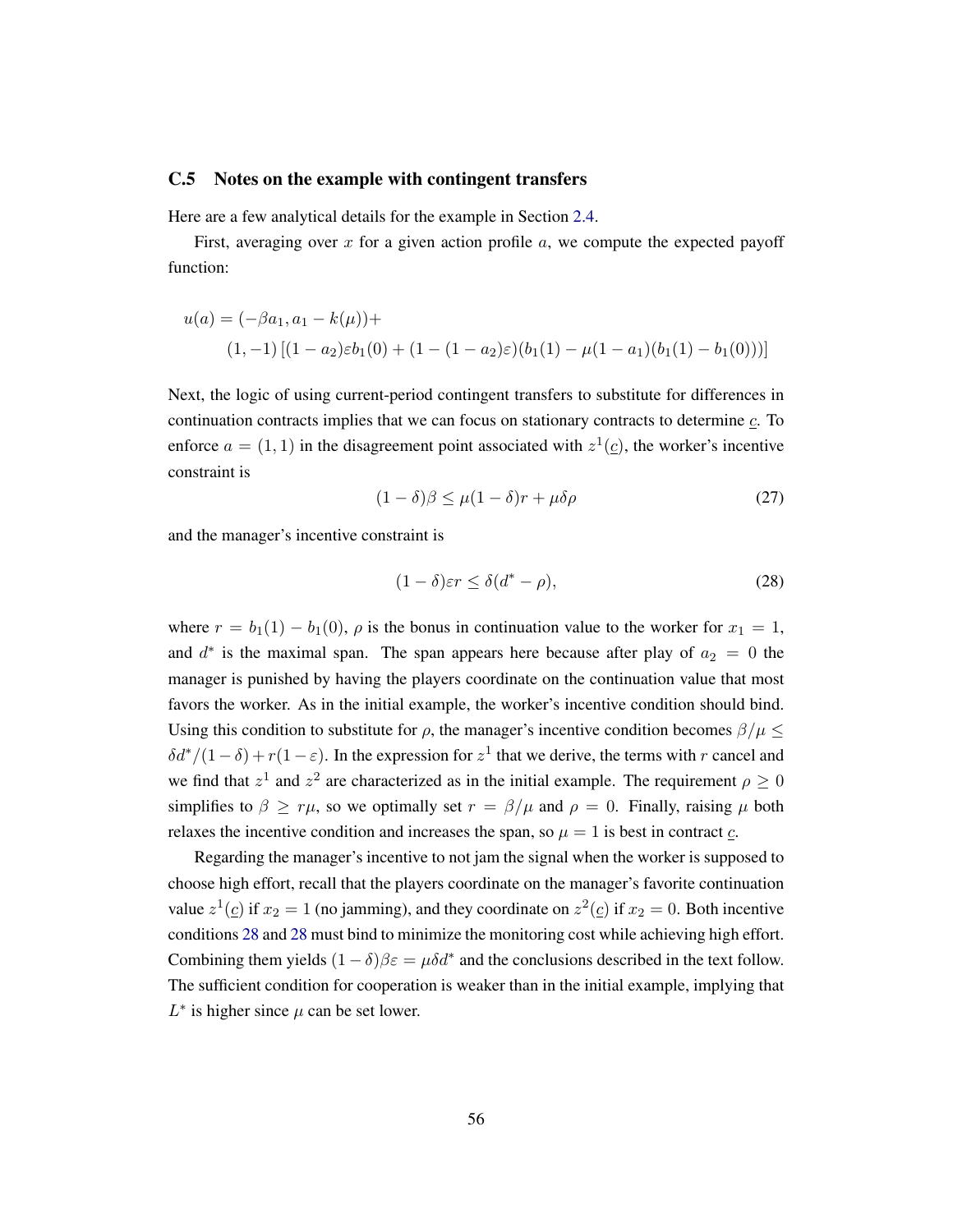### C.5 Notes on the example with contingent transfers

Here are a few analytical details for the example in Section 2.4.

First, averaging over $x$ for a given action profile $a$, we compute the expected payoff function:

$$u(a) = (-\beta a_1, a_1 - k(\mu)) +$$
$$(1, -1)\left[(1 - a_2)\varepsilon b_1(0) + (1 - (1 - a_2)\varepsilon)(b_1(1) - \mu(1 - a_1)(b_1(1) - b_1(0)))\right]$$

Next, the logic of using current-period contingent transfers to substitute for differences in continuation contracts implies that we can focus on stationary contracts to determine $\underline{c}$. To enforce $a = (1, 1)$ in the disagreement point associated with $z^1(\underline{c})$, the worker's incentive constraint is

$$(1 - \delta)\beta \leq \mu(1 - \delta)r + \mu\delta\rho \tag{27}$$

and the manager's incentive constraint is

$$(1 - \delta)\varepsilon r \leq \delta(d^* - \rho), \tag{28}$$

where $r = b_1(1) - b_1(0)$, $\rho$ is the bonus in continuation value to the worker for $x_1 = 1$, and $d^*$ is the maximal span. The span appears here because after play of $a_2 = 0$ the manager is punished by having the players coordinate on the continuation value that most favors the worker. As in the initial example, the worker's incentive condition should bind. Using this condition to substitute for $\rho$, the manager's incentive condition becomes $\beta/\mu \leq \delta d^*/(1 - \delta) + r(1 - \varepsilon)$. In the expression for $z^1$ that we derive, the terms with $r$ cancel and we find that $z^1$ and $z^2$ are characterized as in the initial example. The requirement $\rho \geq 0$ simplifies to $\beta \geq r\mu$, so we optimally set $r = \beta/\mu$ and $\rho = 0$. Finally, raising $\mu$ both relaxes the incentive condition and increases the span, so $\mu = 1$ is best in contract $\underline{c}$.

Regarding the manager's incentive to not jam the signal when the worker is supposed to choose high effort, recall that the players coordinate on the manager's favorite continuation value $z^1(\underline{c})$ if $x_2 = 1$ (no jamming), and they coordinate on $z^2(\underline{c})$ if $x_2 = 0$. Both incentive conditions 28 and 28 must bind to minimize the monitoring cost while achieving high effort. Combining them yields $(1 - \delta)\beta\varepsilon = \mu\delta d^*$ and the conclusions described in the text follow. The sufficient condition for cooperation is weaker than in the initial example, implying that $L^*$ is higher since $\mu$ can be set lower.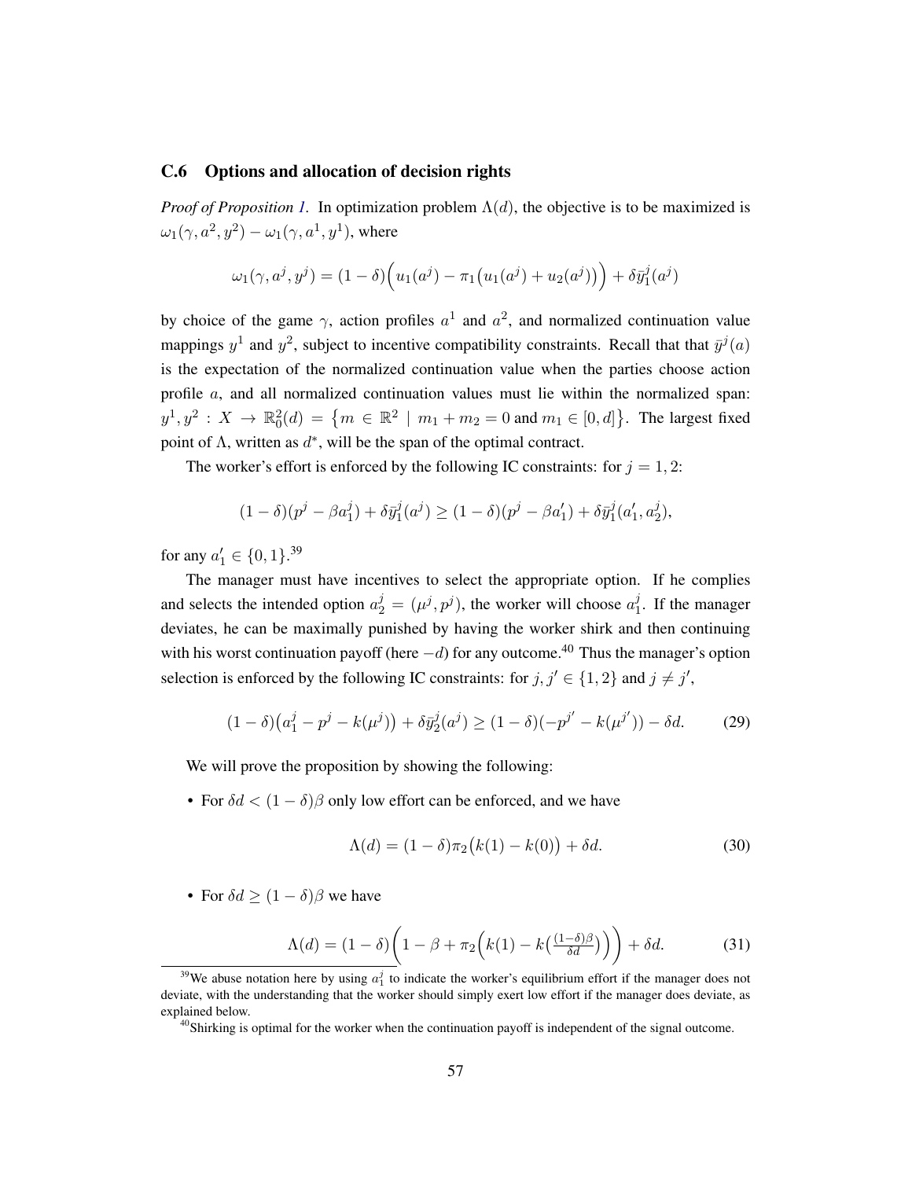### C.6 Options and allocation of decision rights

*Proof of Proposition 1.* In optimization problem $\Lambda(d)$, the objective is to be maximized is $\omega_1(\gamma, a^2, y^2) - \omega_1(\gamma, a^1, y^1)$, where

$$\omega_1(\gamma, a^j, y^j) = (1-\delta)\Big(u_1(a^j) - \pi_1\big(u_1(a^j) + u_2(a^j)\big)\Big) + \delta \bar{y}_1^j(a^j)$$

by choice of the game $\gamma$, action profiles $a^1$ and $a^2$, and normalized continuation value mappings $y^1$ and $y^2$, subject to incentive compatibility constraints. Recall that that $\bar{y}^j(a)$ is the expectation of the normalized continuation value when the parties choose action profile $a$, and all normalized continuation values must lie within the normalized span: $y^1, y^2 : X \to \mathbb{R}_0^2(d) = \big\{m \in \mathbb{R}^2 \mid m_1 + m_2 = 0 \text{ and } m_1 \in [0, d]\big\}$. The largest fixed point of $\Lambda$, written as $d^*$, will be the span of the optimal contract.

The worker's effort is enforced by the following IC constraints: for $j = 1, 2$:

$$(1-\delta)(p^j - \beta a_1^j) + \delta \bar{y}_1^j(a^j) \geq (1-\delta)(p^j - \beta a_1') + \delta \bar{y}_1^j(a_1', a_2^j),$$

for any $a_1' \in \{0, 1\}$.[39]

The manager must have incentives to select the appropriate option. If he complies and selects the intended option $a_2^j = (\mu^j, p^j)$, the worker will choose $a_1^j$. If the manager deviates, he can be maximally punished by having the worker shirk and then continuing with his worst continuation payoff (here $-d$) for any outcome.[40] Thus the manager's option selection is enforced by the following IC constraints: for $j, j' \in \{1, 2\}$ and $j \neq j'$,

$$(1-\delta)\big(a_1^j - p^j - k(\mu^j)\big) + \delta \bar{y}_2^j(a^j) \geq (1-\delta)(-p^{j'} - k(\mu^{j'})) - \delta d. \tag{29}$$

We will prove the proposition by showing the following:

- For $\delta d < (1-\delta)\beta$ only low effort can be enforced, and we have

$$\Lambda(d) = (1-\delta)\pi_2\big(k(1) - k(0)\big) + \delta d. \tag{30}$$

- For $\delta d \geq (1-\delta)\beta$ we have

$$\Lambda(d) = (1-\delta)\bigg(1 - \beta + \pi_2\Big(k(1) - k\big(\tfrac{(1-\delta)\beta}{\delta d}\big)\Big)\bigg) + \delta d. \tag{31}$$

[39] We abuse notation here by using $a_1^j$ to indicate the worker's equilibrium effort if the manager does not deviate, with the understanding that the worker should simply exert low effort if the manager does deviate, as explained below.

[40] Shirking is optimal for the worker when the continuation payoff is independent of the signal outcome.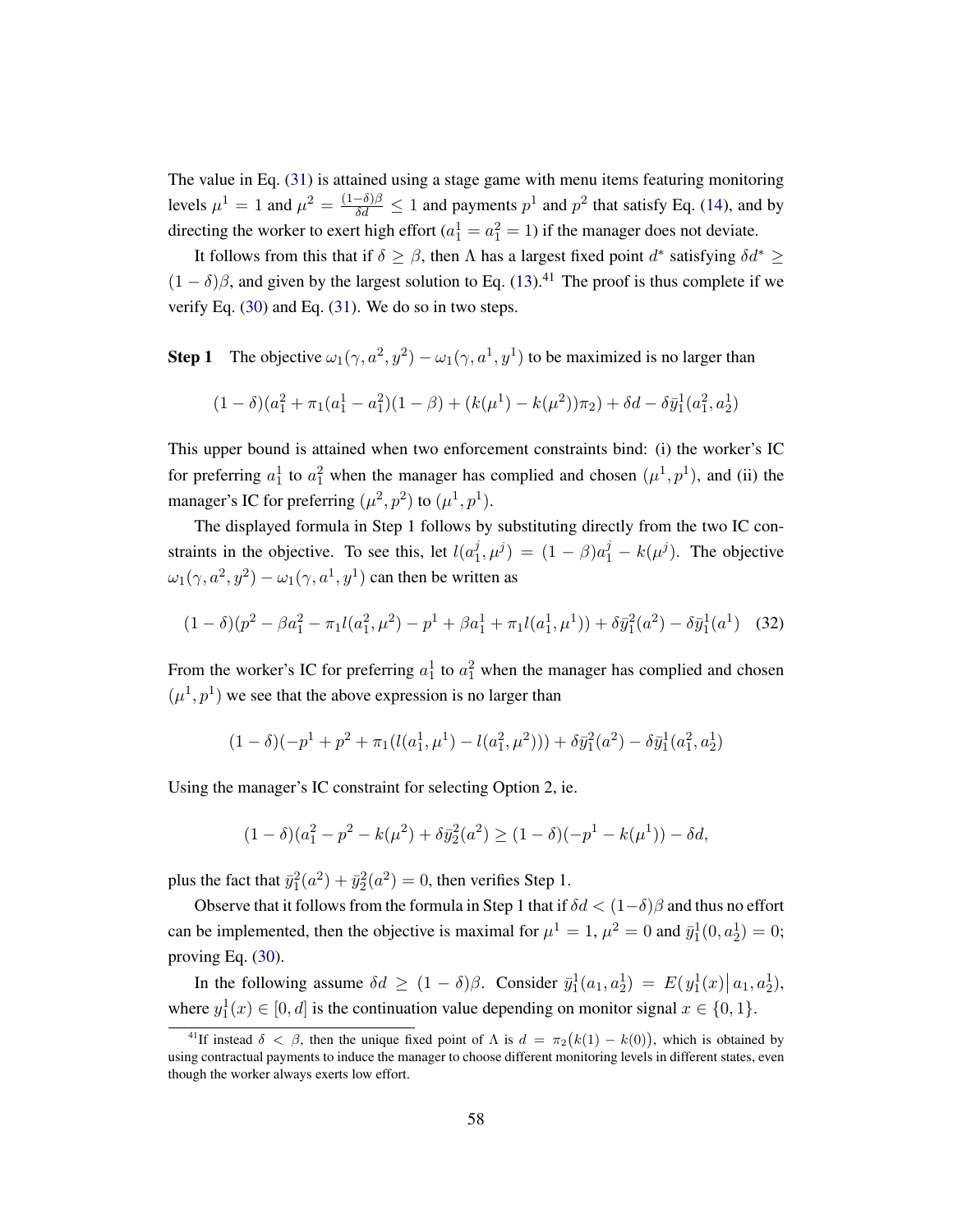The value in Eq. (31) is attained using a stage game with menu items featuring monitoring levels $\mu^1 = 1$ and $\mu^2 = \frac{(1-\delta)\beta}{\delta d} \leq 1$ and payments $p^1$ and $p^2$ that satisfy Eq. (14), and by directing the worker to exert high effort ($a_1^1 = a_1^2 = 1$) if the manager does not deviate.

It follows from this that if $\delta \geq \beta$, then $\Lambda$ has a largest fixed point $d^*$ satisfying $\delta d^* \geq (1-\delta)\beta$, and given by the largest solution to Eq. (13).[41] The proof is thus complete if we verify Eq. (30) and Eq. (31). We do so in two steps.

**Step 1** The objective $\omega_1(\gamma, a^2, y^2) - \omega_1(\gamma, a^1, y^1)$ to be maximized is no larger than

$$(1-\delta)(a_1^2 + \pi_1(a_1^1 - a_1^2)(1-\beta) + (k(\mu^1) - k(\mu^2))\pi_2) + \delta d - \delta \bar{y}_1^1(a_1^2, a_2^1)$$

This upper bound is attained when two enforcement constraints bind: (i) the worker's IC for preferring $a_1^1$ to $a_1^2$ when the manager has complied and chosen $(\mu^1, p^1)$, and (ii) the manager's IC for preferring $(\mu^2, p^2)$ to $(\mu^1, p^1)$.

The displayed formula in Step 1 follows by substituting directly from the two IC constraints in the objective. To see this, let $l(a_1^j, \mu^j) = (1-\beta)a_1^j - k(\mu^j)$. The objective $\omega_1(\gamma, a^2, y^2) - \omega_1(\gamma, a^1, y^1)$ can then be written as

$$(1-\delta)(p^2 - \beta a_1^2 - \pi_1 l(a_1^2, \mu^2) - p^1 + \beta a_1^1 + \pi_1 l(a_1^1, \mu^1)) + \delta \bar{y}_1^2(a^2) - \delta \bar{y}_1^1(a^1) \quad (32)$$

From the worker's IC for preferring $a_1^1$ to $a_1^2$ when the manager has complied and chosen $(\mu^1, p^1)$ we see that the above expression is no larger than

$$(1-\delta)(-p^1 + p^2 + \pi_1(l(a_1^1, \mu^1) - l(a_1^2, \mu^2))) + \delta \bar{y}_1^2(a^2) - \delta \bar{y}_1^1(a_1^2, a_2^1)$$

Using the manager's IC constraint for selecting Option 2, ie.

$$(1-\delta)(a_1^2 - p^2 - k(\mu^2) + \delta \bar{y}_2^2(a^2) \geq (1-\delta)(-p^1 - k(\mu^1)) - \delta d,$$

plus the fact that $\bar{y}_1^2(a^2) + \bar{y}_2^2(a^2) = 0$, then verifies Step 1.

Observe that it follows from the formula in Step 1 that if $\delta d < (1-\delta)\beta$ and thus no effort can be implemented, then the objective is maximal for $\mu^1 = 1$, $\mu^2 = 0$ and $\bar{y}_1^1(0, a_2^1) = 0$; proving Eq. (30).

In the following assume $\delta d \geq (1-\delta)\beta$. Consider $\bar{y}_1^1(a_1, a_2^1) = E(y_1^1(x) | a_1, a_2^1)$, where $y_1^1(x) \in [0, d]$ is the continuation value depending on monitor signal $x \in \{0, 1\}$.

[41] If instead $\delta < \beta$, then the unique fixed point of $\Lambda$ is $d = \pi_2(k(1) - k(0))$, which is obtained by using contractual payments to induce the manager to choose different monitoring levels in different states, even though the worker always exerts low effort.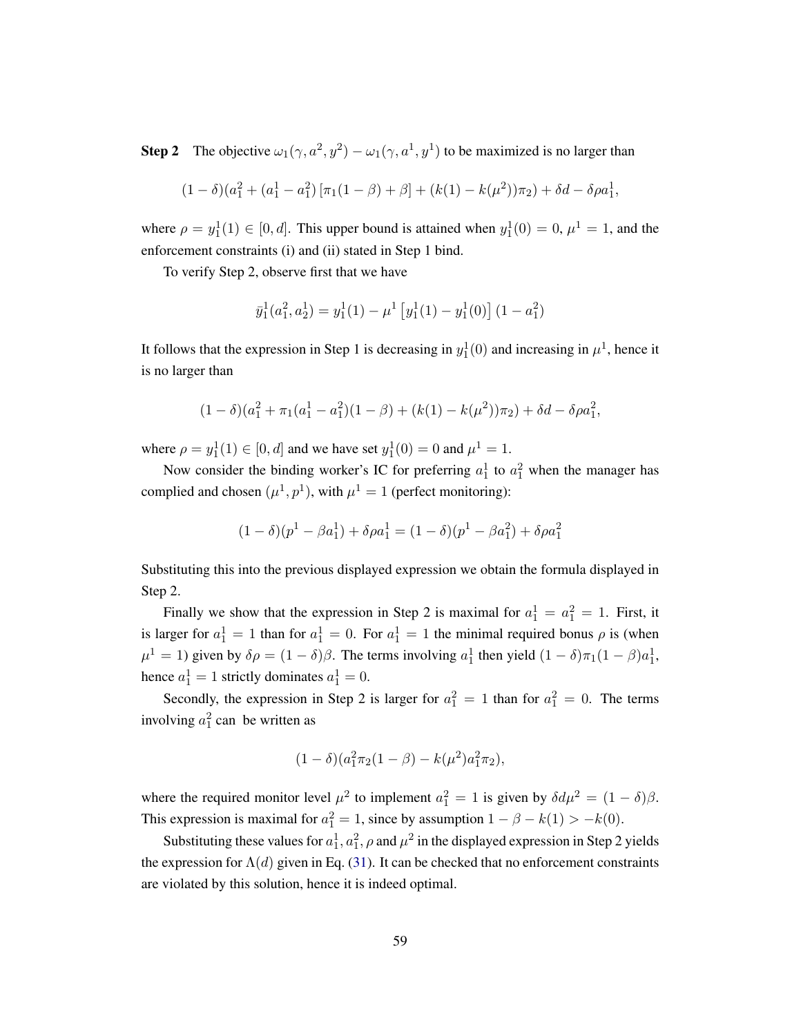**Step 2** The objective $\omega_1(\gamma, a^2, y^2) - \omega_1(\gamma, a^1, y^1)$ to be maximized is no larger than

$$(1-\delta)(a_1^2 + (a_1^1 - a_1^2)\left[\pi_1(1-\beta) + \beta\right] + (k(1) - k(\mu^2))\pi_2) + \delta d - \delta \rho a_1^1,$$

where $\rho = y_1^1(1) \in [0, d]$. This upper bound is attained when $y_1^1(0) = 0$, $\mu^1 = 1$, and the enforcement constraints (i) and (ii) stated in Step 1 bind.

To verify Step 2, observe first that we have

$$\bar{y}_1^1(a_1^2, a_2^1) = y_1^1(1) - \mu^1\left[y_1^1(1) - y_1^1(0)\right](1 - a_1^2)$$

It follows that the expression in Step 1 is decreasing in $y_1^1(0)$ and increasing in $\mu^1$, hence it is no larger than

$$(1-\delta)(a_1^2 + \pi_1(a_1^1 - a_1^2)(1-\beta) + (k(1) - k(\mu^2))\pi_2) + \delta d - \delta \rho a_1^2,$$

where $\rho = y_1^1(1) \in [0, d]$ and we have set $y_1^1(0) = 0$ and $\mu^1 = 1$.

Now consider the binding worker's IC for preferring $a_1^1$ to $a_1^2$ when the manager has complied and chosen $(\mu^1, p^1)$, with $\mu^1 = 1$ (perfect monitoring):

$$(1-\delta)(p^1 - \beta a_1^1) + \delta \rho a_1^1 = (1-\delta)(p^1 - \beta a_1^2) + \delta \rho a_1^2$$

Substituting this into the previous displayed expression we obtain the formula displayed in Step 2.

Finally we show that the expression in Step 2 is maximal for $a_1^1 = a_1^2 = 1$. First, it is larger for $a_1^1 = 1$ than for $a_1^1 = 0$. For $a_1^1 = 1$ the minimal required bonus $\rho$ is (when $\mu^1 = 1$) given by $\delta\rho = (1-\delta)\beta$. The terms involving $a_1^1$ then yield $(1-\delta)\pi_1(1-\beta)a_1^1$, hence $a_1^1 = 1$ strictly dominates $a_1^1 = 0$.

Secondly, the expression in Step 2 is larger for $a_1^2 = 1$ than for $a_1^2 = 0$. The terms involving $a_1^2$ can be written as

$$(1-\delta)(a_1^2\pi_2(1-\beta) - k(\mu^2)a_1^2\pi_2),$$

where the required monitor level $\mu^2$ to implement $a_1^2 = 1$ is given by $\delta d \mu^2 = (1-\delta)\beta$. This expression is maximal for $a_1^2 = 1$, since by assumption $1 - \beta - k(1) > -k(0)$.

Substituting these values for $a_1^1, a_1^2, \rho$ and $\mu^2$ in the displayed expression in Step 2 yields the expression for $\Lambda(d)$ given in Eq. (31). It can be checked that no enforcement constraints are violated by this solution, hence it is indeed optimal.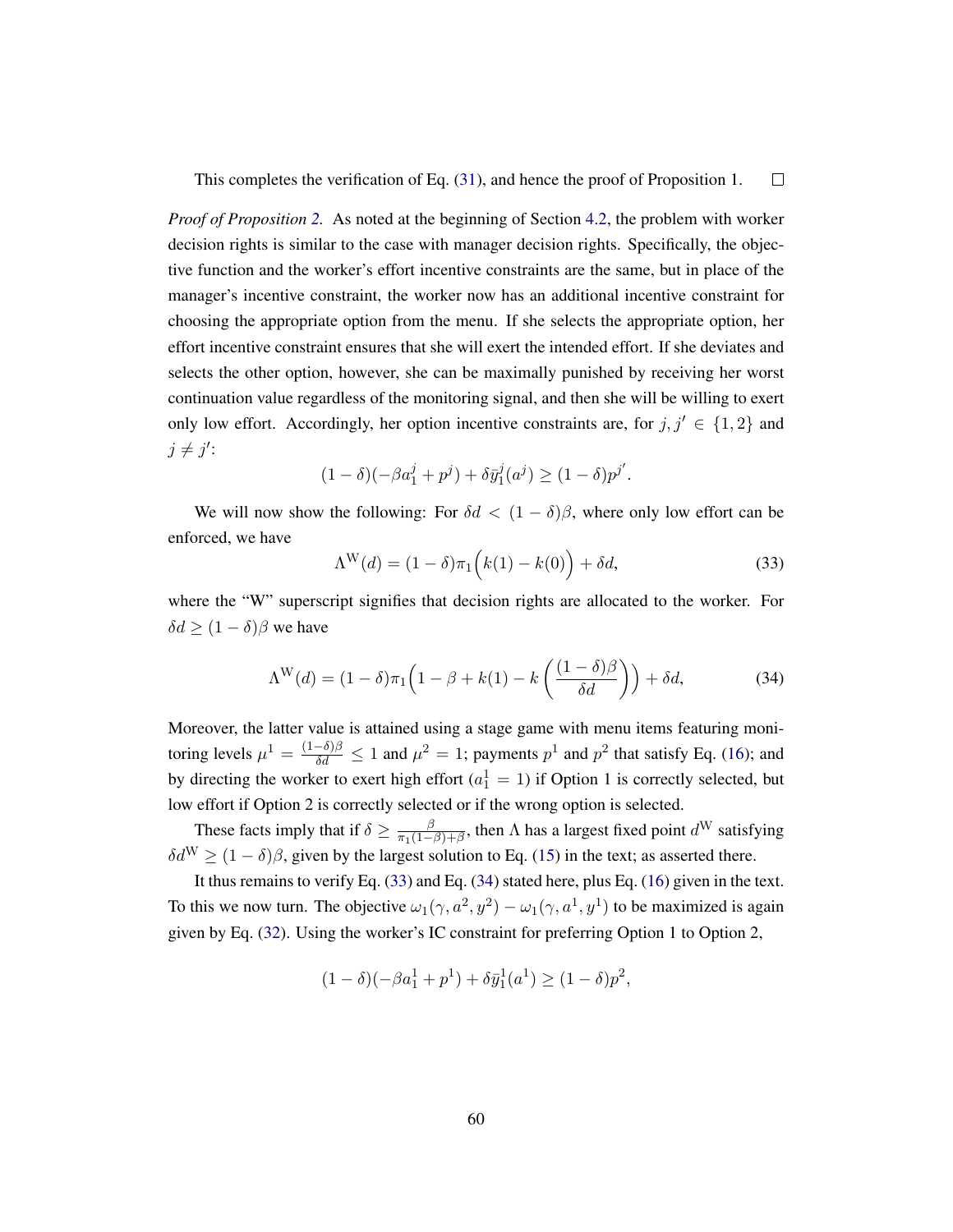This completes the verification of Eq. (31), and hence the proof of Proposition 1. $\square$

*Proof of Proposition 2.* As noted at the beginning of Section 4.2, the problem with worker decision rights is similar to the case with manager decision rights. Specifically, the objective function and the worker's effort incentive constraints are the same, but in place of the manager's incentive constraint, the worker now has an additional incentive constraint for choosing the appropriate option from the menu. If she selects the appropriate option, her effort incentive constraint ensures that she will exert the intended effort. If she deviates and selects the other option, however, she can be maximally punished by receiving her worst continuation value regardless of the monitoring signal, and then she will be willing to exert only low effort. Accordingly, her option incentive constraints are, for $j, j' \in \{1, 2\}$ and $j \neq j'$:

$$(1-\delta)(-\beta a_1^j + p^j) + \delta \bar{y}_1^j(a^j) \geq (1-\delta)p^{j'}.$$

We will now show the following: For $\delta d < (1-\delta)\beta$, where only low effort can be enforced, we have

$$\Lambda^{\mathrm{W}}(d) = (1-\delta)\pi_1\Big(k(1) - k(0)\Big) + \delta d, \tag{33}$$

where the "W" superscript signifies that decision rights are allocated to the worker. For $\delta d \geq (1-\delta)\beta$ we have

$$\Lambda^{\mathrm{W}}(d) = (1-\delta)\pi_1\Big(1 - \beta + k(1) - k\left(\frac{(1-\delta)\beta}{\delta d}\right)\Big) + \delta d, \tag{34}$$

Moreover, the latter value is attained using a stage game with menu items featuring monitoring levels $\mu^1 = \frac{(1-\delta)\beta}{\delta d} \leq 1$ and $\mu^2 = 1$; payments $p^1$ and $p^2$ that satisfy Eq. (16); and by directing the worker to exert high effort ($a_1^1 = 1$) if Option 1 is correctly selected, but low effort if Option 2 is correctly selected or if the wrong option is selected.

These facts imply that if $\delta \geq \frac{\beta}{\pi_1(1-\beta)+\beta}$, then $\Lambda$ has a largest fixed point $d^{\mathrm{W}}$ satisfying $\delta d^{\mathrm{W}} \geq (1-\delta)\beta$, given by the largest solution to Eq. (15) in the text; as asserted there.

It thus remains to verify Eq. (33) and Eq. (34) stated here, plus Eq. (16) given in the text. To this we now turn. The objective $\omega_1(\gamma, a^2, y^2) - \omega_1(\gamma, a^1, y^1)$ to be maximized is again given by Eq. (32). Using the worker's IC constraint for preferring Option 1 to Option 2,

$$(1-\delta)(-\beta a_1^1 + p^1) + \delta \bar{y}_1^1(a^1) \geq (1-\delta)p^2,$$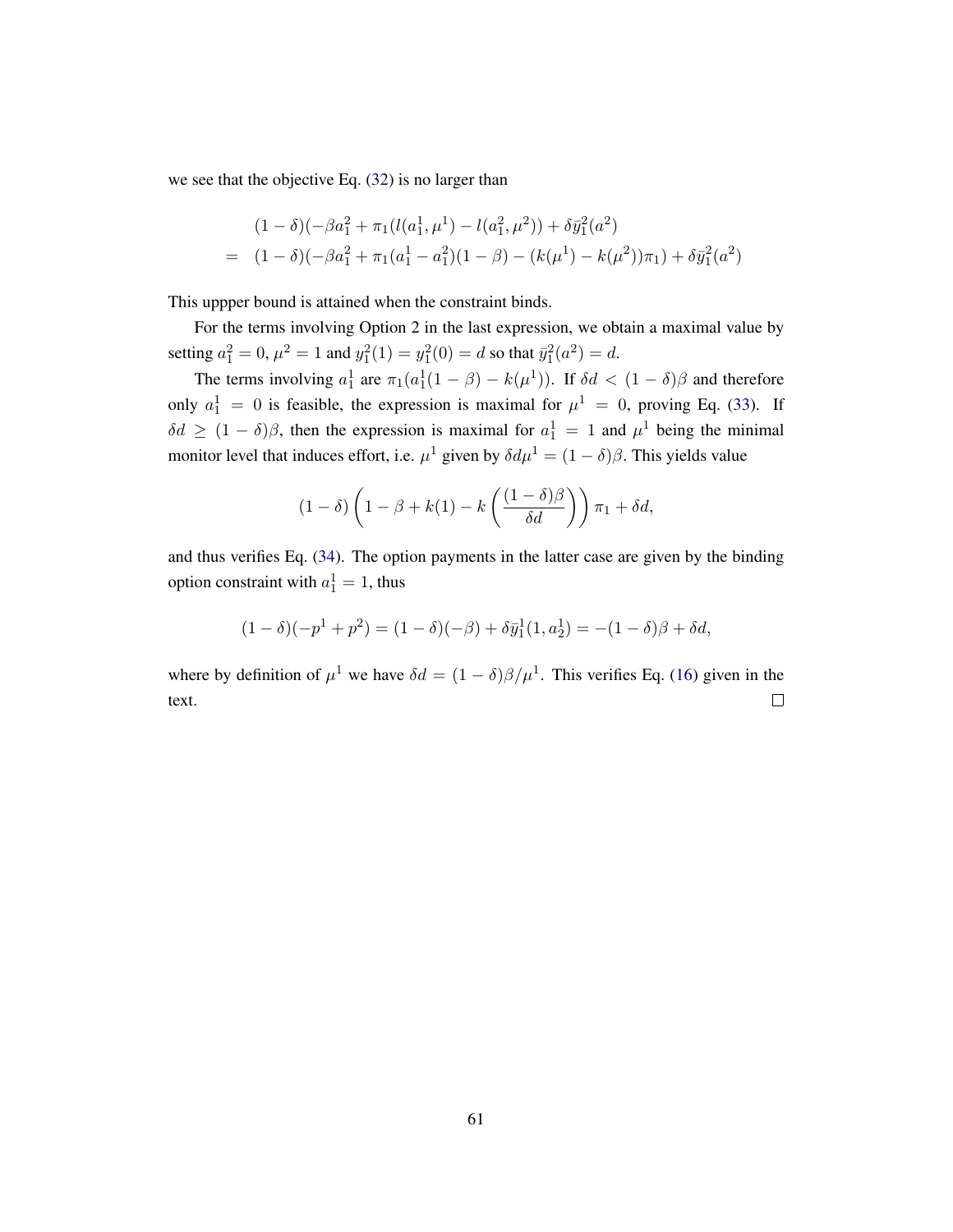we see that the objective Eq. (32) is no larger than

$$
\begin{aligned}
& (1-\delta)(-\beta a_1^2 + \pi_1(l(a_1^1,\mu^1) - l(a_1^2,\mu^2)) + \delta \bar{y}_1^2(a^2) \\
= \quad & (1-\delta)(-\beta a_1^2 + \pi_1(a_1^1 - a_1^2)(1-\beta) - (k(\mu^1) - k(\mu^2))\pi_1) + \delta \bar{y}_1^2(a^2)
\end{aligned}
$$

This uppper bound is attained when the constraint binds.

For the terms involving Option 2 in the last expression, we obtain a maximal value by setting $a_1^2 = 0$, $\mu^2 = 1$ and $y_1^2(1) = y_1^2(0) = d$ so that $\bar{y}_1^2(a^2) = d$.

The terms involving $a_1^1$ are $\pi_1(a_1^1(1-\beta) - k(\mu^1))$. If $\delta d < (1-\delta)\beta$ and therefore only $a_1^1 = 0$ is feasible, the expression is maximal for $\mu^1 = 0$, proving Eq. (33). If $\delta d \geq (1-\delta)\beta$, then the expression is maximal for $a_1^1 = 1$ and $\mu^1$ being the minimal monitor level that induces effort, i.e. $\mu^1$ given by $\delta d \mu^1 = (1-\delta)\beta$. This yields value

$$
(1-\delta)\left(1-\beta+k(1)-k\left(\frac{(1-\delta)\beta}{\delta d}\right)\right)\pi_1 + \delta d,
$$

and thus verifies Eq. (34). The option payments in the latter case are given by the binding option constraint with $a_1^1 = 1$, thus

$$
(1-\delta)(-p^1+p^2) = (1-\delta)(-\beta) + \delta \bar{y}_1^1(1, a_2^1) = -(1-\delta)\beta + \delta d,
$$

where by definition of $\mu^1$ we have $\delta d = (1-\delta)\beta/\mu^1$. This verifies Eq. (16) given in the text. $\square$